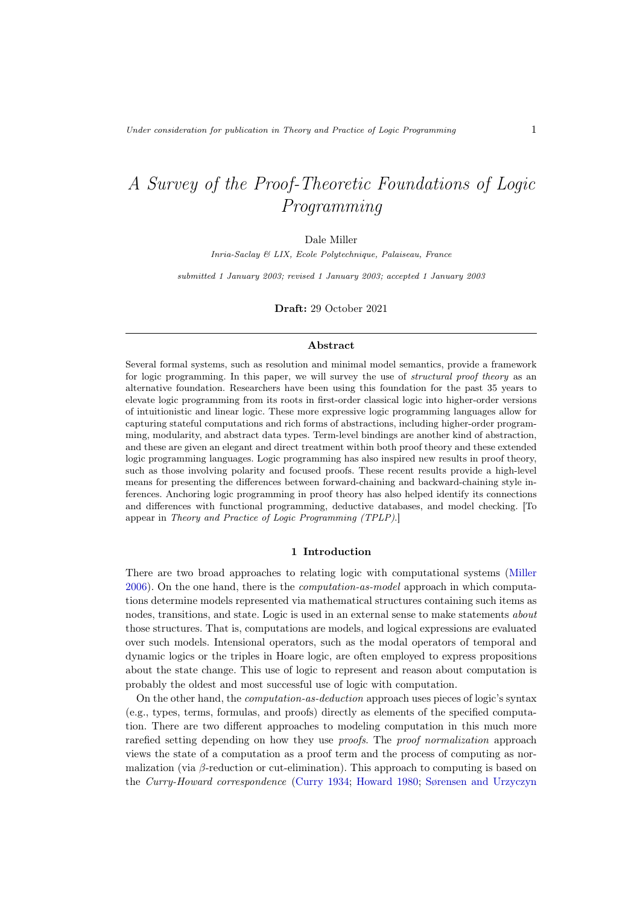# *A Survey of the Proof-Theoretic Foundations of Logic Programming*

Dale Miller

*Inria-Saclay & LIX, Ecole Polytechnique, Palaiseau, France*

*submitted 1 January 2003; revised 1 January 2003; accepted 1 January 2003*

**Draft:** 29 October 2021

## Abstract

Several formal systems, such as resolution and minimal model semantics, provide a framework for logic programming. In this paper, we will survey the use of *structural proof theory* as an alternative foundation. Researchers have been using this foundation for the past 35 years to elevate logic programming from its roots in first-order classical logic into higher-order versions of intuitionistic and linear logic. These more expressive logic programming languages allow for capturing stateful computations and rich forms of abstractions, including higher-order programming, modularity, and abstract data types. Term-level bindings are another kind of abstraction, and these are given an elegant and direct treatment within both proof theory and these extended logic programming languages. Logic programming has also inspired new results in proof theory, such as those involving polarity and focused proofs. These recent results provide a high-level means for presenting the differences between forward-chaining and backward-chaining style inferences. Anchoring logic programming in proof theory has also helped identify its connections and differences with functional programming, deductive databases, and model checking. [To appear in *Theory and Practice of Logic Programming (TPLP)*.]

## 1 Introduction

There are two broad approaches to relating logic with computational systems (Miller 2006). On the one hand, there is the *computation-as-model* approach in which computations determine models represented via mathematical structures containing such items as nodes, transitions, and state. Logic is used in an external sense to make statements *about* those structures. That is, computations are models, and logical expressions are evaluated over such models. Intensional operators, such as the modal operators of temporal and dynamic logics or the triples in Hoare logic, are often employed to express propositions about the state change. This use of logic to represent and reason about computation is probably the oldest and most successful use of logic with computation.

On the other hand, the *computation-as-deduction* approach uses pieces of logic's syntax (e.g., types, terms, formulas, and proofs) directly as elements of the specified computation. There are two different approaches to modeling computation in this much more rarefied setting depending on how they use *proofs*. The *proof normalization* approach views the state of a computation as a proof term and the process of computing as normalization (via $\beta$-reduction or cut-elimination). This approach to computing is based on the *Curry-Howard correspondence* (Curry 1934; Howard 1980; Sørensen and Urzyczyn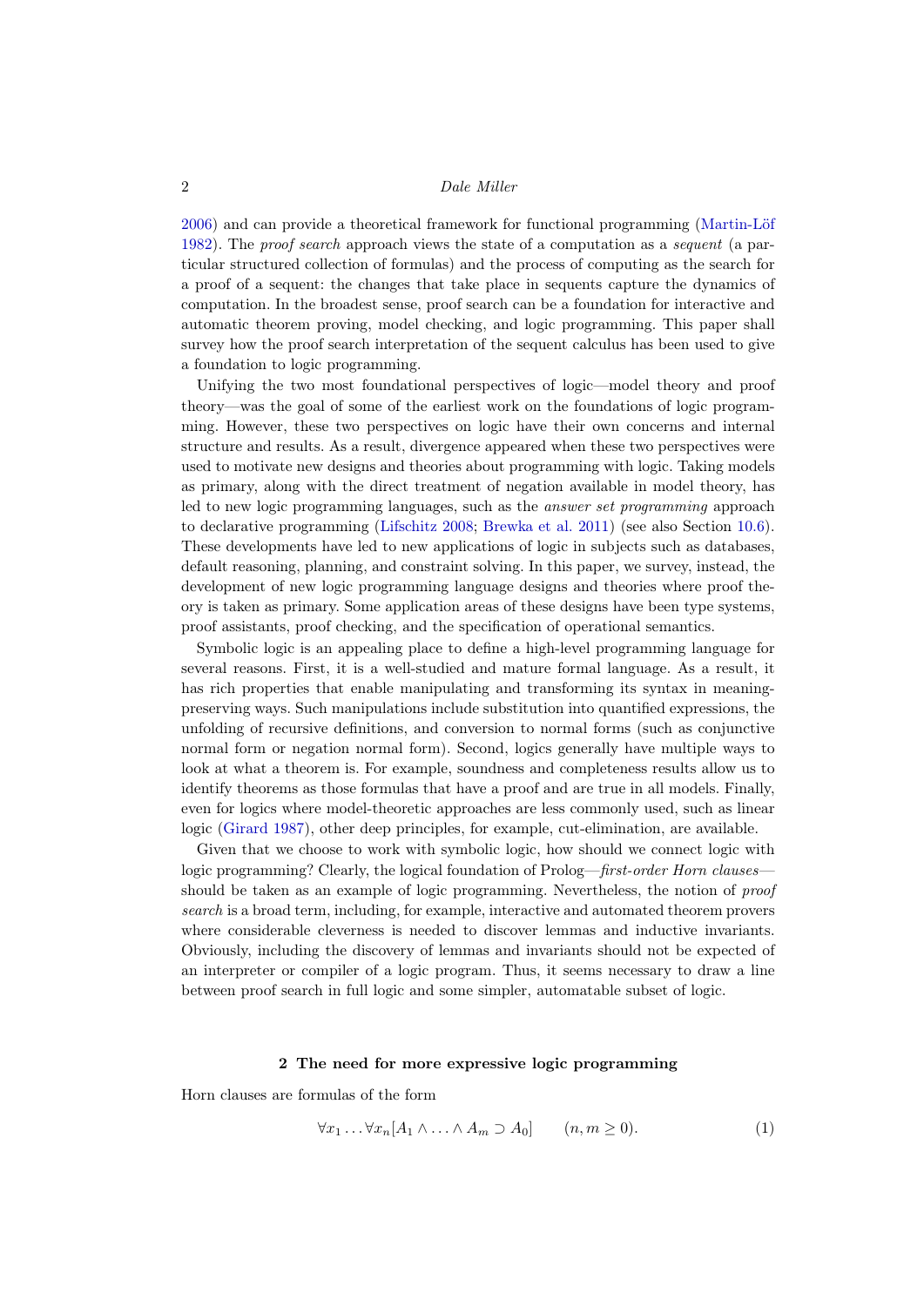2006) and can provide a theoretical framework for functional programming (Martin-Löf 1982). The *proof search* approach views the state of a computation as a *sequent* (a particular structured collection of formulas) and the process of computing as the search for a proof of a sequent: the changes that take place in sequents capture the dynamics of computation. In the broadest sense, proof search can be a foundation for interactive and automatic theorem proving, model checking, and logic programming. This paper shall survey how the proof search interpretation of the sequent calculus has been used to give a foundation to logic programming.

Unifying the two most foundational perspectives of logic—model theory and proof theory—was the goal of some of the earliest work on the foundations of logic programming. However, these two perspectives on logic have their own concerns and internal structure and results. As a result, divergence appeared when these two perspectives were used to motivate new designs and theories about programming with logic. Taking models as primary, along with the direct treatment of negation available in model theory, has led to new logic programming languages, such as the *answer set programming* approach to declarative programming (Lifschitz 2008; Brewka et al. 2011) (see also Section 10.6). These developments have led to new applications of logic in subjects such as databases, default reasoning, planning, and constraint solving. In this paper, we survey, instead, the development of new logic programming language designs and theories where proof theory is taken as primary. Some application areas of these designs have been type systems, proof assistants, proof checking, and the specification of operational semantics.

Symbolic logic is an appealing place to define a high-level programming language for several reasons. First, it is a well-studied and mature formal language. As a result, it has rich properties that enable manipulating and transforming its syntax in meaning-preserving ways. Such manipulations include substitution into quantified expressions, the unfolding of recursive definitions, and conversion to normal forms (such as conjunctive normal form or negation normal form). Second, logics generally have multiple ways to look at what a theorem is. For example, soundness and completeness results allow us to identify theorems as those formulas that have a proof and are true in all models. Finally, even for logics where model-theoretic approaches are less commonly used, such as linear logic (Girard 1987), other deep principles, for example, cut-elimination, are available.

Given that we choose to work with symbolic logic, how should we connect logic with logic programming? Clearly, the logical foundation of Prolog—*first-order Horn clauses*—should be taken as an example of logic programming. Nevertheless, the notion of *proof search* is a broad term, including, for example, interactive and automated theorem provers where considerable cleverness is needed to discover lemmas and inductive invariants. Obviously, including the discovery of lemmas and invariants should not be expected of an interpreter or compiler of a logic program. Thus, it seems necessary to draw a line between proof search in full logic and some simpler, automatable subset of logic.

## 2 The need for more expressive logic programming

Horn clauses are formulas of the form

$$\forall x_1 \ldots \forall x_n [A_1 \wedge \ldots \wedge A_m \supset A_0] \qquad (n, m \geq 0). \tag{1}$$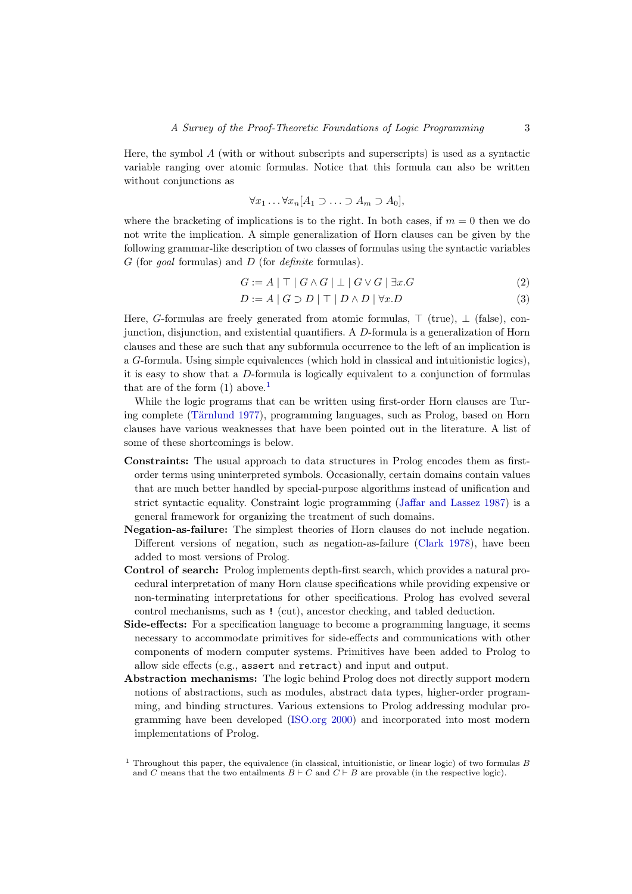Here, the symbol $A$ (with or without subscripts and superscripts) is used as a syntactic variable ranging over atomic formulas. Notice that this formula can also be written without conjunctions as

$$\forall x_1 \ldots \forall x_n [A_1 \supset \ldots \supset A_m \supset A_0],$$

where the bracketing of implications is to the right. In both cases, if $m = 0$ then we do not write the implication. A simple generalization of Horn clauses can be given by the following grammar-like description of two classes of formulas using the syntactic variables $G$ (for *goal* formulas) and $D$ (for *definite* formulas).

$$G := A \mid \top \mid G \wedge G \mid \bot \mid G \vee G \mid \exists x.G \tag{2}$$

$$D := A \mid G \supset D \mid \top \mid D \wedge D \mid \forall x.D \tag{3}$$

Here, $G$-formulas are freely generated from atomic formulas, $\top$ (true), $\bot$ (false), conjunction, disjunction, and existential quantifiers. A $D$-formula is a generalization of Horn clauses and these are such that any subformula occurrence to the left of an implication is a $G$-formula. Using simple equivalences (which hold in classical and intuitionistic logics), it is easy to show that a $D$-formula is logically equivalent to a conjunction of formulas that are of the form (1) above.[1]

While the logic programs that can be written using first-order Horn clauses are Turing complete (Tärnlund 1977), programming languages, such as Prolog, based on Horn clauses have various weaknesses that have been pointed out in the literature. A list of some of these shortcomings is below.

- **Constraints:** The usual approach to data structures in Prolog encodes them as first-order terms using uninterpreted symbols. Occasionally, certain domains contain values that are much better handled by special-purpose algorithms instead of unification and strict syntactic equality. Constraint logic programming (Jaffar and Lassez 1987) is a general framework for organizing the treatment of such domains.
- **Negation-as-failure:** The simplest theories of Horn clauses do not include negation. Different versions of negation, such as negation-as-failure (Clark 1978), have been added to most versions of Prolog.
- **Control of search:** Prolog implements depth-first search, which provides a natural procedural interpretation of many Horn clause specifications while providing expensive or non-terminating interpretations for other specifications. Prolog has evolved several control mechanisms, such as `!` (cut), ancestor checking, and tabled deduction.
- **Side-effects:** For a specification language to become a programming language, it seems necessary to accommodate primitives for side-effects and communications with other components of modern computer systems. Primitives have been added to Prolog to allow side effects (e.g., `assert` and `retract`) and input and output.
- **Abstraction mechanisms:** The logic behind Prolog does not directly support modern notions of abstractions, such as modules, abstract data types, higher-order programming, and binding structures. Various extensions to Prolog addressing modular programming have been developed (ISO.org 2000) and incorporated into most modern implementations of Prolog.

[1] Throughout this paper, the equivalence (in classical, intuitionistic, or linear logic) of two formulas $B$ and $C$ means that the two entailments $B \vdash C$ and $C \vdash B$ are provable (in the respective logic).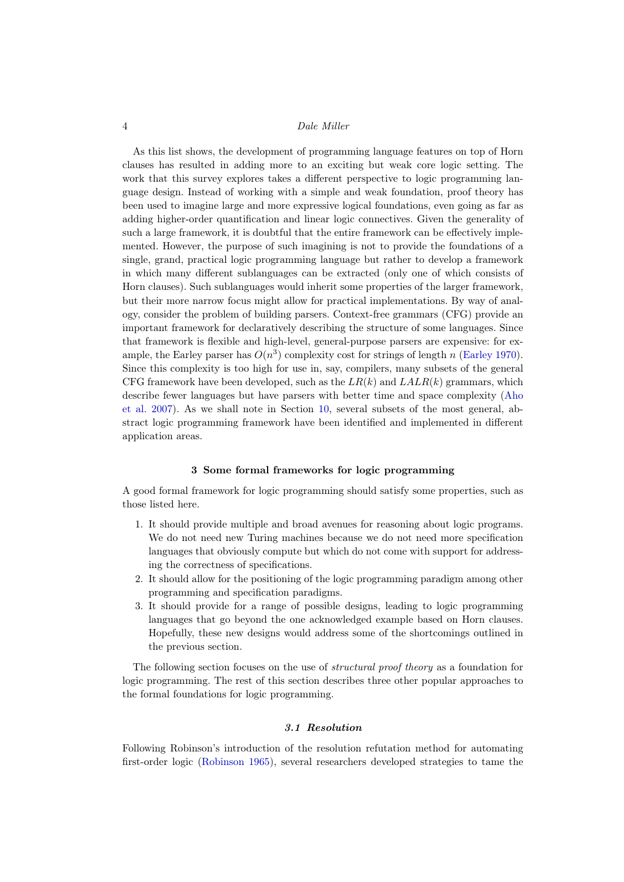As this list shows, the development of programming language features on top of Horn clauses has resulted in adding more to an exciting but weak core logic setting. The work that this survey explores takes a different perspective to logic programming language design. Instead of working with a simple and weak foundation, proof theory has been used to imagine large and more expressive logical foundations, even going as far as adding higher-order quantification and linear logic connectives. Given the generality of such a large framework, it is doubtful that the entire framework can be effectively implemented. However, the purpose of such imagining is not to provide the foundations of a single, grand, practical logic programming language but rather to develop a framework in which many different sublanguages can be extracted (only one of which consists of Horn clauses). Such sublanguages would inherit some properties of the larger framework, but their more narrow focus might allow for practical implementations. By way of analogy, consider the problem of building parsers. Context-free grammars (CFG) provide an important framework for declaratively describing the structure of some languages. Since that framework is flexible and high-level, general-purpose parsers are expensive: for example, the Earley parser has $O(n^3)$ complexity cost for strings of length $n$ (Earley 1970). Since this complexity is too high for use in, say, compilers, many subsets of the general CFG framework have been developed, such as the $LR(k)$ and $LALR(k)$ grammars, which describe fewer languages but have parsers with better time and space complexity (Aho et al. 2007). As we shall note in Section 10, several subsets of the most general, abstract logic programming framework have been identified and implemented in different application areas.

## 3 Some formal frameworks for logic programming

A good formal framework for logic programming should satisfy some properties, such as those listed here.

1. It should provide multiple and broad avenues for reasoning about logic programs. We do not need new Turing machines because we do not need more specification languages that obviously compute but which do not come with support for addressing the correctness of specifications.
2. It should allow for the positioning of the logic programming paradigm among other programming and specification paradigms.
3. It should provide for a range of possible designs, leading to logic programming languages that go beyond the one acknowledged example based on Horn clauses. Hopefully, these new designs would address some of the shortcomings outlined in the previous section.

The following section focuses on the use of *structural proof theory* as a foundation for logic programming. The rest of this section describes three other popular approaches to the formal foundations for logic programming.

### 3.1 Resolution

Following Robinson's introduction of the resolution refutation method for automating first-order logic (Robinson 1965), several researchers developed strategies to tame the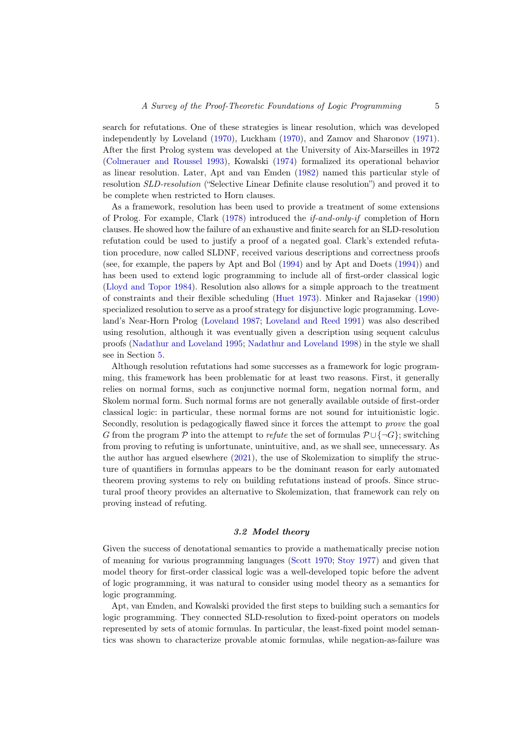search for refutations. One of these strategies is linear resolution, which was developed independently by Loveland (1970), Luckham (1970), and Zamov and Sharonov (1971). After the first Prolog system was developed at the University of Aix-Marseilles in 1972 (Colmerauer and Roussel 1993), Kowalski (1974) formalized its operational behavior as linear resolution. Later, Apt and van Emden (1982) named this particular style of resolution *SLD-resolution* ("Selective Linear Definite clause resolution") and proved it to be complete when restricted to Horn clauses.

As a framework, resolution has been used to provide a treatment of some extensions of Prolog. For example, Clark (1978) introduced the *if-and-only-if* completion of Horn clauses. He showed how the failure of an exhaustive and finite search for an SLD-resolution refutation could be used to justify a proof of a negated goal. Clark's extended refutation procedure, now called SLDNF, received various descriptions and correctness proofs (see, for example, the papers by Apt and Bol (1994) and by Apt and Doets (1994)) and has been used to extend logic programming to include all of first-order classical logic (Lloyd and Topor 1984). Resolution also allows for a simple approach to the treatment of constraints and their flexible scheduling (Huet 1973). Minker and Rajasekar (1990) specialized resolution to serve as a proof strategy for disjunctive logic programming. Loveland's Near-Horn Prolog (Loveland 1987; Loveland and Reed 1991) was also described using resolution, although it was eventually given a description using sequent calculus proofs (Nadathur and Loveland 1995; Nadathur and Loveland 1998) in the style we shall see in Section 5.

Although resolution refutations had some successes as a framework for logic programming, this framework has been problematic for at least two reasons. First, it generally relies on normal forms, such as conjunctive normal form, negation normal form, and Skolem normal form. Such normal forms are not generally available outside of first-order classical logic: in particular, these normal forms are not sound for intuitionistic logic. Secondly, resolution is pedagogically flawed since it forces the attempt to *prove* the goal $G$ from the program $\mathcal{P}$ into the attempt to *refute* the set of formulas $\mathcal{P} \cup \{\neg G\}$; switching from proving to refuting is unfortunate, unintuitive, and, as we shall see, unnecessary. As the author has argued elsewhere (2021), the use of Skolemization to simplify the structure of quantifiers in formulas appears to be the dominant reason for early automated theorem proving systems to rely on building refutations instead of proofs. Since structural proof theory provides an alternative to Skolemization, that framework can rely on proving instead of refuting.

### 3.2 Model theory

Given the success of denotational semantics to provide a mathematically precise notion of meaning for various programming languages (Scott 1970; Stoy 1977) and given that model theory for first-order classical logic was a well-developed topic before the advent of logic programming, it was natural to consider using model theory as a semantics for logic programming.

Apt, van Emden, and Kowalski provided the first steps to building such a semantics for logic programming. They connected SLD-resolution to fixed-point operators on models represented by sets of atomic formulas. In particular, the least-fixed point model semantics was shown to characterize provable atomic formulas, while negation-as-failure was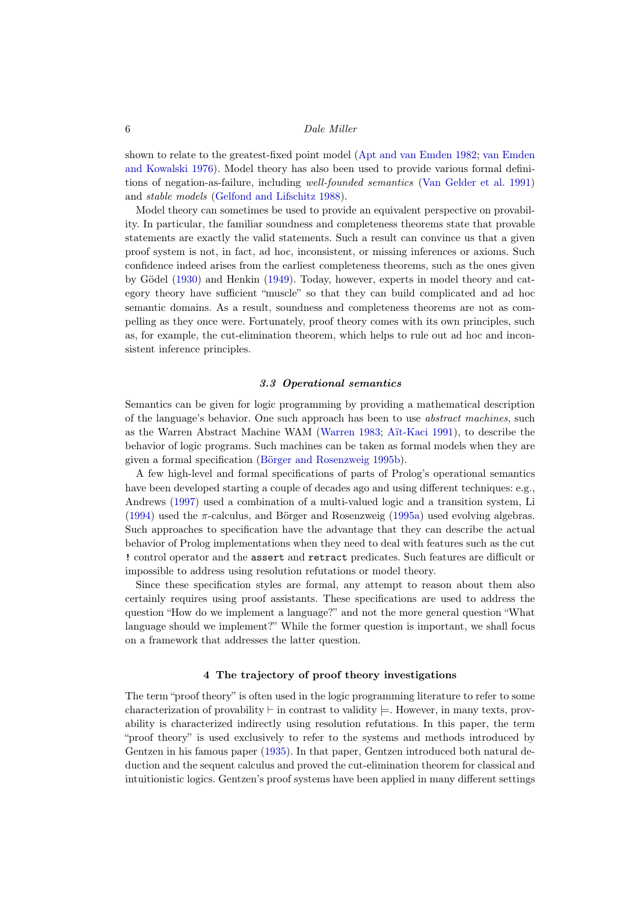shown to relate to the greatest-fixed point model (Apt and van Emden 1982; van Emden and Kowalski 1976). Model theory has also been used to provide various formal definitions of negation-as-failure, including *well-founded semantics* (Van Gelder et al. 1991) and *stable models* (Gelfond and Lifschitz 1988).

Model theory can sometimes be used to provide an equivalent perspective on provability. In particular, the familiar soundness and completeness theorems state that provable statements are exactly the valid statements. Such a result can convince us that a given proof system is not, in fact, ad hoc, inconsistent, or missing inferences or axioms. Such confidence indeed arises from the earliest completeness theorems, such as the ones given by Gödel (1930) and Henkin (1949). Today, however, experts in model theory and category theory have sufficient "muscle" so that they can build complicated and ad hoc semantic domains. As a result, soundness and completeness theorems are not as compelling as they once were. Fortunately, proof theory comes with its own principles, such as, for example, the cut-elimination theorem, which helps to rule out ad hoc and inconsistent inference principles.

### *3.3 Operational semantics*

Semantics can be given for logic programming by providing a mathematical description of the language's behavior. One such approach has been to use *abstract machines*, such as the Warren Abstract Machine WAM (Warren 1983; Aït-Kaci 1991), to describe the behavior of logic programs. Such machines can be taken as formal models when they are given a formal specification (Börger and Rosenzweig 1995b).

A few high-level and formal specifications of parts of Prolog's operational semantics have been developed starting a couple of decades ago and using different techniques: e.g., Andrews (1997) used a combination of a multi-valued logic and a transition system, Li (1994) used the $\pi$-calculus, and Börger and Rosenzweig (1995a) used evolving algebras. Such approaches to specification have the advantage that they can describe the actual behavior of Prolog implementations when they need to deal with features such as the cut `!` control operator and the `assert` and `retract` predicates. Such features are difficult or impossible to address using resolution refutations or model theory.

Since these specification styles are formal, any attempt to reason about them also certainly requires using proof assistants. These specifications are used to address the question "How do we implement a language?" and not the more general question "What language should we implement?" While the former question is important, we shall focus on a framework that addresses the latter question.

## 4 The trajectory of proof theory investigations

The term "proof theory" is often used in the logic programming literature to refer to some characterization of provability $\vdash$ in contrast to validity $\models$. However, in many texts, provability is characterized indirectly using resolution refutations. In this paper, the term "proof theory" is used exclusively to refer to the systems and methods introduced by Gentzen in his famous paper (1935). In that paper, Gentzen introduced both natural deduction and the sequent calculus and proved the cut-elimination theorem for classical and intuitionistic logics. Gentzen's proof systems have been applied in many different settings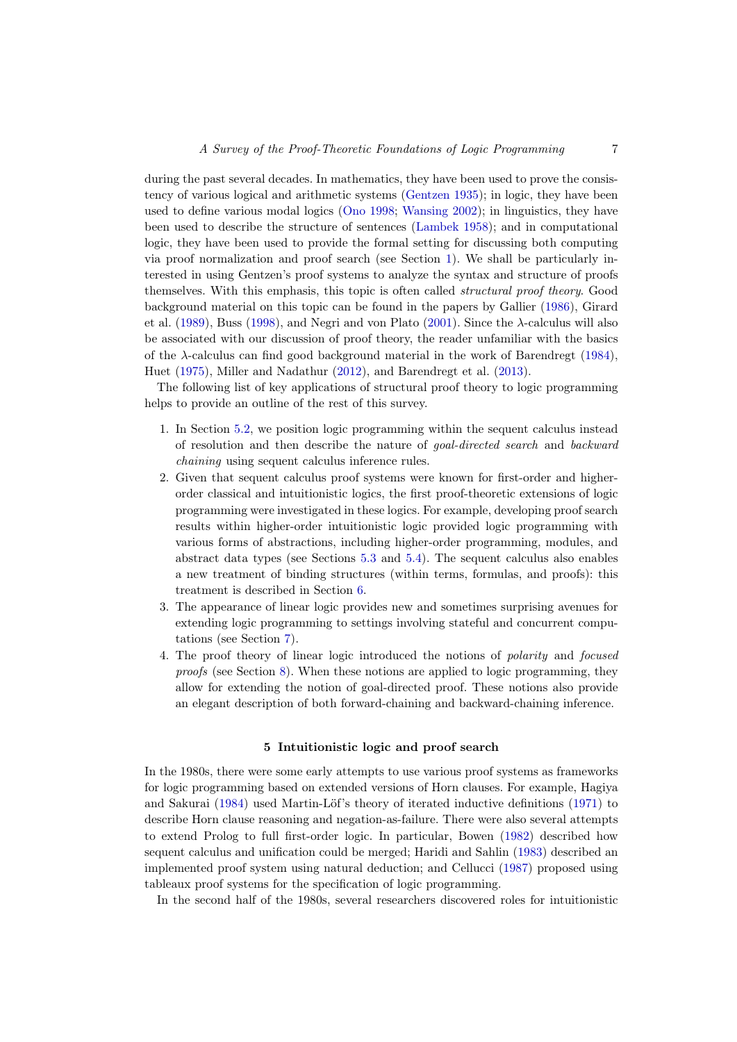during the past several decades. In mathematics, they have been used to prove the consistency of various logical and arithmetic systems (Gentzen 1935); in logic, they have been used to define various modal logics (Ono 1998; Wansing 2002); in linguistics, they have been used to describe the structure of sentences (Lambek 1958); and in computational logic, they have been used to provide the formal setting for discussing both computing via proof normalization and proof search (see Section 1). We shall be particularly interested in using Gentzen's proof systems to analyze the syntax and structure of proofs themselves. With this emphasis, this topic is often called *structural proof theory*. Good background material on this topic can be found in the papers by Gallier (1986), Girard et al. (1989), Buss (1998), and Negri and von Plato (2001). Since the λ-calculus will also be associated with our discussion of proof theory, the reader unfamiliar with the basics of the λ-calculus can find good background material in the work of Barendregt (1984), Huet (1975), Miller and Nadathur (2012), and Barendregt et al. (2013).

The following list of key applications of structural proof theory to logic programming helps to provide an outline of the rest of this survey.

1. In Section 5.2, we position logic programming within the sequent calculus instead of resolution and then describe the nature of *goal-directed search* and *backward chaining* using sequent calculus inference rules.
2. Given that sequent calculus proof systems were known for first-order and higher-order classical and intuitionistic logics, the first proof-theoretic extensions of logic programming were investigated in these logics. For example, developing proof search results within higher-order intuitionistic logic provided logic programming with various forms of abstractions, including higher-order programming, modules, and abstract data types (see Sections 5.3 and 5.4). The sequent calculus also enables a new treatment of binding structures (within terms, formulas, and proofs): this treatment is described in Section 6.
3. The appearance of linear logic provides new and sometimes surprising avenues for extending logic programming to settings involving stateful and concurrent computations (see Section 7).
4. The proof theory of linear logic introduced the notions of *polarity* and *focused proofs* (see Section 8). When these notions are applied to logic programming, they allow for extending the notion of goal-directed proof. These notions also provide an elegant description of both forward-chaining and backward-chaining inference.

## 5 Intuitionistic logic and proof search

In the 1980s, there were some early attempts to use various proof systems as frameworks for logic programming based on extended versions of Horn clauses. For example, Hagiya and Sakurai (1984) used Martin-Löf's theory of iterated inductive definitions (1971) to describe Horn clause reasoning and negation-as-failure. There were also several attempts to extend Prolog to full first-order logic. In particular, Bowen (1982) described how sequent calculus and unification could be merged; Haridi and Sahlin (1983) described an implemented proof system using natural deduction; and Cellucci (1987) proposed using tableaux proof systems for the specification of logic programming.

In the second half of the 1980s, several researchers discovered roles for intuitionistic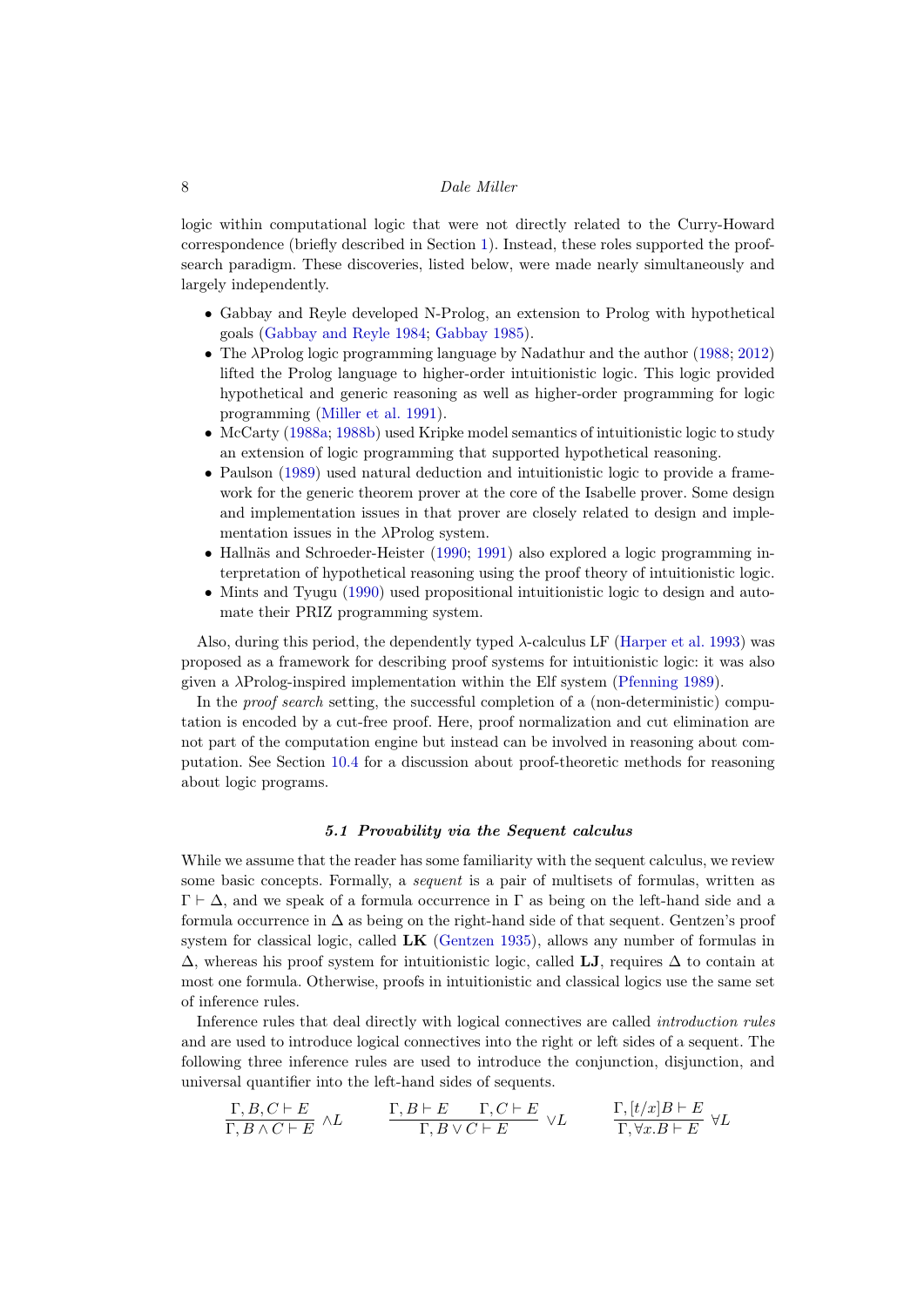logic within computational logic that were not directly related to the Curry-Howard correspondence (briefly described in Section 1). Instead, these roles supported the proof-search paradigm. These discoveries, listed below, were made nearly simultaneously and largely independently.

- Gabbay and Reyle developed N-Prolog, an extension to Prolog with hypothetical goals (Gabbay and Reyle 1984; Gabbay 1985).
- The λProlog logic programming language by Nadathur and the author (1988; 2012) lifted the Prolog language to higher-order intuitionistic logic. This logic provided hypothetical and generic reasoning as well as higher-order programming for logic programming (Miller et al. 1991).
- McCarty (1988a; 1988b) used Kripke model semantics of intuitionistic logic to study an extension of logic programming that supported hypothetical reasoning.
- Paulson (1989) used natural deduction and intuitionistic logic to provide a framework for the generic theorem prover at the core of the Isabelle prover. Some design and implementation issues in that prover are closely related to design and implementation issues in the λProlog system.
- Hallnäs and Schroeder-Heister (1990; 1991) also explored a logic programming interpretation of hypothetical reasoning using the proof theory of intuitionistic logic.
- Mints and Tyugu (1990) used propositional intuitionistic logic to design and automate their PRIZ programming system.

Also, during this period, the dependently typed λ-calculus LF (Harper et al. 1993) was proposed as a framework for describing proof systems for intuitionistic logic: it was also given a λProlog-inspired implementation within the Elf system (Pfenning 1989).

In the *proof search* setting, the successful completion of a (non-deterministic) computation is encoded by a cut-free proof. Here, proof normalization and cut elimination are not part of the computation engine but instead can be involved in reasoning about computation. See Section 10.4 for a discussion about proof-theoretic methods for reasoning about logic programs.

### *5.1 Provability via the Sequent calculus*

While we assume that the reader has some familiarity with the sequent calculus, we review some basic concepts. Formally, a *sequent* is a pair of multisets of formulas, written as $\Gamma \vdash \Delta$, and we speak of a formula occurrence in $\Gamma$ as being on the left-hand side and a formula occurrence in $\Delta$ as being on the right-hand side of that sequent. Gentzen's proof system for classical logic, called **LK** (Gentzen 1935), allows any number of formulas in $\Delta$, whereas his proof system for intuitionistic logic, called **LJ**, requires $\Delta$ to contain at most one formula. Otherwise, proofs in intuitionistic and classical logics use the same set of inference rules.

Inference rules that deal directly with logical connectives are called *introduction rules* and are used to introduce logical connectives into the right or left sides of a sequent. The following three inference rules are used to introduce the conjunction, disjunction, and universal quantifier into the left-hand sides of sequents.

$$\frac{\Gamma, B, C \vdash E}{\Gamma, B \wedge C \vdash E}\ \wedge L \qquad \frac{\Gamma, B \vdash E \qquad \Gamma, C \vdash E}{\Gamma, B \vee C \vdash E}\ \vee L \qquad \frac{\Gamma, [t/x]B \vdash E}{\Gamma, \forall x.B \vdash E}\ \forall L$$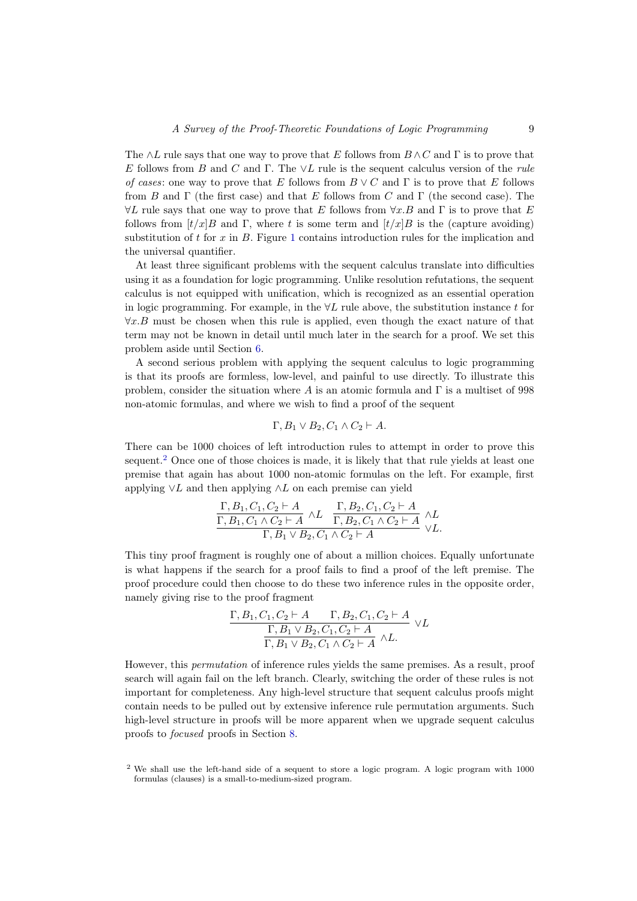The $\wedge L$ rule says that one way to prove that $E$ follows from $B \wedge C$ and $\Gamma$ is to prove that $E$ follows from $B$ and $C$ and $\Gamma$. The $\vee L$ rule is the sequent calculus version of the *rule of cases*: one way to prove that $E$ follows from $B \vee C$ and $\Gamma$ is to prove that $E$ follows from $B$ and $\Gamma$ (the first case) and that $E$ follows from $C$ and $\Gamma$ (the second case). The $\forall L$ rule says that one way to prove that $E$ follows from $\forall x.B$ and $\Gamma$ is to prove that $E$ follows from $[t/x]B$ and $\Gamma$, where $t$ is some term and $[t/x]B$ is the (capture avoiding) substitution of $t$ for $x$ in $B$. Figure 1 contains introduction rules for the implication and the universal quantifier.

At least three significant problems with the sequent calculus translate into difficulties using it as a foundation for logic programming. Unlike resolution refutations, the sequent calculus is not equipped with unification, which is recognized as an essential operation in logic programming. For example, in the $\forall L$ rule above, the substitution instance $t$ for $\forall x.B$ must be chosen when this rule is applied, even though the exact nature of that term may not be known in detail until much later in the search for a proof. We set this problem aside until Section 6.

A second serious problem with applying the sequent calculus to logic programming is that its proofs are formless, low-level, and painful to use directly. To illustrate this problem, consider the situation where $A$ is an atomic formula and $\Gamma$ is a multiset of 998 non-atomic formulas, and where we wish to find a proof of the sequent

$$\Gamma, B_1 \vee B_2, C_1 \wedge C_2 \vdash A.$$

There can be 1000 choices of left introduction rules to attempt in order to prove this sequent.[2] Once one of those choices is made, it is likely that that rule yields at least one premise that again has about 1000 non-atomic formulas on the left. For example, first applying $\vee L$ and then applying $\wedge L$ on each premise can yield

$$\dfrac{\dfrac{\Gamma, B_1, C_1, C_2 \vdash A}{\Gamma, B_1, C_1 \wedge C_2 \vdash A}\ \wedge L \quad \dfrac{\Gamma, B_2, C_1, C_2 \vdash A}{\Gamma, B_2, C_1 \wedge C_2 \vdash A}\ \wedge L}{\Gamma, B_1 \vee B_2, C_1 \wedge C_2 \vdash A}\ \vee L.$$

This tiny proof fragment is roughly one of about a million choices. Equally unfortunate is what happens if the search for a proof fails to find a proof of the left premise. The proof procedure could then choose to do these two inference rules in the opposite order, namely giving rise to the proof fragment

$$\dfrac{\dfrac{\Gamma, B_1, C_1, C_2 \vdash A \qquad \Gamma, B_2, C_1, C_2 \vdash A}{\Gamma, B_1 \vee B_2, C_1, C_2 \vdash A}\ \vee L}{\Gamma, B_1 \vee B_2, C_1 \wedge C_2 \vdash A}\ \wedge L.$$

However, this *permutation* of inference rules yields the same premises. As a result, proof search will again fail on the left branch. Clearly, switching the order of these rules is not important for completeness. Any high-level structure that sequent calculus proofs might contain needs to be pulled out by extensive inference rule permutation arguments. Such high-level structure in proofs will be more apparent when we upgrade sequent calculus proofs to *focused* proofs in Section 8.

[2] We shall use the left-hand side of a sequent to store a logic program. A logic program with 1000 formulas (clauses) is a small-to-medium-sized program.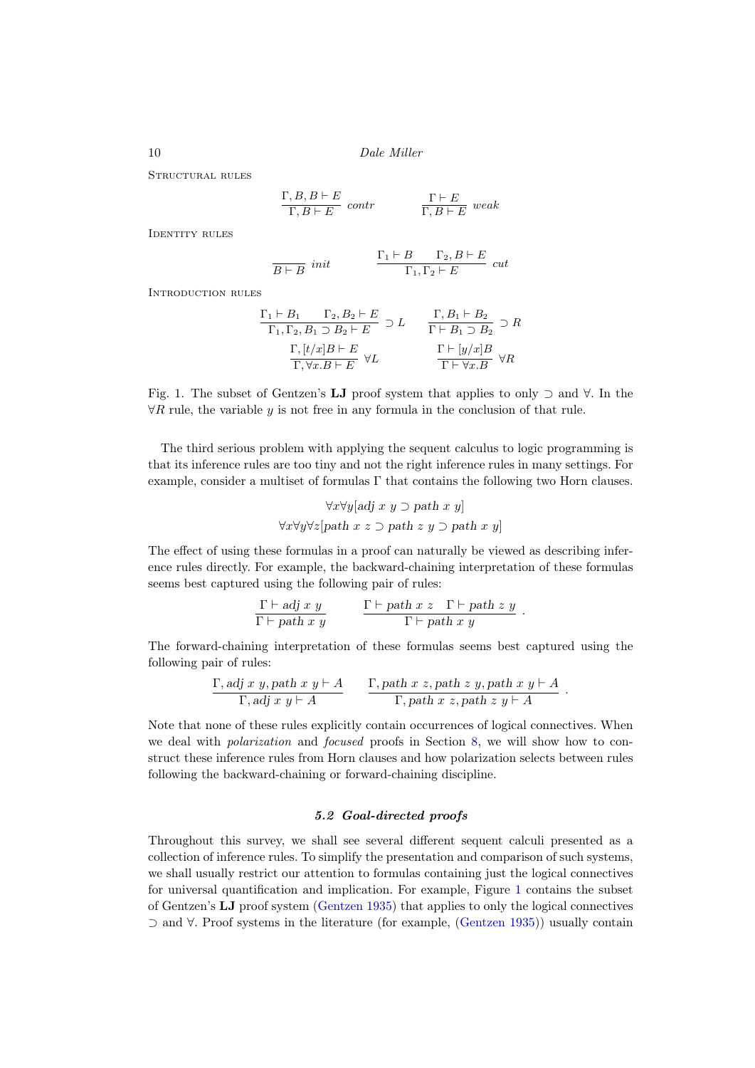Structural rules

$$\frac{\Gamma, B, B \vdash E}{\Gamma, B \vdash E}\ contr \qquad \frac{\Gamma \vdash E}{\Gamma, B \vdash E}\ weak$$

Identity rules

$$\frac{}{B \vdash B}\ init \qquad \frac{\Gamma_1 \vdash B \quad \Gamma_2, B \vdash E}{\Gamma_1, \Gamma_2 \vdash E}\ cut$$

Introduction rules

$$\frac{\Gamma_1 \vdash B_1 \quad \Gamma_2, B_2 \vdash E}{\Gamma_1, \Gamma_2, B_1 \supset B_2 \vdash E} \supset L \qquad \frac{\Gamma, B_1 \vdash B_2}{\Gamma \vdash B_1 \supset B_2} \supset R$$

$$\frac{\Gamma, [t/x]B \vdash E}{\Gamma, \forall x.B \vdash E}\ \forall L \qquad \frac{\Gamma \vdash [y/x]B}{\Gamma \vdash \forall x.B}\ \forall R$$

Fig. 1. The subset of Gentzen's **LJ** proof system that applies to only $\supset$ and $\forall$. In the $\forall R$ rule, the variable $y$ is not free in any formula in the conclusion of that rule.

The third serious problem with applying the sequent calculus to logic programming is that its inference rules are too tiny and not the right inference rules in many settings. For example, consider a multiset of formulas $\Gamma$ that contains the following two Horn clauses.

$$\forall x \forall y[adj\ x\ y \supset path\ x\ y]$$
$$\forall x \forall y \forall z[path\ x\ z \supset path\ z\ y \supset path\ x\ y]$$

The effect of using these formulas in a proof can naturally be viewed as describing inference rules directly. For example, the backward-chaining interpretation of these formulas seems best captured using the following pair of rules:

$$\frac{\Gamma \vdash adj\ x\ y}{\Gamma \vdash path\ x\ y} \qquad \frac{\Gamma \vdash path\ x\ z \quad \Gamma \vdash path\ z\ y}{\Gamma \vdash path\ x\ y}.$$

The forward-chaining interpretation of these formulas seems best captured using the following pair of rules:

$$\frac{\Gamma, adj\ x\ y, path\ x\ y \vdash A}{\Gamma, adj\ x\ y \vdash A} \qquad \frac{\Gamma, path\ x\ z, path\ z\ y, path\ x\ y \vdash A}{\Gamma, path\ x\ z, path\ z\ y \vdash A}.$$

Note that none of these rules explicitly contain occurrences of logical connectives. When we deal with *polarization* and *focused* proofs in Section 8, we will show how to construct these inference rules from Horn clauses and how polarization selects between rules following the backward-chaining or forward-chaining discipline.

### 5.2 Goal-directed proofs

Throughout this survey, we shall see several different sequent calculi presented as a collection of inference rules. To simplify the presentation and comparison of such systems, we shall usually restrict our attention to formulas containing just the logical connectives for universal quantification and implication. For example, Figure 1 contains the subset of Gentzen's **LJ** proof system (Gentzen 1935) that applies to only the logical connectives $\supset$ and $\forall$. Proof systems in the literature (for example, (Gentzen 1935)) usually contain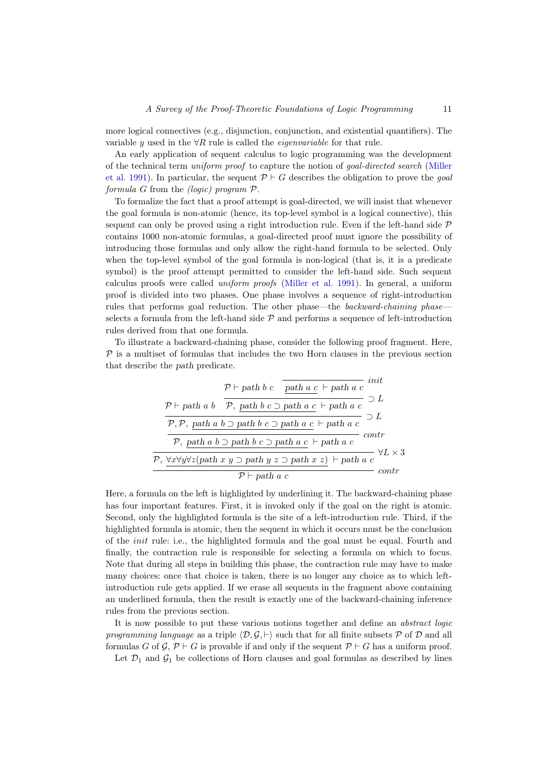more logical connectives (e.g., disjunction, conjunction, and existential quantifiers). The variable $y$ used in the $\forall R$ rule is called the *eigenvariable* for that rule.

An early application of sequent calculus to logic programming was the development of the technical term *uniform proof* to capture the notion of *goal-directed search* (Miller et al. 1991). In particular, the sequent $\mathcal{P} \vdash G$ describes the obligation to prove the *goal formula* $G$ from the *(logic) program* $\mathcal{P}$.

To formalize the fact that a proof attempt is goal-directed, we will insist that whenever the goal formula is non-atomic (hence, its top-level symbol is a logical connective), this sequent can only be proved using a right introduction rule. Even if the left-hand side $\mathcal{P}$ contains 1000 non-atomic formulas, a goal-directed proof must ignore the possibility of introducing those formulas and only allow the right-hand formula to be selected. Only when the top-level symbol of the goal formula is non-logical (that is, it is a predicate symbol) is the proof attempt permitted to consider the left-hand side. Such sequent calculus proofs were called *uniform proofs* (Miller et al. 1991). In general, a uniform proof is divided into two phases. One phase involves a sequence of right-introduction rules that performs goal reduction. The other phase—the *backward-chaining phase*—selects a formula from the left-hand side $\mathcal{P}$ and performs a sequence of left-introduction rules derived from that one formula.

To illustrate a backward-chaining phase, consider the following proof fragment. Here, $\mathcal{P}$ is a multiset of formulas that includes the two Horn clauses in the previous section that describe the *path* predicate.

$$
\dfrac{\dfrac{\dfrac{\mathcal{P} \vdash path\ a\ b \qquad \dfrac{\mathcal{P} \vdash path\ b\ c \qquad \dfrac{}{\underline{path\ a\ c} \vdash path\ a\ c}\ init}{\mathcal{P},\ \underline{path\ b\ c \supset path\ a\ c} \vdash path\ a\ c}\ \supset L}{\mathcal{P}, \mathcal{P},\ \underline{path\ a\ b \supset path\ b\ c \supset path\ a\ c} \vdash path\ a\ c}\ \supset L}{\dfrac{\mathcal{P},\ \underline{path\ a\ b \supset path\ b\ c \supset path\ a\ c} \vdash path\ a\ c}{\mathcal{P},\ \underline{\forall x \forall y \forall z (path\ x\ y \supset path\ y\ z \supset path\ x\ z)} \vdash path\ a\ c}\ \forall L \times 3}\ contr}{\mathcal{P} \vdash path\ a\ c}\ contr
$$

Here, a formula on the left is highlighted by underlining it. The backward-chaining phase has four important features. First, it is invoked only if the goal on the right is atomic. Second, only the highlighted formula is the site of a left-introduction rule. Third, if the highlighted formula is atomic, then the sequent in which it occurs must be the conclusion of the *init* rule: i.e., the highlighted formula and the goal must be equal. Fourth and finally, the contraction rule is responsible for selecting a formula on which to focus. Note that during all steps in building this phase, the contraction rule may have to make many choices: once that choice is taken, there is no longer any choice as to which left-introduction rule gets applied. If we erase all sequents in the fragment above containing an underlined formula, then the result is exactly one of the backward-chaining inference rules from the previous section.

It is now possible to put these various notions together and define an *abstract logic programming language* as a triple $\langle \mathcal{D}, \mathcal{G}, \vdash \rangle$ such that for all finite subsets $\mathcal{P}$ of $\mathcal{D}$ and all formulas $G$ of $\mathcal{G}$, $\mathcal{P} \vdash G$ is provable if and only if the sequent $\mathcal{P} \vdash G$ has a uniform proof.

Let $\mathcal{D}_1$ and $\mathcal{G}_1$ be collections of Horn clauses and goal formulas as described by lines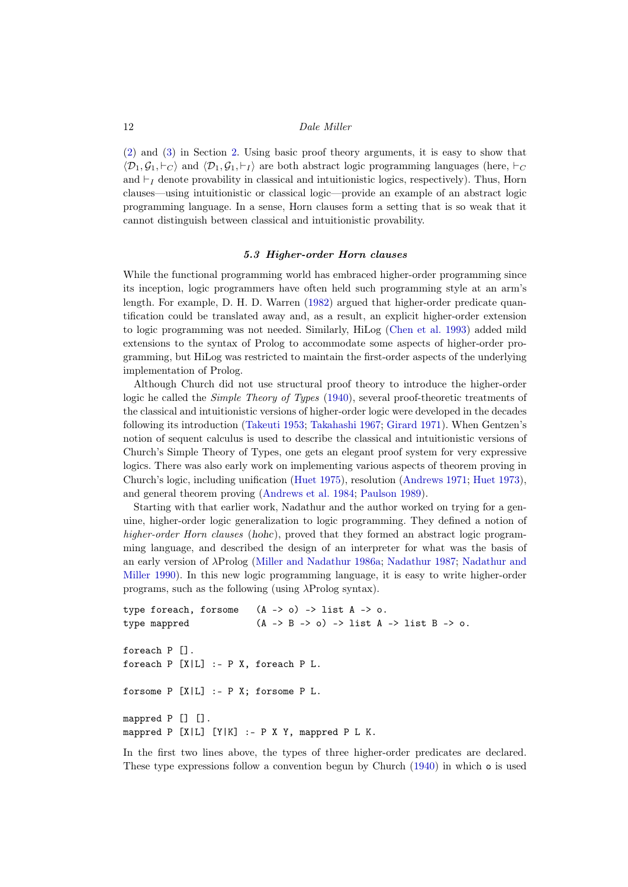(2) and (3) in Section 2. Using basic proof theory arguments, it is easy to show that $\langle \mathcal{D}_1, \mathcal{G}_1, \vdash_C \rangle$ and $\langle \mathcal{D}_1, \mathcal{G}_1, \vdash_I \rangle$ are both abstract logic programming languages (here, $\vdash_C$ and $\vdash_I$ denote provability in classical and intuitionistic logics, respectively). Thus, Horn clauses—using intuitionistic or classical logic—provide an example of an abstract logic programming language. In a sense, Horn clauses form a setting that is so weak that it cannot distinguish between classical and intuitionistic provability.

### 5.3 Higher-order Horn clauses

While the functional programming world has embraced higher-order programming since its inception, logic programmers have often held such programming style at an arm's length. For example, D. H. D. Warren (1982) argued that higher-order predicate quantification could be translated away and, as a result, an explicit higher-order extension to logic programming was not needed. Similarly, HiLog (Chen et al. 1993) added mild extensions to the syntax of Prolog to accommodate some aspects of higher-order programming, but HiLog was restricted to maintain the first-order aspects of the underlying implementation of Prolog.

Although Church did not use structural proof theory to introduce the higher-order logic he called the *Simple Theory of Types* (1940), several proof-theoretic treatments of the classical and intuitionistic versions of higher-order logic were developed in the decades following its introduction (Takeuti 1953; Takahashi 1967; Girard 1971). When Gentzen's notion of sequent calculus is used to describe the classical and intuitionistic versions of Church's Simple Theory of Types, one gets an elegant proof system for very expressive logics. There was also early work on implementing various aspects of theorem proving in Church's logic, including unification (Huet 1975), resolution (Andrews 1971; Huet 1973), and general theorem proving (Andrews et al. 1984; Paulson 1989).

Starting with that earlier work, Nadathur and the author worked on trying for a genuine, higher-order logic generalization to logic programming. They defined a notion of *higher-order Horn clauses* (*hohc*), proved that they formed an abstract logic programming language, and described the design of an interpreter for what was the basis of an early version of λProlog (Miller and Nadathur 1986a; Nadathur 1987; Nadathur and Miller 1990). In this new logic programming language, it is easy to write higher-order programs, such as the following (using λProlog syntax).

```
type foreach, forsome   (A -> o) -> list A -> o.
type mappred            (A -> B -> o) -> list A -> list B -> o.

foreach P [].
foreach P [X|L] :- P X, foreach P L.

forsome P [X|L] :- P X; forsome P L.

mappred P [] [].
mappred P [X|L] [Y|K] :- P X Y, mappred P L K.
```

In the first two lines above, the types of three higher-order predicates are declared. These type expressions follow a convention begun by Church (1940) in which `o` is used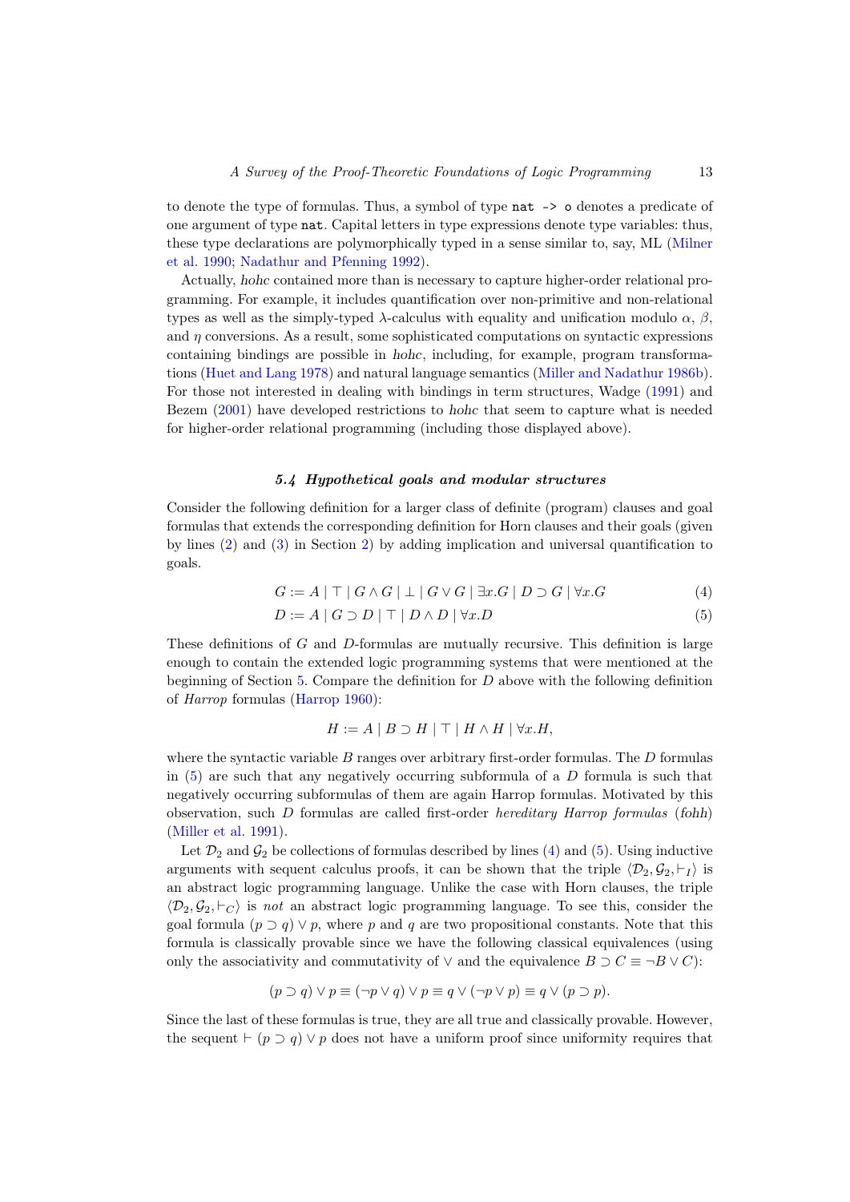to denote the type of formulas. Thus, a symbol of type `nat -> o` denotes a predicate of one argument of type `nat`. Capital letters in type expressions denote type variables: thus, these type declarations are polymorphically typed in a sense similar to, say, ML (Milner et al. 1990; Nadathur and Pfenning 1992).

Actually, *hohc* contained more than is necessary to capture higher-order relational programming. For example, it includes quantification over non-primitive and non-relational types as well as the simply-typed $\lambda$-calculus with equality and unification modulo $\alpha$, $\beta$, and $\eta$ conversions. As a result, some sophisticated computations on syntactic expressions containing bindings are possible in *hohc*, including, for example, program transformations (Huet and Lang 1978) and natural language semantics (Miller and Nadathur 1986b). For those not interested in dealing with bindings in term structures, Wadge (1991) and Bezem (2001) have developed restrictions to *hohc* that seem to capture what is needed for higher-order relational programming (including those displayed above).

### *5.4 Hypothetical goals and modular structures*

Consider the following definition for a larger class of definite (program) clauses and goal formulas that extends the corresponding definition for Horn clauses and their goals (given by lines (2) and (3) in Section 2) by adding implication and universal quantification to goals.

$$G := A \mid \top \mid G \wedge G \mid \bot \mid G \vee G \mid \exists x.G \mid D \supset G \mid \forall x.G \qquad (4)$$

$$D := A \mid G \supset D \mid \top \mid D \wedge D \mid \forall x.D \qquad (5)$$

These definitions of $G$ and $D$-formulas are mutually recursive. This definition is large enough to contain the extended logic programming systems that were mentioned at the beginning of Section 5. Compare the definition for $D$ above with the following definition of *Harrop* formulas (Harrop 1960):

$$H := A \mid B \supset H \mid \top \mid H \wedge H \mid \forall x.H,$$

where the syntactic variable $B$ ranges over arbitrary first-order formulas. The $D$ formulas in (5) are such that any negatively occurring subformula of a $D$ formula is such that negatively occurring subformulas of them are again Harrop formulas. Motivated by this observation, such $D$ formulas are called first-order *hereditary Harrop formulas* (*fohh*) (Miller et al. 1991).

Let $\mathcal{D}_2$ and $\mathcal{G}_2$ be collections of formulas described by lines (4) and (5). Using inductive arguments with sequent calculus proofs, it can be shown that the triple $\langle \mathcal{D}_2, \mathcal{G}_2, \vdash_I \rangle$ is an abstract logic programming language. Unlike the case with Horn clauses, the triple $\langle \mathcal{D}_2, \mathcal{G}_2, \vdash_C \rangle$ is *not* an abstract logic programming language. To see this, consider the goal formula $(p \supset q) \vee p$, where $p$ and $q$ are two propositional constants. Note that this formula is classically provable since we have the following classical equivalences (using only the associativity and commutativity of $\vee$ and the equivalence $B \supset C \equiv \neg B \vee C$):

$$(p \supset q) \vee p \equiv (\neg p \vee q) \vee p \equiv q \vee (\neg p \vee p) \equiv q \vee (p \supset p).$$

Since the last of these formulas is true, they are all true and classically provable. However, the sequent $\vdash (p \supset q) \vee p$ does not have a uniform proof since uniformity requires that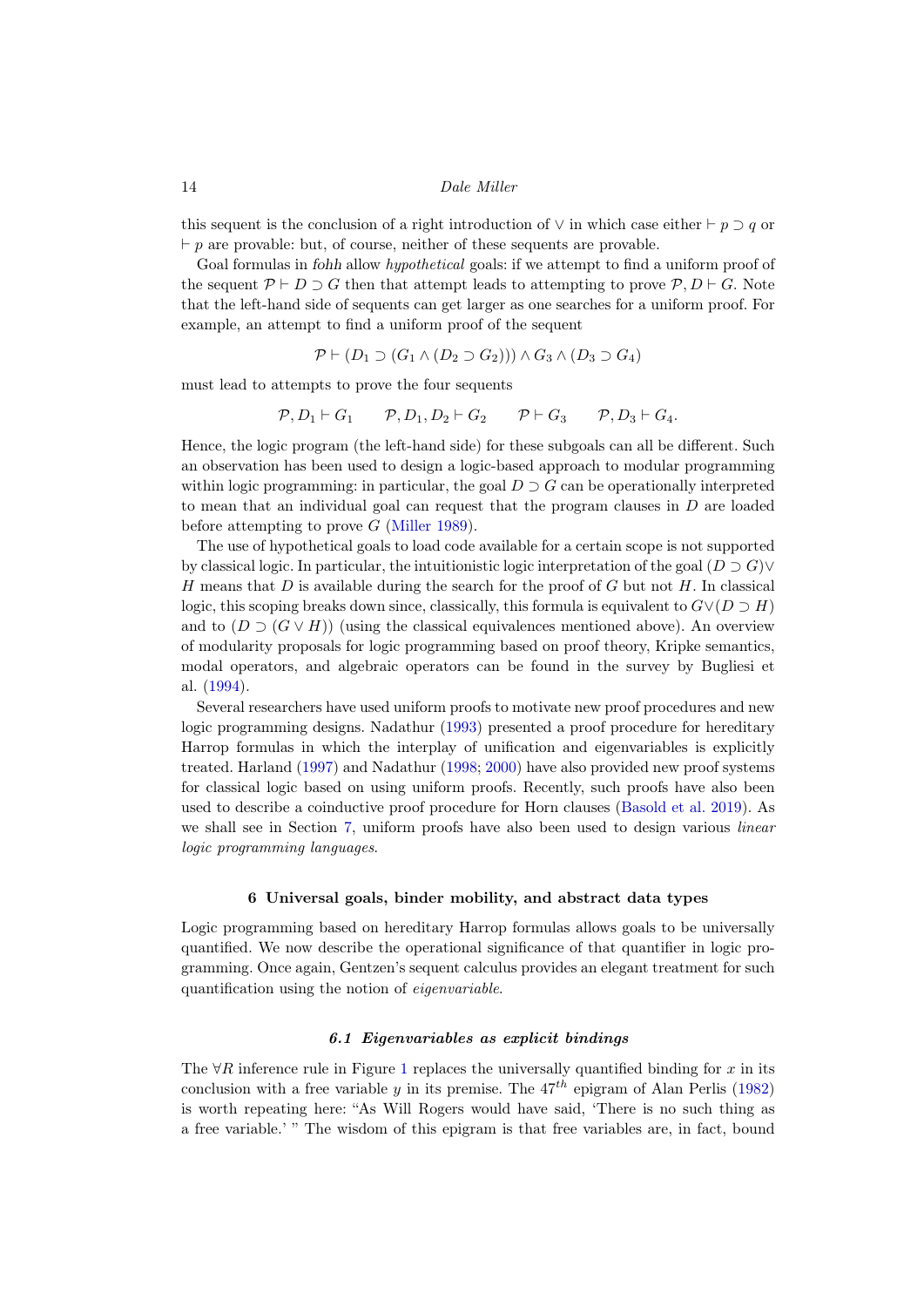this sequent is the conclusion of a right introduction of $\vee$ in which case either $\vdash p \supset q$ or $\vdash p$ are provable: but, of course, neither of these sequents are provable.

Goal formulas in *fohh* allow *hypothetical* goals: if we attempt to find a uniform proof of the sequent $\mathcal{P} \vdash D \supset G$ then that attempt leads to attempting to prove $\mathcal{P}, D \vdash G$. Note that the left-hand side of sequents can get larger as one searches for a uniform proof. For example, an attempt to find a uniform proof of the sequent

$$\mathcal{P} \vdash (D_1 \supset (G_1 \wedge (D_2 \supset G_2))) \wedge G_3 \wedge (D_3 \supset G_4)$$

must lead to attempts to prove the four sequents

$$\mathcal{P}, D_1 \vdash G_1 \qquad \mathcal{P}, D_1, D_2 \vdash G_2 \qquad \mathcal{P} \vdash G_3 \qquad \mathcal{P}, D_3 \vdash G_4.$$

Hence, the logic program (the left-hand side) for these subgoals can all be different. Such an observation has been used to design a logic-based approach to modular programming within logic programming: in particular, the goal $D \supset G$ can be operationally interpreted to mean that an individual goal can request that the program clauses in $D$ are loaded before attempting to prove $G$ (Miller 1989).

The use of hypothetical goals to load code available for a certain scope is not supported by classical logic. In particular, the intuitionistic logic interpretation of the goal $(D \supset G) \vee H$ means that $D$ is available during the search for the proof of $G$ but not $H$. In classical logic, this scoping breaks down since, classically, this formula is equivalent to $G \vee (D \supset H)$ and to $(D \supset (G \vee H))$ (using the classical equivalences mentioned above). An overview of modularity proposals for logic programming based on proof theory, Kripke semantics, modal operators, and algebraic operators can be found in the survey by Bugliesi et al. (1994).

Several researchers have used uniform proofs to motivate new proof procedures and new logic programming designs. Nadathur (1993) presented a proof procedure for hereditary Harrop formulas in which the interplay of unification and eigenvariables is explicitly treated. Harland (1997) and Nadathur (1998; 2000) have also provided new proof systems for classical logic based on using uniform proofs. Recently, such proofs have also been used to describe a coinductive proof procedure for Horn clauses (Basold et al. 2019). As we shall see in Section 7, uniform proofs have also been used to design various *linear logic programming languages*.

## 6 Universal goals, binder mobility, and abstract data types

Logic programming based on hereditary Harrop formulas allows goals to be universally quantified. We now describe the operational significance of that quantifier in logic programming. Once again, Gentzen's sequent calculus provides an elegant treatment for such quantification using the notion of *eigenvariable*.

### 6.1 Eigenvariables as explicit bindings

The $\forall R$ inference rule in Figure 1 replaces the universally quantified binding for $x$ in its conclusion with a free variable $y$ in its premise. The $47^{th}$ epigram of Alan Perlis (1982) is worth repeating here: "As Will Rogers would have said, 'There is no such thing as a free variable.' " The wisdom of this epigram is that free variables are, in fact, bound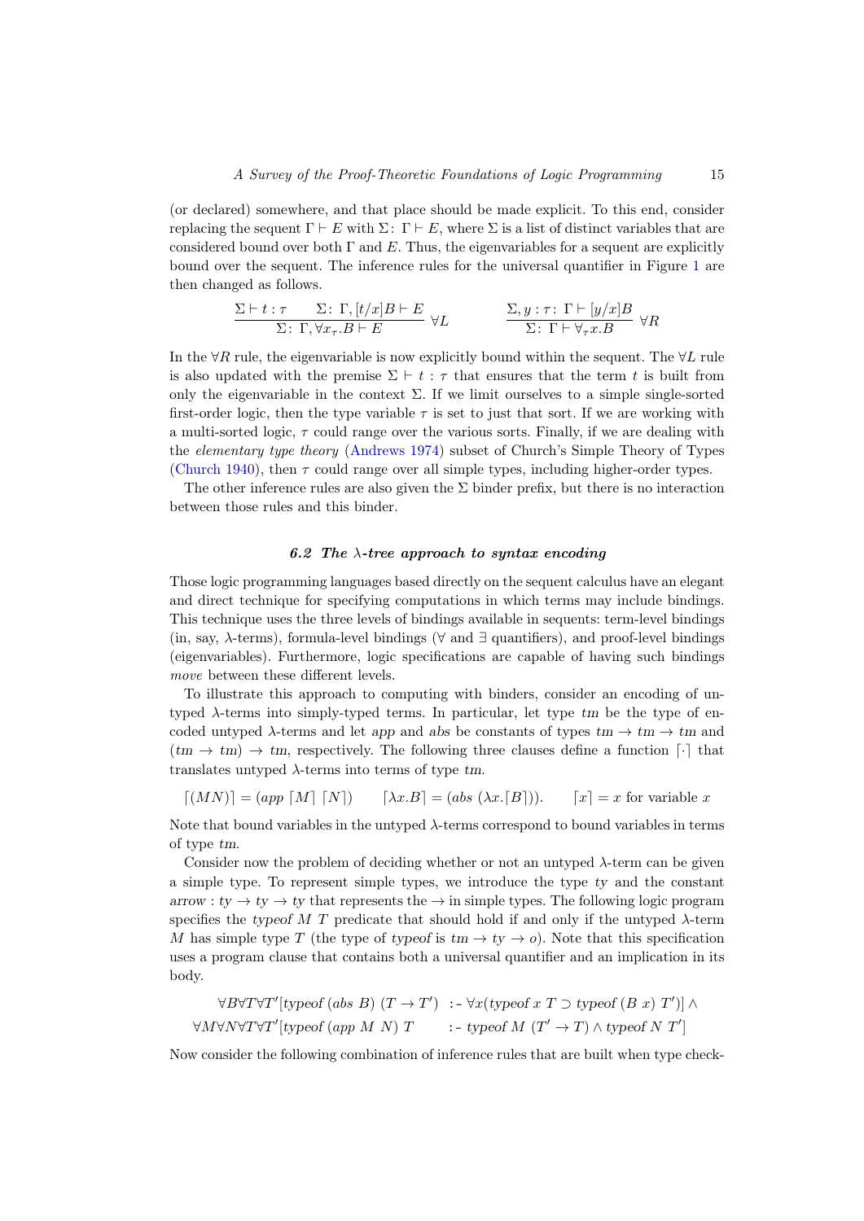(or declared) somewhere, and that place should be made explicit. To this end, consider replacing the sequent $\Gamma \vdash E$ with $\Sigma\colon\ \Gamma \vdash E$, where $\Sigma$ is a list of distinct variables that are considered bound over both $\Gamma$ and $E$. Thus, the eigenvariables for a sequent are explicitly bound over the sequent. The inference rules for the universal quantifier in Figure 1 are then changed as follows.

$$\frac{\Sigma \vdash t : \tau \qquad \Sigma\colon\ \Gamma, [t/x]B \vdash E}{\Sigma\colon\ \Gamma, \forall x_\tau.B \vdash E}\ \forall L \qquad\qquad \frac{\Sigma, y : \tau\colon\ \Gamma \vdash [y/x]B}{\Sigma\colon\ \Gamma \vdash \forall_\tau x.B}\ \forall R$$

In the $\forall R$ rule, the eigenvariable is now explicitly bound within the sequent. The $\forall L$ rule is also updated with the premise $\Sigma \vdash t : \tau$ that ensures that the term $t$ is built from only the eigenvariable in the context $\Sigma$. If we limit ourselves to a simple single-sorted first-order logic, then the type variable $\tau$ is set to just that sort. If we are working with a multi-sorted logic, $\tau$ could range over the various sorts. Finally, if we are dealing with the *elementary type theory* (Andrews 1974) subset of Church's Simple Theory of Types (Church 1940), then $\tau$ could range over all simple types, including higher-order types.

The other inference rules are also given the $\Sigma$ binder prefix, but there is no interaction between those rules and this binder.

### *6.2 The λ-tree approach to syntax encoding*

Those logic programming languages based directly on the sequent calculus have an elegant and direct technique for specifying computations in which terms may include bindings. This technique uses the three levels of bindings available in sequents: term-level bindings (in, say, $\lambda$-terms), formula-level bindings ($\forall$ and $\exists$ quantifiers), and proof-level bindings (eigenvariables). Furthermore, logic specifications are capable of having such bindings *move* between these different levels.

To illustrate this approach to computing with binders, consider an encoding of untyped $\lambda$-terms into simply-typed terms. In particular, let type $tm$ be the type of encoded untyped $\lambda$-terms and let $app$ and $abs$ be constants of types $tm \to tm \to tm$ and $(tm \to tm) \to tm$, respectively. The following three clauses define a function $\lceil\cdot\rceil$ that translates untyped $\lambda$-terms into terms of type $tm$.

$$\lceil(MN)\rceil = (app\ \lceil M\rceil\ \lceil N\rceil) \qquad \lceil\lambda x.B\rceil = (abs\ (\lambda x.\lceil B\rceil)). \qquad \lceil x\rceil = x \text{ for variable } x$$

Note that bound variables in the untyped $\lambda$-terms correspond to bound variables in terms of type $tm$.

Consider now the problem of deciding whether or not an untyped $\lambda$-term can be given a simple type. To represent simple types, we introduce the type $ty$ and the constant $arrow : ty \to ty \to ty$ that represents the $\to$ in simple types. The following logic program specifies the $typeof\ M\ T$ predicate that should hold if and only if the untyped $\lambda$-term $M$ has simple type $T$ (the type of $typeof$ is $tm \to ty \to o$). Note that this specification uses a program clause that contains both a universal quantifier and an implication in its body.

$$\begin{array}{rl} \forall B \forall T \forall T'[typeof\ (abs\ B)\ (T \to T') & :\!-\ \forall x(typeof\ x\ T \supset typeof\ (B\ x)\ T')] \wedge \\ \forall M \forall N \forall T \forall T'[typeof\ (app\ M\ N)\ T & :\!-\ typeof\ M\ (T' \to T) \wedge typeof\ N\ T'] \end{array}$$

Now consider the following combination of inference rules that are built when type check-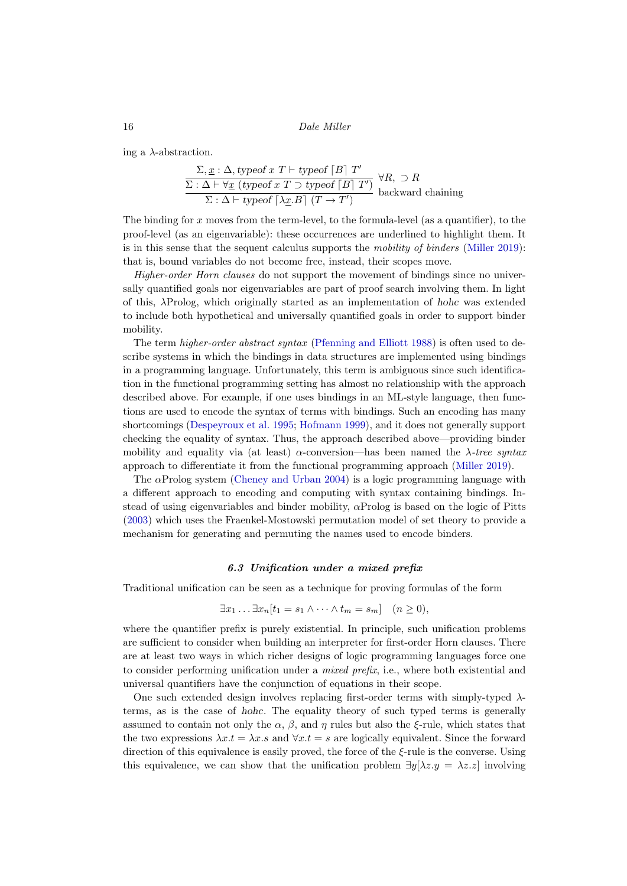ing a $\lambda$-abstraction.

$$\cfrac{\cfrac{\Sigma, \underline{x} : \Delta, \mathit{typeof}\ x\ T \vdash \mathit{typeof}\ \lceil B \rceil\ T'}{\Sigma : \Delta \vdash \forall \underline{x}\ (\mathit{typeof}\ x\ T \supset \mathit{typeof}\ \lceil B \rceil\ T')}\ \forall R,\ \supset R}{\Sigma : \Delta \vdash \mathit{typeof}\ \lceil \lambda \underline{x}.B \rceil\ (T \to T')}\ \text{backward chaining}$$

The binding for $x$ moves from the term-level, to the formula-level (as a quantifier), to the proof-level (as an eigenvariable): these occurrences are underlined to highlight them. It is in this sense that the sequent calculus supports the *mobility of binders* (Miller 2019): that is, bound variables do not become free, instead, their scopes move.

*Higher-order Horn clauses* do not support the movement of bindings since no universally quantified goals nor eigenvariables are part of proof search involving them. In light of this, $\lambda$Prolog, which originally started as an implementation of *hohc* was extended to include both hypothetical and universally quantified goals in order to support binder mobility.

The term *higher-order abstract syntax* (Pfenning and Elliott 1988) is often used to describe systems in which the bindings in data structures are implemented using bindings in a programming language. Unfortunately, this term is ambiguous since such identification in the functional programming setting has almost no relationship with the approach described above. For example, if one uses bindings in an ML-style language, then functions are used to encode the syntax of terms with bindings. Such an encoding has many shortcomings (Despeyroux et al. 1995; Hofmann 1999), and it does not generally support checking the equality of syntax. Thus, the approach described above—providing binder mobility and equality via (at least) $\alpha$-conversion—has been named the *$\lambda$-tree syntax* approach to differentiate it from the functional programming approach (Miller 2019).

The $\alpha$Prolog system (Cheney and Urban 2004) is a logic programming language with a different approach to encoding and computing with syntax containing bindings. Instead of using eigenvariables and binder mobility, $\alpha$Prolog is based on the logic of Pitts (2003) which uses the Fraenkel-Mostowski permutation model of set theory to provide a mechanism for generating and permuting the names used to encode binders.

### 6.3 Unification under a mixed prefix

Traditional unification can be seen as a technique for proving formulas of the form

$$\exists x_1 \ldots \exists x_n [t_1 = s_1 \wedge \cdots \wedge t_m = s_m] \quad (n \geq 0),$$

where the quantifier prefix is purely existential. In principle, such unification problems are sufficient to consider when building an interpreter for first-order Horn clauses. There are at least two ways in which richer designs of logic programming languages force one to consider performing unification under a *mixed prefix*, i.e., where both existential and universal quantifiers have the conjunction of equations in their scope.

One such extended design involves replacing first-order terms with simply-typed $\lambda$-terms, as is the case of *hohc*. The equality theory of such typed terms is generally assumed to contain not only the $\alpha$, $\beta$, and $\eta$ rules but also the $\xi$-rule, which states that the two expressions $\lambda x.t = \lambda x.s$ and $\forall x.t = s$ are logically equivalent. Since the forward direction of this equivalence is easily proved, the force of the $\xi$-rule is the converse. Using this equivalence, we can show that the unification problem $\exists y[\lambda z.y = \lambda z.z]$ involving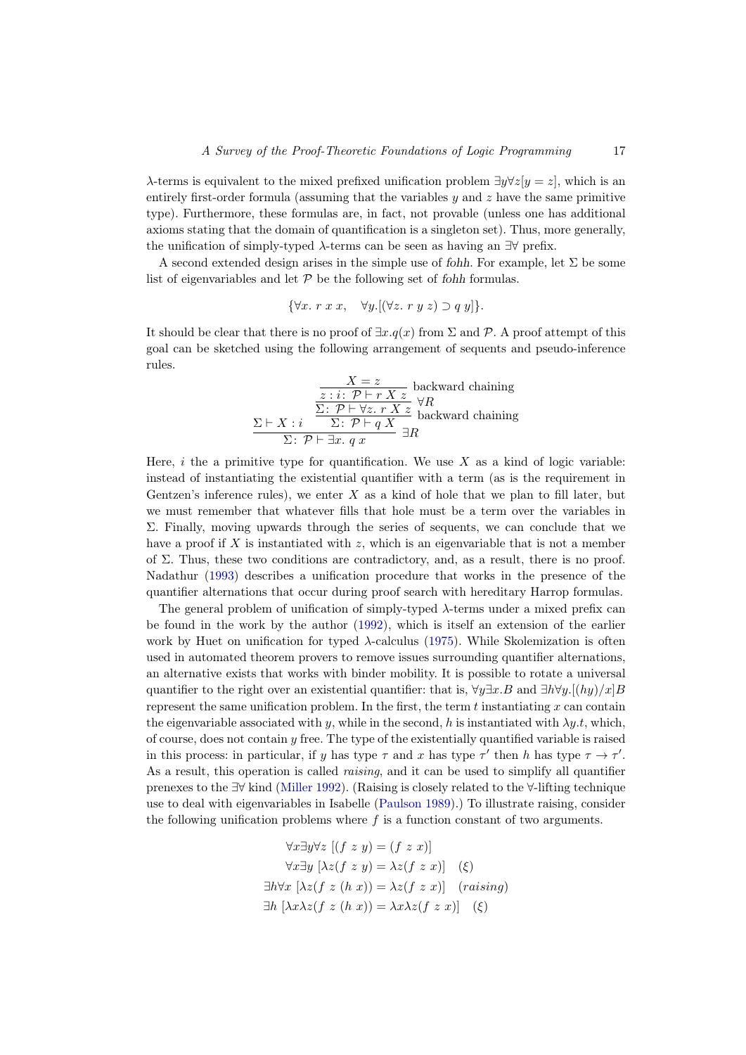$\lambda$-terms is equivalent to the mixed prefixed unification problem $\exists y \forall z[y = z]$, which is an entirely first-order formula (assuming that the variables $y$ and $z$ have the same primitive type). Furthermore, these formulas are, in fact, not provable (unless one has additional axioms stating that the domain of quantification is a singleton set). Thus, more generally, the unification of simply-typed $\lambda$-terms can be seen as having an $\exists\forall$ prefix.

A second extended design arises in the simple use of *fohh*. For example, let $\Sigma$ be some list of eigenvariables and let $\mathcal{P}$ be the following set of *fohh* formulas.

$$\{\forall x.\ r\ x\ x, \quad \forall y.[(\forall z.\ r\ y\ z) \supset q\ y]\}.$$

It should be clear that there is no proof of $\exists x.q(x)$ from $\Sigma$ and $\mathcal{P}$. A proof attempt of this goal can be sketched using the following arrangement of sequents and pseudo-inference rules.

$$\dfrac{\Sigma \vdash X : i \qquad \dfrac{\dfrac{\dfrac{X = z}{z : i \colon\ \mathcal{P} \vdash r\ X\ z}\ \text{backward chaining}}{\Sigma\colon\ \mathcal{P} \vdash \forall z.\ r\ X\ z}\ \forall R}{\Sigma\colon\ \mathcal{P} \vdash q\ X}\ \text{backward chaining}}{\Sigma\colon\ \mathcal{P} \vdash \exists x.\ q\ x}\ \exists R$$

Here, $i$ the a primitive type for quantification. We use $X$ as a kind of logic variable: instead of instantiating the existential quantifier with a term (as is the requirement in Gentzen's inference rules), we enter $X$ as a kind of hole that we plan to fill later, but we must remember that whatever fills that hole must be a term over the variables in $\Sigma$. Finally, moving upwards through the series of sequents, we can conclude that we have a proof if $X$ is instantiated with $z$, which is an eigenvariable that is not a member of $\Sigma$. Thus, these two conditions are contradictory, and, as a result, there is no proof. Nadathur (1993) describes a unification procedure that works in the presence of the quantifier alternations that occur during proof search with hereditary Harrop formulas.

The general problem of unification of simply-typed $\lambda$-terms under a mixed prefix can be found in the work by the author (1992), which is itself an extension of the earlier work by Huet on unification for typed $\lambda$-calculus (1975). While Skolemization is often used in automated theorem provers to remove issues surrounding quantifier alternations, an alternative exists that works with binder mobility. It is possible to rotate a universal quantifier to the right over an existential quantifier: that is, $\forall y \exists x.B$ and $\exists h \forall y.[(hy)/x]B$ represent the same unification problem. In the first, the term $t$ instantiating $x$ can contain the eigenvariable associated with $y$, while in the second, $h$ is instantiated with $\lambda y.t$, which, of course, does not contain $y$ free. The type of the existentially quantified variable is raised in this process: in particular, if $y$ has type $\tau$ and $x$ has type $\tau'$ then $h$ has type $\tau \to \tau'$. As a result, this operation is called *raising*, and it can be used to simplify all quantifier prenexes to the $\exists\forall$ kind (Miller 1992). (Raising is closely related to the $\forall$-lifting technique use to deal with eigenvariables in Isabelle (Paulson 1989).) To illustrate raising, consider the following unification problems where $f$ is a function constant of two arguments.

$$\begin{array}{rl}
\forall x \exists y \forall z\ [(f\ z\ y) = (f\ z\ x)] & \\
\forall x \exists y\ [\lambda z(f\ z\ y) = \lambda z(f\ z\ x)] & (\xi) \\
\exists h \forall x\ [\lambda z(f\ z\ (h\ x)) = \lambda z(f\ z\ x)] & (raising) \\
\exists h\ [\lambda x \lambda z(f\ z\ (h\ x)) = \lambda x \lambda z(f\ z\ x)] & (\xi)
\end{array}$$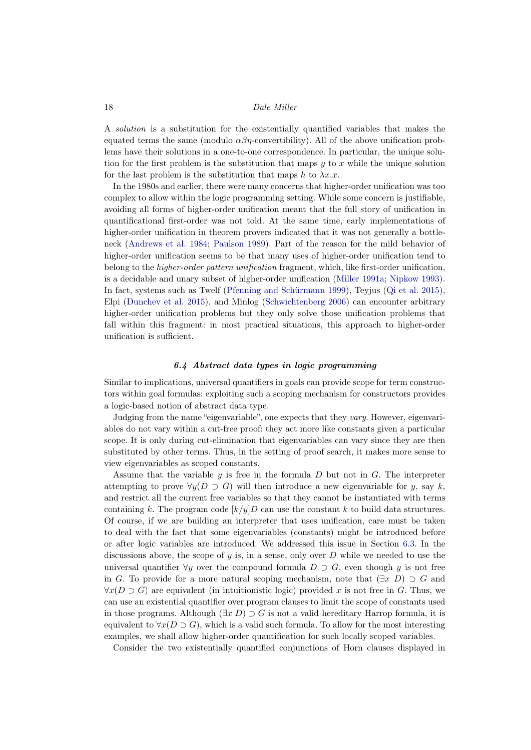A *solution* is a substitution for the existentially quantified variables that makes the equated terms the same (modulo $\alpha\beta\eta$-convertibility). All of the above unification problems have their solutions in a one-to-one correspondence. In particular, the unique solution for the first problem is the substitution that maps $y$ to $x$ while the unique solution for the last problem is the substitution that maps $h$ to $\lambda x.x$.

In the 1980s and earlier, there were many concerns that higher-order unification was too complex to allow within the logic programming setting. While some concern is justifiable, avoiding all forms of higher-order unification meant that the full story of unification in quantificational first-order was not told. At the same time, early implementations of higher-order unification in theorem provers indicated that it was not generally a bottleneck (Andrews et al. 1984; Paulson 1989). Part of the reason for the mild behavior of higher-order unification seems to be that many uses of higher-order unification tend to belong to the *higher-order pattern unification* fragment, which, like first-order unification, is a decidable and unary subset of higher-order unification (Miller 1991a; Nipkow 1993). In fact, systems such as Twelf (Pfenning and Schürmann 1999), Teyjus (Qi et al. 2015), Elpi (Dunchev et al. 2015), and Minlog (Schwichtenberg 2006) can encounter arbitrary higher-order unification problems but they only solve those unification problems that fall within this fragment: in most practical situations, this approach to higher-order unification is sufficient.

### *6.4 Abstract data types in logic programming*

Similar to implications, universal quantifiers in goals can provide scope for term constructors within goal formulas: exploiting such a scoping mechanism for constructors provides a logic-based notion of abstract data type.

Judging from the name "eigenvariable", one expects that they *vary*. However, eigenvariables do not vary within a cut-free proof: they act more like constants given a particular scope. It is only during cut-elimination that eigenvariables can vary since they are then substituted by other terms. Thus, in the setting of proof search, it makes more sense to view eigenvariables as scoped constants.

Assume that the variable $y$ is free in the formula $D$ but not in $G$. The interpreter attempting to prove $\forall y(D \supset G)$ will then introduce a new eigenvariable for $y$, say $k$, and restrict all the current free variables so that they cannot be instantiated with terms containing $k$. The program code $[k/y]D$ can use the constant $k$ to build data structures. Of course, if we are building an interpreter that uses unification, care must be taken to deal with the fact that some eigenvariables (constants) might be introduced before or after logic variables are introduced. We addressed this issue in Section 6.3. In the discussions above, the scope of $y$ is, in a sense, only over $D$ while we needed to use the universal quantifier $\forall y$ over the compound formula $D \supset G$, even though $y$ is not free in $G$. To provide for a more natural scoping mechanism, note that $(\exists x\ D) \supset G$ and $\forall x(D \supset G)$ are equivalent (in intuitionistic logic) provided $x$ is not free in $G$. Thus, we can use an existential quantifier over program clauses to limit the scope of constants used in those programs. Although $(\exists x\ D) \supset G$ is not a valid hereditary Harrop formula, it is equivalent to $\forall x(D \supset G)$, which is a valid such formula. To allow for the most interesting examples, we shall allow higher-order quantification for such locally scoped variables.

Consider the two existentially quantified conjunctions of Horn clauses displayed in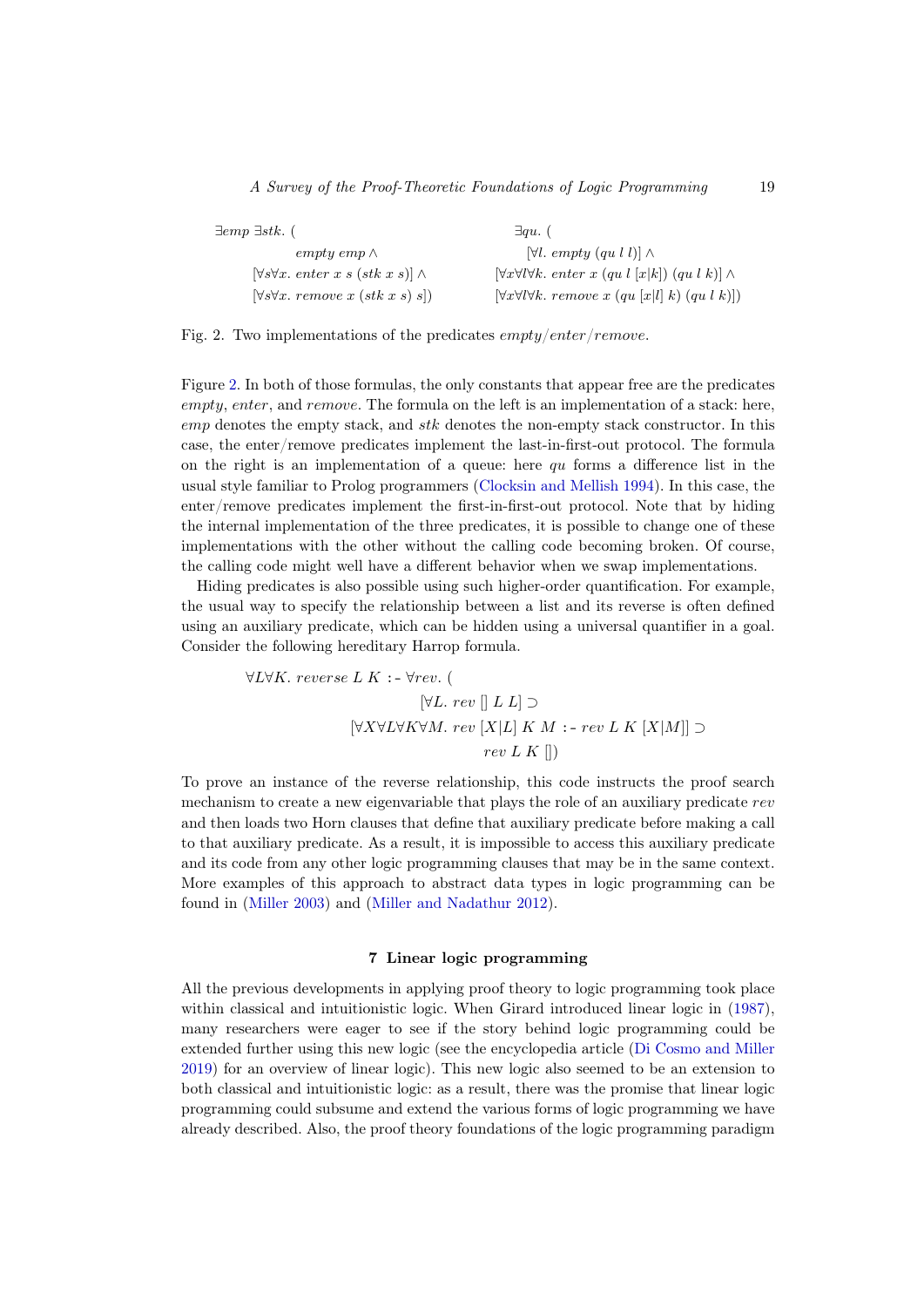$$
\begin{array}{ll}
\exists emp\ \exists stk.\ ( & \exists qu.\ ( \\
\quad empty\ emp \wedge & \quad [\forall l.\ empty\ (qu\ l\ l)] \wedge \\
\quad [\forall s \forall x.\ enter\ x\ s\ (stk\ x\ s)] \wedge & \quad [\forall x \forall l \forall k.\ enter\ x\ (qu\ l\ [x|k])\ (qu\ l\ k)] \wedge \\
\quad [\forall s \forall x.\ remove\ x\ (stk\ x\ s)\ s]) & \quad [\forall x \forall l \forall k.\ remove\ x\ (qu\ [x|l]\ k)\ (qu\ l\ k)])
\end{array}
$$

Fig. 2. Two implementations of the predicates *empty*/*enter*/*remove*.

Figure 2. In both of those formulas, the only constants that appear free are the predicates *empty*, *enter*, and *remove*. The formula on the left is an implementation of a stack: here, *emp* denotes the empty stack, and *stk* denotes the non-empty stack constructor. In this case, the enter/remove predicates implement the last-in-first-out protocol. The formula on the right is an implementation of a queue: here *qu* forms a difference list in the usual style familiar to Prolog programmers (Clocksin and Mellish 1994). In this case, the enter/remove predicates implement the first-in-first-out protocol. Note that by hiding the internal implementation of the three predicates, it is possible to change one of these implementations with the other without the calling code becoming broken. Of course, the calling code might well have a different behavior when we swap implementations.

Hiding predicates is also possible using such higher-order quantification. For example, the usual way to specify the relationship between a list and its reverse is often defined using an auxiliary predicate, which can be hidden using a universal quantifier in a goal. Consider the following hereditary Harrop formula.

$$
\begin{array}{l}
\forall L \forall K.\ reverse\ L\ K \ {:}{-}\ \forall rev.\ ( \\
\qquad\qquad [\forall L.\ rev\ []\ L\ L] \supset \\
\qquad\qquad [\forall X \forall L \forall K \forall M.\ rev\ [X|L]\ K\ M \ {:}{-}\ rev\ L\ K\ [X|M]] \supset \\
\qquad\qquad rev\ L\ K\ [])
\end{array}
$$

To prove an instance of the reverse relationship, this code instructs the proof search mechanism to create a new eigenvariable that plays the role of an auxiliary predicate *rev* and then loads two Horn clauses that define that auxiliary predicate before making a call to that auxiliary predicate. As a result, it is impossible to access this auxiliary predicate and its code from any other logic programming clauses that may be in the same context. More examples of this approach to abstract data types in logic programming can be found in (Miller 2003) and (Miller and Nadathur 2012).

## 7 Linear logic programming

All the previous developments in applying proof theory to logic programming took place within classical and intuitionistic logic. When Girard introduced linear logic in (1987), many researchers were eager to see if the story behind logic programming could be extended further using this new logic (see the encyclopedia article (Di Cosmo and Miller 2019) for an overview of linear logic). This new logic also seemed to be an extension to both classical and intuitionistic logic: as a result, there was the promise that linear logic programming could subsume and extend the various forms of logic programming we have already described. Also, the proof theory foundations of the logic programming paradigm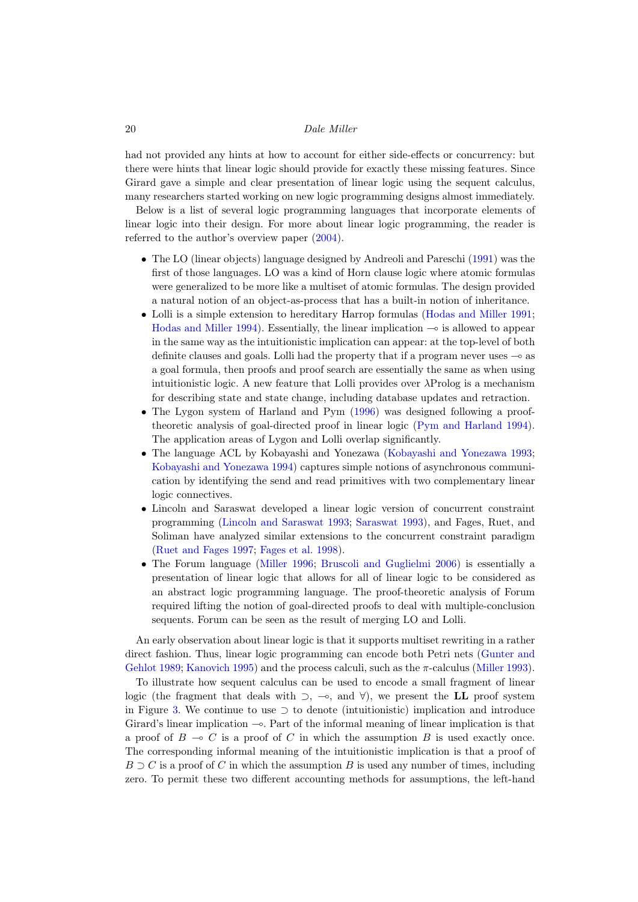had not provided any hints at how to account for either side-effects or concurrency: but there were hints that linear logic should provide for exactly these missing features. Since Girard gave a simple and clear presentation of linear logic using the sequent calculus, many researchers started working on new logic programming designs almost immediately.

Below is a list of several logic programming languages that incorporate elements of linear logic into their design. For more about linear logic programming, the reader is referred to the author's overview paper (2004).

- The LO (linear objects) language designed by Andreoli and Pareschi (1991) was the first of those languages. LO was a kind of Horn clause logic where atomic formulas were generalized to be more like a multiset of atomic formulas. The design provided a natural notion of an object-as-process that has a built-in notion of inheritance.
- Lolli is a simple extension to hereditary Harrop formulas (Hodas and Miller 1991; Hodas and Miller 1994). Essentially, the linear implication $\multimap$ is allowed to appear in the same way as the intuitionistic implication can appear: at the top-level of both definite clauses and goals. Lolli had the property that if a program never uses $\multimap$ as a goal formula, then proofs and proof search are essentially the same as when using intuitionistic logic. A new feature that Lolli provides over λProlog is a mechanism for describing state and state change, including database updates and retraction.
- The Lygon system of Harland and Pym (1996) was designed following a proof-theoretic analysis of goal-directed proof in linear logic (Pym and Harland 1994). The application areas of Lygon and Lolli overlap significantly.
- The language ACL by Kobayashi and Yonezawa (Kobayashi and Yonezawa 1993; Kobayashi and Yonezawa 1994) captures simple notions of asynchronous communication by identifying the send and read primitives with two complementary linear logic connectives.
- Lincoln and Saraswat developed a linear logic version of concurrent constraint programming (Lincoln and Saraswat 1993; Saraswat 1993), and Fages, Ruet, and Soliman have analyzed similar extensions to the concurrent constraint paradigm (Ruet and Fages 1997; Fages et al. 1998).
- The Forum language (Miller 1996; Bruscoli and Guglielmi 2006) is essentially a presentation of linear logic that allows for all of linear logic to be considered as an abstract logic programming language. The proof-theoretic analysis of Forum required lifting the notion of goal-directed proofs to deal with multiple-conclusion sequents. Forum can be seen as the result of merging LO and Lolli.

An early observation about linear logic is that it supports multiset rewriting in a rather direct fashion. Thus, linear logic programming can encode both Petri nets (Gunter and Gehlot 1989; Kanovich 1995) and the process calculi, such as the π-calculus (Miller 1993).

To illustrate how sequent calculus can be used to encode a small fragment of linear logic (the fragment that deals with $\supset$, $\multimap$, and $\forall$), we present the **LL** proof system in Figure 3. We continue to use $\supset$ to denote (intuitionistic) implication and introduce Girard's linear implication $\multimap$. Part of the informal meaning of linear implication is that a proof of $B \multimap C$ is a proof of $C$ in which the assumption $B$ is used exactly once. The corresponding informal meaning of the intuitionistic implication is that a proof of $B \supset C$ is a proof of $C$ in which the assumption $B$ is used any number of times, including zero. To permit these two different accounting methods for assumptions, the left-hand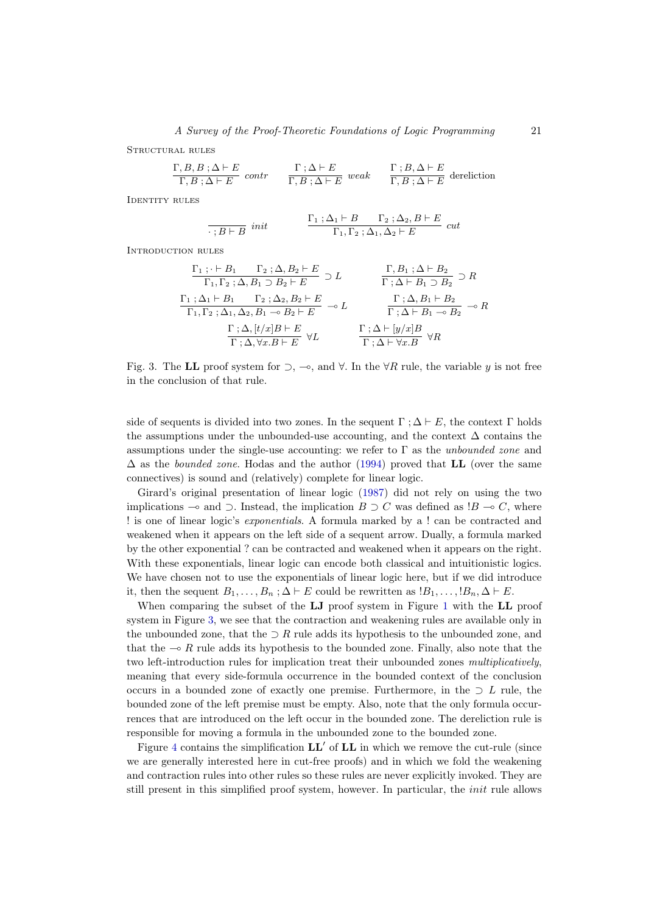STRUCTURAL RULES

$$\frac{\Gamma, B, B \,;\Delta \vdash E}{\Gamma, B \,;\Delta \vdash E}\ contr \qquad \frac{\Gamma \,;\Delta \vdash E}{\Gamma, B \,;\Delta \vdash E}\ weak \qquad \frac{\Gamma \,; B, \Delta \vdash E}{\Gamma, B \,;\Delta \vdash E}\ \text{dereliction}$$

IDENTITY RULES

$$\frac{}{\cdot \,; B \vdash B}\ init \qquad \frac{\Gamma_1 \,;\Delta_1 \vdash B \qquad \Gamma_2 \,;\Delta_2, B \vdash E}{\Gamma_1, \Gamma_2 \,;\Delta_1, \Delta_2 \vdash E}\ cut$$

INTRODUCTION RULES

$$\frac{\Gamma_1 \,;\cdot \vdash B_1 \qquad \Gamma_2 \,;\Delta, B_2 \vdash E}{\Gamma_1, \Gamma_2 \,;\Delta, B_1 \supset B_2 \vdash E} \supset L \qquad \frac{\Gamma, B_1 \,;\Delta \vdash B_2}{\Gamma \,;\Delta \vdash B_1 \supset B_2} \supset R$$

$$\frac{\Gamma_1 \,;\Delta_1 \vdash B_1 \qquad \Gamma_2 \,;\Delta_2, B_2 \vdash E}{\Gamma_1, \Gamma_2 \,;\Delta_1, \Delta_2, B_1 \multimap B_2 \vdash E} \multimap L \qquad \frac{\Gamma \,;\Delta, B_1 \vdash B_2}{\Gamma \,;\Delta \vdash B_1 \multimap B_2} \multimap R$$

$$\frac{\Gamma \,;\Delta, [t/x]B \vdash E}{\Gamma \,;\Delta, \forall x.B \vdash E}\ \forall L \qquad \frac{\Gamma \,;\Delta \vdash [y/x]B}{\Gamma \,;\Delta \vdash \forall x.B}\ \forall R$$

Fig. 3. The **LL** proof system for $\supset$, $\multimap$, and $\forall$. In the $\forall R$ rule, the variable $y$ is not free in the conclusion of that rule.

side of sequents is divided into two zones. In the sequent $\Gamma \,; \Delta \vdash E$, the context $\Gamma$ holds the assumptions under the unbounded-use accounting, and the context $\Delta$ contains the assumptions under the single-use accounting: we refer to $\Gamma$ as the *unbounded zone* and $\Delta$ as the *bounded zone*. Hodas and the author (1994) proved that **LL** (over the same connectives) is sound and (relatively) complete for linear logic.

Girard's original presentation of linear logic (1987) did not rely on using the two implications $\multimap$ and $\supset$. Instead, the implication $B \supset C$ was defined as $!B \multimap C$, where $!$ is one of linear logic's *exponentials*. A formula marked by a $!$ can be contracted and weakened when it appears on the left side of a sequent arrow. Dually, a formula marked by the other exponential $?$ can be contracted and weakened when it appears on the right. With these exponentials, linear logic can encode both classical and intuitionistic logics. We have chosen not to use the exponentials of linear logic here, but if we did introduce it, then the sequent $B_1, \ldots, B_n \,; \Delta \vdash E$ could be rewritten as $!B_1, \ldots, !B_n, \Delta \vdash E$.

When comparing the subset of the **LJ** proof system in Figure 1 with the **LL** proof system in Figure 3, we see that the contraction and weakening rules are available only in the unbounded zone, that the $\supset R$ rule adds its hypothesis to the unbounded zone, and that the $\multimap R$ rule adds its hypothesis to the bounded zone. Finally, also note that the two left-introduction rules for implication treat their unbounded zones *multiplicatively*, meaning that every side-formula occurrence in the bounded context of the conclusion occurs in a bounded zone of exactly one premise. Furthermore, in the $\supset L$ rule, the bounded zone of the left premise must be empty. Also, note that the only formula occurrences that are introduced on the left occur in the bounded zone. The dereliction rule is responsible for moving a formula in the unbounded zone to the bounded zone.

Figure 4 contains the simplification $\mathbf{LL}'$ of **LL** in which we remove the cut-rule (since we are generally interested here in cut-free proofs) and in which we fold the weakening and contraction rules into other rules so these rules are never explicitly invoked. They are still present in this simplified proof system, however. In particular, the *init* rule allows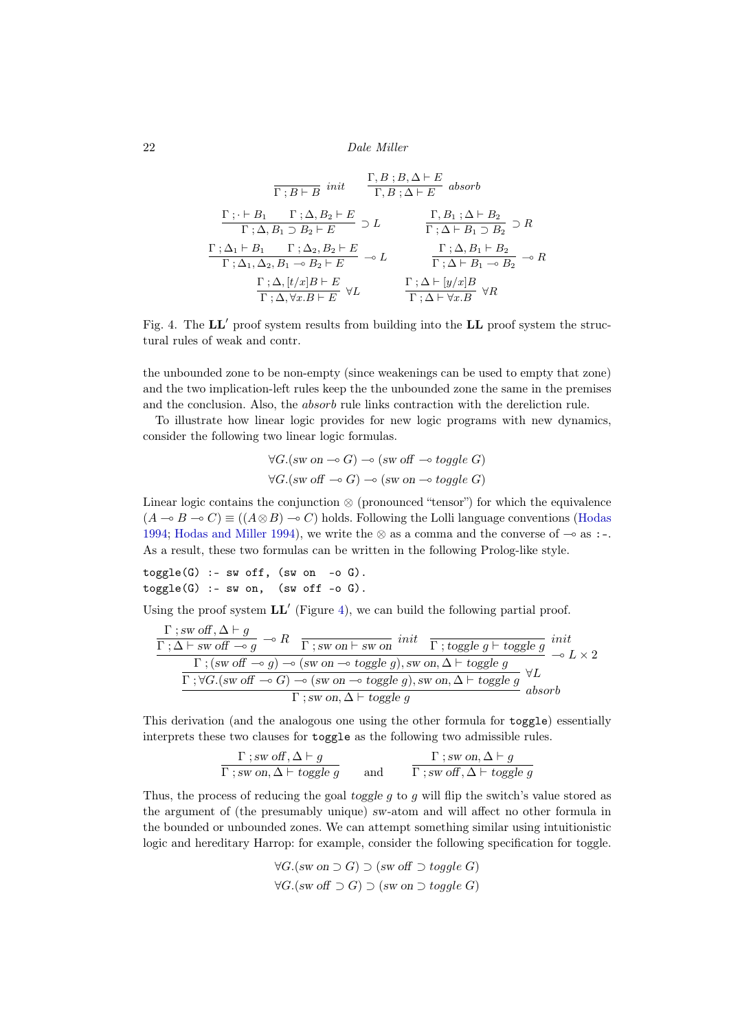$$
\frac{}{\Gamma\,;B \vdash B}\ \mathit{init}
\qquad
\frac{\Gamma, B\,; B, \Delta \vdash E}{\Gamma, B\,; \Delta \vdash E}\ \mathit{absorb}
$$

$$
\frac{\Gamma\,; \cdot \vdash B_1 \qquad \Gamma\,; \Delta, B_2 \vdash E}{\Gamma\,; \Delta, B_1 \supset B_2 \vdash E} \supset L
\qquad
\frac{\Gamma, B_1\,; \Delta \vdash B_2}{\Gamma\,; \Delta \vdash B_1 \supset B_2} \supset R
$$

$$
\frac{\Gamma\,; \Delta_1 \vdash B_1 \qquad \Gamma\,; \Delta_2, B_2 \vdash E}{\Gamma\,; \Delta_1, \Delta_2, B_1 \multimap B_2 \vdash E} \multimap L
\qquad
\frac{\Gamma\,; \Delta, B_1 \vdash B_2}{\Gamma\,; \Delta \vdash B_1 \multimap B_2} \multimap R
$$

$$
\frac{\Gamma\,; \Delta, [t/x]B \vdash E}{\Gamma\,; \Delta, \forall x.B \vdash E}\ \forall L
\qquad
\frac{\Gamma\,; \Delta \vdash [y/x]B}{\Gamma\,; \Delta \vdash \forall x.B}\ \forall R
$$

Fig. 4. The $\mathbf{LL}'$ proof system results from building into the $\mathbf{LL}$ proof system the structural rules of weak and contr.

the unbounded zone to be non-empty (since weakenings can be used to empty that zone) and the two implication-left rules keep the the unbounded zone the same in the premises and the conclusion. Also, the *absorb* rule links contraction with the dereliction rule.

To illustrate how linear logic provides for new logic programs with new dynamics, consider the following two linear logic formulas.

$$
\forall G.(\mathit{sw\ on} \multimap G) \multimap (\mathit{sw\ off} \multimap \mathit{toggle}\ G)
$$
$$
\forall G.(\mathit{sw\ off} \multimap G) \multimap (\mathit{sw\ on} \multimap \mathit{toggle}\ G)
$$

Linear logic contains the conjunction $\otimes$ (pronounced "tensor") for which the equivalence $(A \multimap B \multimap C) \equiv ((A \otimes B) \multimap C)$ holds. Following the Lolli language conventions (Hodas 1994; Hodas and Miller 1994), we write the $\otimes$ as a comma and the converse of $\multimap$ as `:-`. As a result, these two formulas can be written in the following Prolog-like style.

```
toggle(G) :- sw off, (sw on  -o G).
toggle(G) :- sw on,  (sw off -o G).
```

Using the proof system $\mathbf{LL}'$ (Figure 4), we can build the following partial proof.

$$
\dfrac{\dfrac{\dfrac{\dfrac{\Gamma\,; \mathit{sw\ off}, \Delta \vdash g}{\Gamma\,; \Delta \vdash \mathit{sw\ off} \multimap g} \multimap R \quad \dfrac{}{\Gamma\,; \mathit{sw\ on} \vdash \mathit{sw\ on}}\ \mathit{init} \quad \dfrac{}{\Gamma\,; \mathit{toggle}\ g \vdash \mathit{toggle}\ g}\ \mathit{init}}{\Gamma\,; (\mathit{sw\ off} \multimap g) \multimap (\mathit{sw\ on} \multimap \mathit{toggle}\ g), \mathit{sw\ on}, \Delta \vdash \mathit{toggle}\ g} \multimap L \times 2}{\Gamma\,; \forall G.(\mathit{sw\ off} \multimap G) \multimap (\mathit{sw\ on} \multimap \mathit{toggle}\ g), \mathit{sw\ on}, \Delta \vdash \mathit{toggle}\ g}\ \forall L}{\Gamma\,; \mathit{sw\ on}, \Delta \vdash \mathit{toggle}\ g}\ \mathit{absorb}
$$

This derivation (and the analogous one using the other formula for `toggle`) essentially interprets these two clauses for `toggle` as the following two admissible rules.

$$
\frac{\Gamma\,; \mathit{sw\ off}, \Delta \vdash g}{\Gamma\,; \mathit{sw\ on}, \Delta \vdash \mathit{toggle}\ g}
\qquad \text{and} \qquad
\frac{\Gamma\,; \mathit{sw\ on}, \Delta \vdash g}{\Gamma\,; \mathit{sw\ off}, \Delta \vdash \mathit{toggle}\ g}
$$

Thus, the process of reducing the goal *toggle g* to *g* will flip the switch's value stored as the argument of (the presumably unique) *sw*-atom and will affect no other formula in the bounded or unbounded zones. We can attempt something similar using intuitionistic logic and hereditary Harrop: for example, consider the following specification for toggle.

$$
\forall G.(\mathit{sw\ on} \supset G) \supset (\mathit{sw\ off} \supset \mathit{toggle}\ G)
$$
$$
\forall G.(\mathit{sw\ off} \supset G) \supset (\mathit{sw\ on} \supset \mathit{toggle}\ G)
$$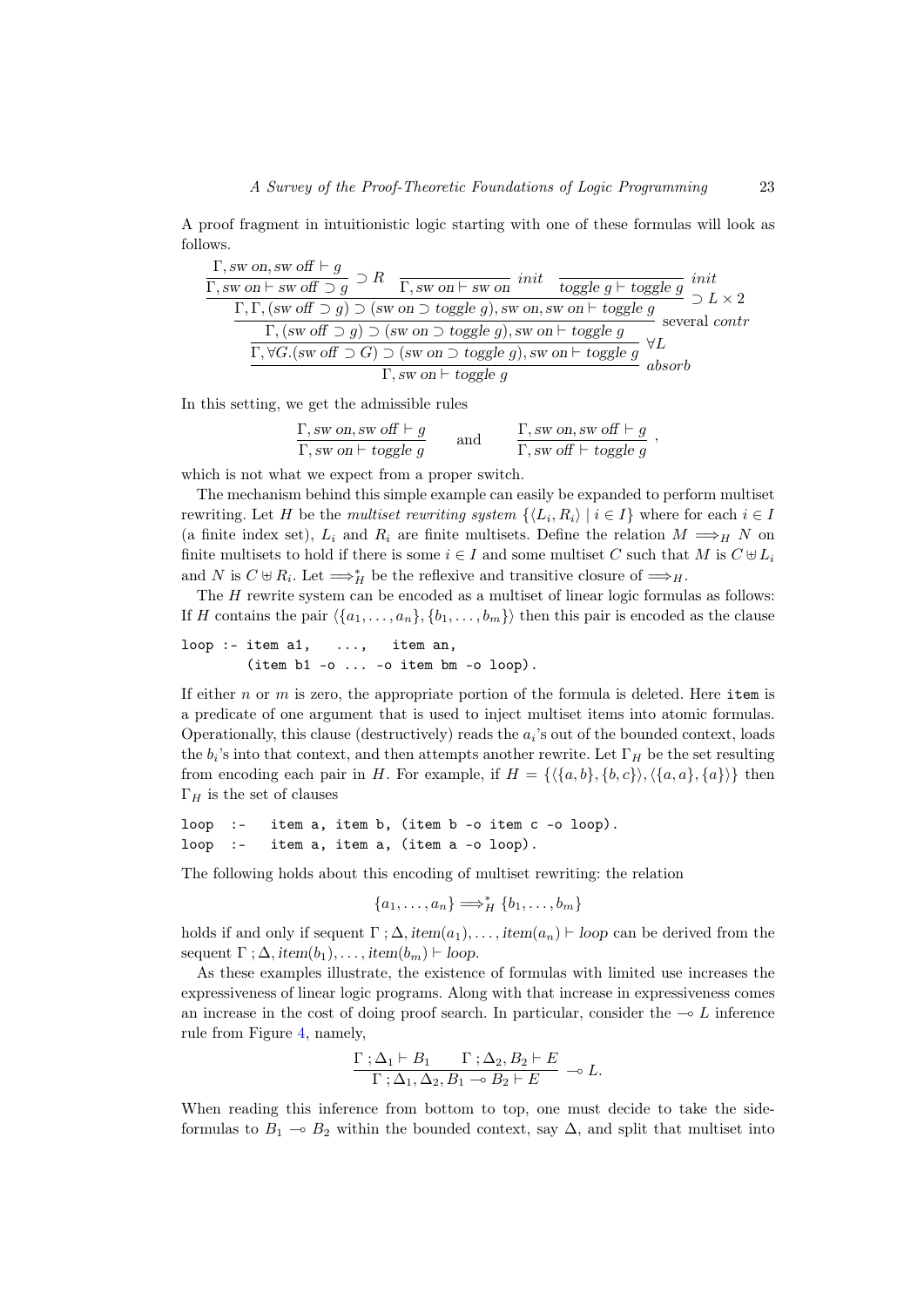A proof fragment in intuitionistic logic starting with one of these formulas will look as follows.

$$
\dfrac{\dfrac{\dfrac{\dfrac{\dfrac{\Gamma, \mathit{sw\ on}, \mathit{sw\ off} \vdash g}{\Gamma, \mathit{sw\ on} \vdash \mathit{sw\ off} \supset g}\supset R \quad \dfrac{}{\Gamma, \mathit{sw\ on} \vdash \mathit{sw\ on}}\mathit{init} \quad \dfrac{}{\mathit{toggle}\ g \vdash \mathit{toggle}\ g}\mathit{init}}{\Gamma, \Gamma, (\mathit{sw\ off} \supset g) \supset (\mathit{sw\ on} \supset \mathit{toggle}\ g), \mathit{sw\ on}, \mathit{sw\ on} \vdash \mathit{toggle}\ g}\supset L \times 2}{\Gamma, (\mathit{sw\ off} \supset g) \supset (\mathit{sw\ on} \supset \mathit{toggle}\ g), \mathit{sw\ on} \vdash \mathit{toggle}\ g}\text{several } \mathit{contr}}{\Gamma, \forall G.(\mathit{sw\ off} \supset G) \supset (\mathit{sw\ on} \supset \mathit{toggle}\ g), \mathit{sw\ on} \vdash \mathit{toggle}\ g}\forall L}{\Gamma, \mathit{sw\ on} \vdash \mathit{toggle}\ g}\mathit{absorb}
$$

In this setting, we get the admissible rules

$$
\frac{\Gamma, \mathit{sw\ on}, \mathit{sw\ off} \vdash g}{\Gamma, \mathit{sw\ on} \vdash \mathit{toggle}\ g} \qquad \text{and} \qquad \frac{\Gamma, \mathit{sw\ on}, \mathit{sw\ off} \vdash g}{\Gamma, \mathit{sw\ off} \vdash \mathit{toggle}\ g},
$$

which is not what we expect from a proper switch.

The mechanism behind this simple example can easily be expanded to perform multiset rewriting. Let $H$ be the *multiset rewriting system* $\{\langle L_i, R_i\rangle \mid i \in I\}$ where for each $i \in I$ (a finite index set), $L_i$ and $R_i$ are finite multisets. Define the relation $M \Longrightarrow_H N$ on finite multisets to hold if there is some $i \in I$ and some multiset $C$ such that $M$ is $C \uplus L_i$ and $N$ is $C \uplus R_i$. Let $\Longrightarrow_H^*$ be the reflexive and transitive closure of $\Longrightarrow_H$.

The $H$ rewrite system can be encoded as a multiset of linear logic formulas as follows: If $H$ contains the pair $\langle\{a_1, \ldots, a_n\}, \{b_1, \ldots, b_m\}\rangle$ then this pair is encoded as the clause

```
loop :- item a1,   ...,   item an,
        (item b1 -o ... -o item bm -o loop).
```

If either $n$ or $m$ is zero, the appropriate portion of the formula is deleted. Here `item` is a predicate of one argument that is used to inject multiset items into atomic formulas. Operationally, this clause (destructively) reads the $a_i$'s out of the bounded context, loads the $b_i$'s into that context, and then attempts another rewrite. Let $\Gamma_H$ be the set resulting from encoding each pair in $H$. For example, if $H = \{\langle\{a, b\}, \{b, c\}\rangle, \langle\{a, a\}, \{a\}\rangle\}$ then $\Gamma_H$ is the set of clauses

```
loop  :-   item a, item b, (item b -o item c -o loop).
loop  :-   item a, item a, (item a -o loop).
```

The following holds about this encoding of multiset rewriting: the relation

$$
\{a_1, \ldots, a_n\} \Longrightarrow_H^* \{b_1, \ldots, b_m\}
$$

holds if and only if sequent $\Gamma\,; \Delta, \mathit{item}(a_1), \ldots, \mathit{item}(a_n) \vdash \mathit{loop}$ can be derived from the sequent $\Gamma\,; \Delta, \mathit{item}(b_1), \ldots, \mathit{item}(b_m) \vdash \mathit{loop}$.

As these examples illustrate, the existence of formulas with limited use increases the expressiveness of linear logic programs. Along with that increase in expressiveness comes an increase in the cost of doing proof search. In particular, consider the $\multimap L$ inference rule from Figure 4, namely,

$$
\frac{\Gamma\,; \Delta_1 \vdash B_1 \qquad \Gamma\,; \Delta_2, B_2 \vdash E}{\Gamma\,; \Delta_1, \Delta_2, B_1 \multimap B_2 \vdash E} \multimap L.
$$

When reading this inference from bottom to top, one must decide to take the side-formulas to $B_1 \multimap B_2$ within the bounded context, say $\Delta$, and split that multiset into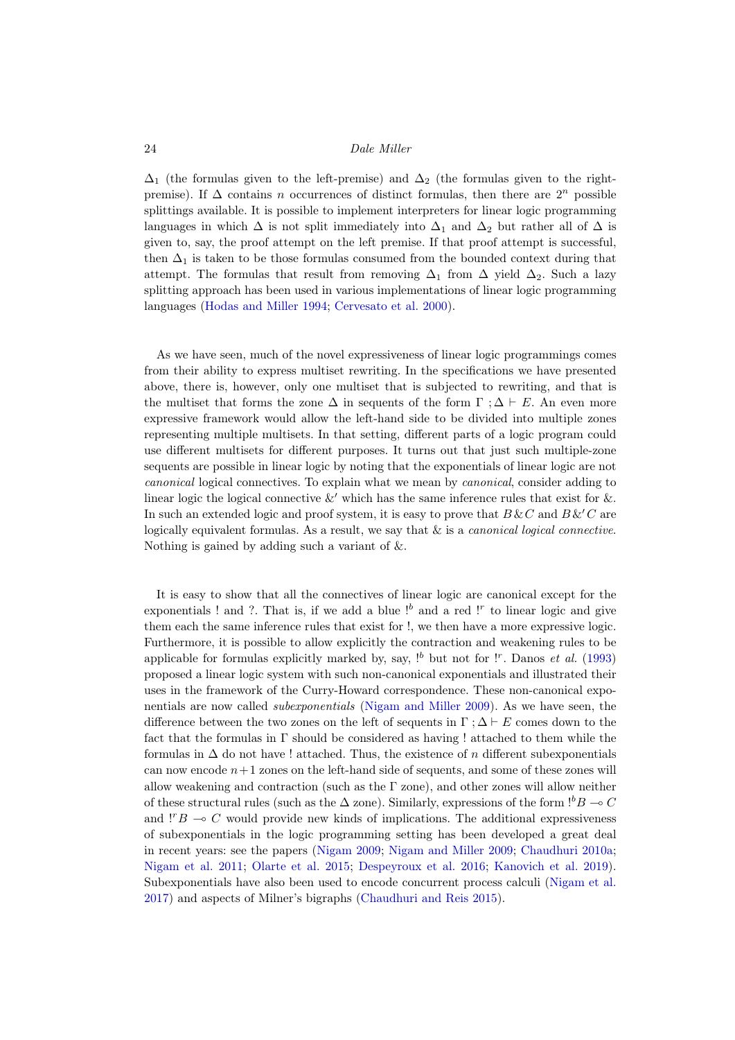$\Delta_1$ (the formulas given to the left-premise) and $\Delta_2$ (the formulas given to the right-premise). If $\Delta$ contains $n$ occurrences of distinct formulas, then there are $2^n$ possible splittings available. It is possible to implement interpreters for linear logic programming languages in which $\Delta$ is not split immediately into $\Delta_1$ and $\Delta_2$ but rather all of $\Delta$ is given to, say, the proof attempt on the left premise. If that proof attempt is successful, then $\Delta_1$ is taken to be those formulas consumed from the bounded context during that attempt. The formulas that result from removing $\Delta_1$ from $\Delta$ yield $\Delta_2$. Such a lazy splitting approach has been used in various implementations of linear logic programming languages (Hodas and Miller 1994; Cervesato et al. 2000).

As we have seen, much of the novel expressiveness of linear logic programmings comes from their ability to express multiset rewriting. In the specifications we have presented above, there is, however, only one multiset that is subjected to rewriting, and that is the multiset that forms the zone $\Delta$ in sequents of the form $\Gamma\,;\Delta \vdash E$. An even more expressive framework would allow the left-hand side to be divided into multiple zones representing multiple multisets. In that setting, different parts of a logic program could use different multisets for different purposes. It turns out that just such multiple-zone sequents are possible in linear logic by noting that the exponentials of linear logic are not *canonical* logical connectives. To explain what we mean by *canonical*, consider adding to linear logic the logical connective $\&'$ which has the same inference rules that exist for $\&$. In such an extended logic and proof system, it is easy to prove that $B \& C$ and $B \&' C$ are logically equivalent formulas. As a result, we say that $\&$ is a *canonical logical connective*. Nothing is gained by adding such a variant of $\&$.

It is easy to show that all the connectives of linear logic are canonical except for the exponentials ! and ?. That is, if we add a blue $!^b$ and a red $!^r$ to linear logic and give them each the same inference rules that exist for !, we then have a more expressive logic. Furthermore, it is possible to allow explicitly the contraction and weakening rules to be applicable for formulas explicitly marked by, say, $!^b$ but not for $!^r$. Danos *et al.* (1993) proposed a linear logic system with such non-canonical exponentials and illustrated their uses in the framework of the Curry-Howard correspondence. These non-canonical exponentials are now called *subexponentials* (Nigam and Miller 2009). As we have seen, the difference between the two zones on the left of sequents in $\Gamma\,;\Delta \vdash E$ comes down to the fact that the formulas in $\Gamma$ should be considered as having ! attached to them while the formulas in $\Delta$ do not have ! attached. Thus, the existence of $n$ different subexponentials can now encode $n+1$ zones on the left-hand side of sequents, and some of these zones will allow weakening and contraction (such as the $\Gamma$ zone), and other zones will allow neither of these structural rules (such as the $\Delta$ zone). Similarly, expressions of the form $!^b B \multimap C$ and $!^r B \multimap C$ would provide new kinds of implications. The additional expressiveness of subexponentials in the logic programming setting has been developed a great deal in recent years: see the papers (Nigam 2009; Nigam and Miller 2009; Chaudhuri 2010a; Nigam et al. 2011; Olarte et al. 2015; Despeyroux et al. 2016; Kanovich et al. 2019). Subexponentials have also been used to encode concurrent process calculi (Nigam et al. 2017) and aspects of Milner's bigraphs (Chaudhuri and Reis 2015).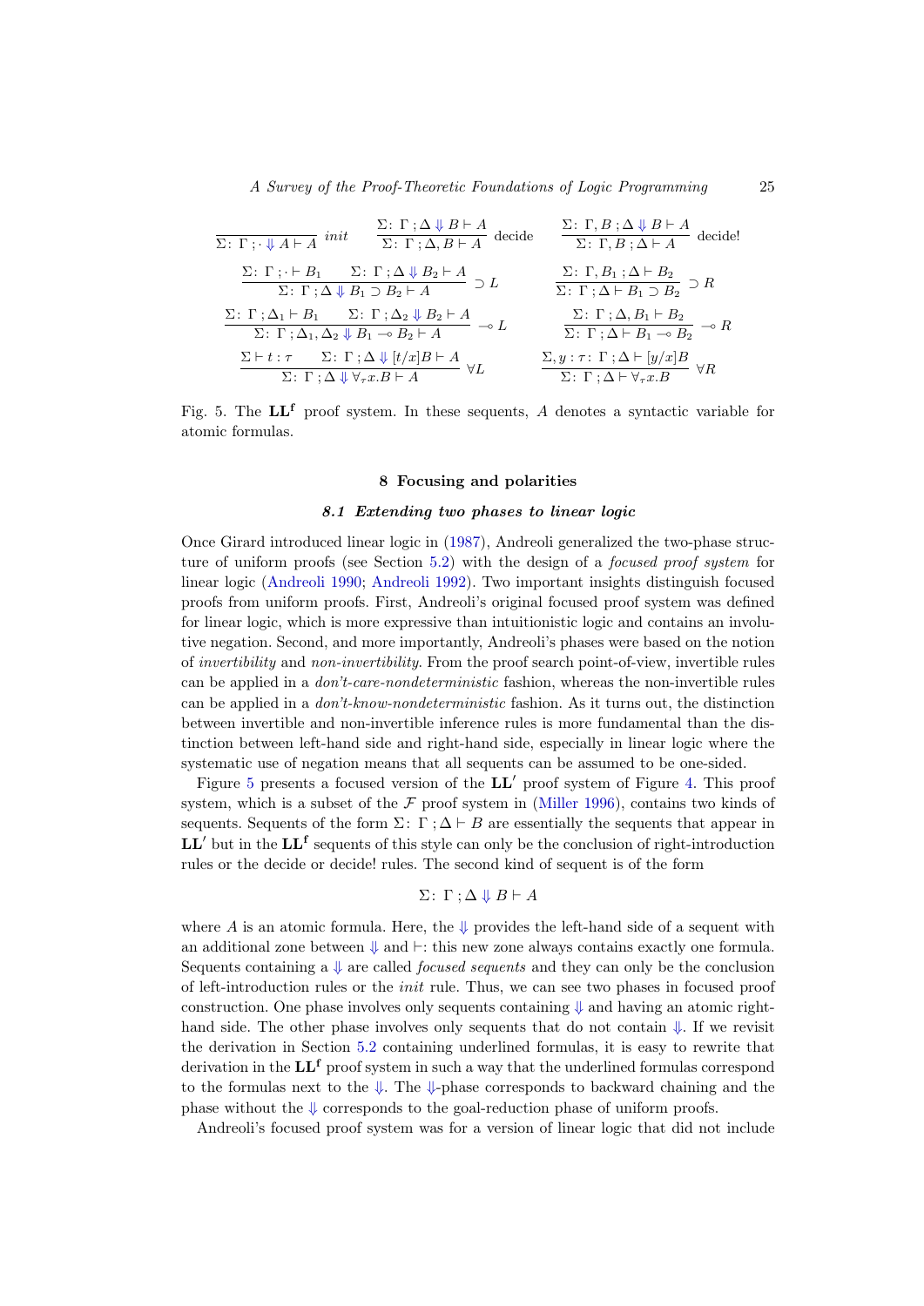$$\frac{}{\Sigma\colon\ \Gamma\,;\cdot \Downarrow A \vdash A}\ init \qquad \frac{\Sigma\colon\ \Gamma\,;\Delta \Downarrow B \vdash A}{\Sigma\colon\ \Gamma\,;\Delta, B \vdash A}\ \text{decide} \qquad \frac{\Sigma\colon\ \Gamma, B\,;\Delta \Downarrow B \vdash A}{\Sigma\colon\ \Gamma, B\,;\Delta \vdash A}\ \text{decide!}$$

$$\frac{\Sigma\colon\ \Gamma\,;\cdot \vdash B_1 \qquad \Sigma\colon\ \Gamma\,;\Delta \Downarrow B_2 \vdash A}{\Sigma\colon\ \Gamma\,;\Delta \Downarrow B_1 \supset B_2 \vdash A}\ \supset L \qquad \frac{\Sigma\colon\ \Gamma, B_1\,;\Delta \vdash B_2}{\Sigma\colon\ \Gamma\,;\Delta \vdash B_1 \supset B_2}\ \supset R$$

$$\frac{\Sigma\colon\ \Gamma\,;\Delta_1 \vdash B_1 \qquad \Sigma\colon\ \Gamma\,;\Delta_2 \Downarrow B_2 \vdash A}{\Sigma\colon\ \Gamma\,;\Delta_1, \Delta_2 \Downarrow B_1 \multimap B_2 \vdash A}\ \multimap L \qquad \frac{\Sigma\colon\ \Gamma\,;\Delta, B_1 \vdash B_2}{\Sigma\colon\ \Gamma\,;\Delta \vdash B_1 \multimap B_2}\ \multimap R$$

$$\frac{\Sigma \vdash t : \tau \qquad \Sigma\colon\ \Gamma\,;\Delta \Downarrow [t/x]B \vdash A}{\Sigma\colon\ \Gamma\,;\Delta \Downarrow \forall_\tau x.B \vdash A}\ \forall L \qquad \frac{\Sigma, y : \tau\colon\ \Gamma\,;\Delta \vdash [y/x]B}{\Sigma\colon\ \Gamma\,;\Delta \vdash \forall_\tau x.B}\ \forall R$$

Fig. 5. The $\mathbf{LL^f}$ proof system. In these sequents, $A$ denotes a syntactic variable for atomic formulas.

## 8 Focusing and polarities

### 8.1 *Extending two phases to linear logic*

Once Girard introduced linear logic in (1987), Andreoli generalized the two-phase structure of uniform proofs (see Section 5.2) with the design of a *focused proof system* for linear logic (Andreoli 1990; Andreoli 1992). Two important insights distinguish focused proofs from uniform proofs. First, Andreoli's original focused proof system was defined for linear logic, which is more expressive than intuitionistic logic and contains an involutive negation. Second, and more importantly, Andreoli's phases were based on the notion of *invertibility* and *non-invertibility*. From the proof search point-of-view, invertible rules can be applied in a *don't-care-nondeterministic* fashion, whereas the non-invertible rules can be applied in a *don't-know-nondeterministic* fashion. As it turns out, the distinction between invertible and non-invertible inference rules is more fundamental than the distinction between left-hand side and right-hand side, especially in linear logic where the systematic use of negation means that all sequents can be assumed to be one-sided.

Figure 5 presents a focused version of the $\mathbf{LL'}$ proof system of Figure 4. This proof system, which is a subset of the $\mathcal{F}$ proof system in (Miller 1996), contains two kinds of sequents. Sequents of the form $\Sigma\colon\ \Gamma\,;\Delta \vdash B$ are essentially the sequents that appear in $\mathbf{LL'}$ but in the $\mathbf{LL^f}$ sequents of this style can only be the conclusion of right-introduction rules or the decide or decide! rules. The second kind of sequent is of the form

$$\Sigma\colon\ \Gamma\,;\Delta \Downarrow B \vdash A$$

where $A$ is an atomic formula. Here, the $\Downarrow$ provides the left-hand side of a sequent with an additional zone between $\Downarrow$ and $\vdash$: this new zone always contains exactly one formula. Sequents containing a $\Downarrow$ are called *focused sequents* and they can only be the conclusion of left-introduction rules or the *init* rule. Thus, we can see two phases in focused proof construction. One phase involves only sequents containing $\Downarrow$ and having an atomic right-hand side. The other phase involves only sequents that do not contain $\Downarrow$. If we revisit the derivation in Section 5.2 containing underlined formulas, it is easy to rewrite that derivation in the $\mathbf{LL^f}$ proof system in such a way that the underlined formulas correspond to the formulas next to the $\Downarrow$. The $\Downarrow$-phase corresponds to backward chaining and the phase without the $\Downarrow$ corresponds to the goal-reduction phase of uniform proofs.

Andreoli's focused proof system was for a version of linear logic that did not include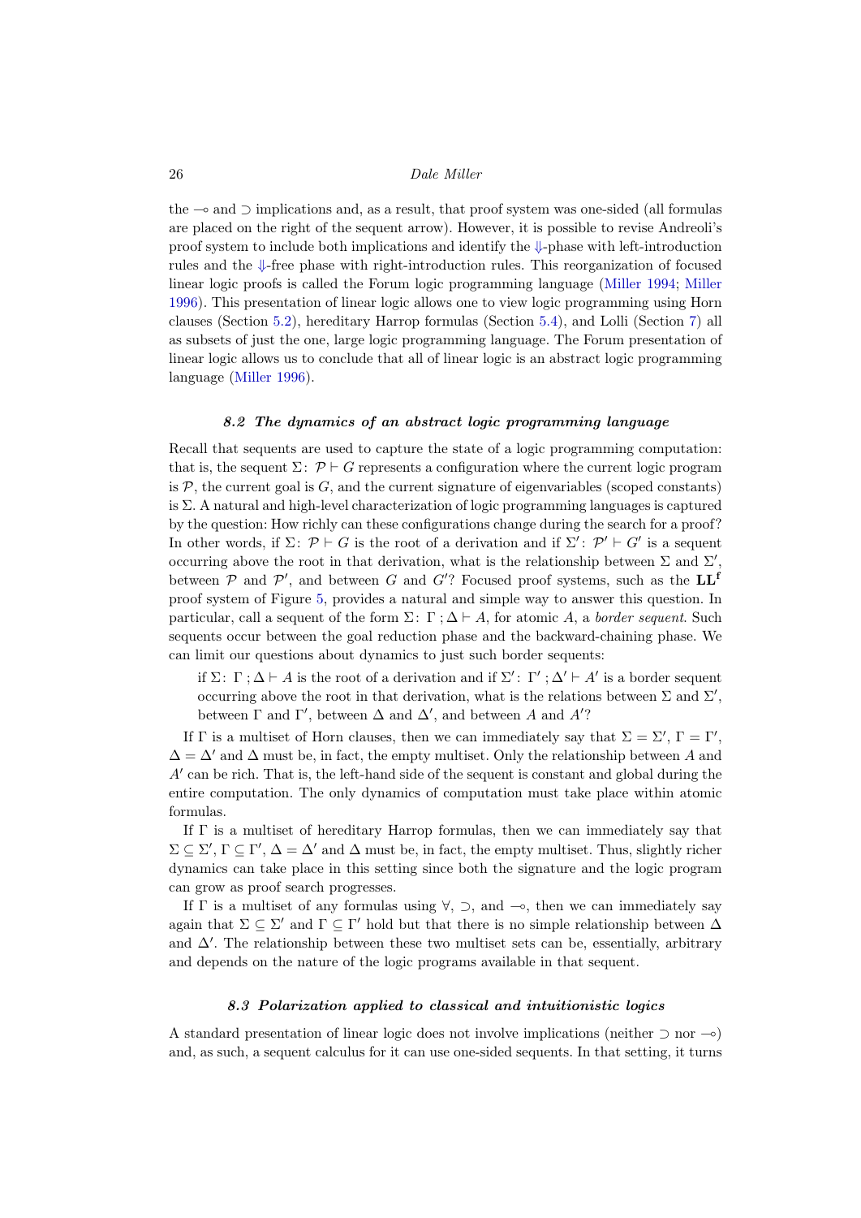the $\multimap$ and $\supset$ implications and, as a result, that proof system was one-sided (all formulas are placed on the right of the sequent arrow). However, it is possible to revise Andreoli's proof system to include both implications and identify the $\Downarrow$-phase with left-introduction rules and the $\Downarrow$-free phase with right-introduction rules. This reorganization of focused linear logic proofs is called the Forum logic programming language (Miller 1994; Miller 1996). This presentation of linear logic allows one to view logic programming using Horn clauses (Section 5.2), hereditary Harrop formulas (Section 5.4), and Lolli (Section 7) all as subsets of just the one, large logic programming language. The Forum presentation of linear logic allows us to conclude that all of linear logic is an abstract logic programming language (Miller 1996).

### *8.2 The dynamics of an abstract logic programming language*

Recall that sequents are used to capture the state of a logic programming computation: that is, the sequent $\Sigma\colon\, \mathcal{P} \vdash G$ represents a configuration where the current logic program is $\mathcal{P}$, the current goal is $G$, and the current signature of eigenvariables (scoped constants) is $\Sigma$. A natural and high-level characterization of logic programming languages is captured by the question: How richly can these configurations change during the search for a proof? In other words, if $\Sigma\colon\, \mathcal{P} \vdash G$ is the root of a derivation and if $\Sigma'\colon\, \mathcal{P}' \vdash G'$ is a sequent occurring above the root in that derivation, what is the relationship between $\Sigma$ and $\Sigma'$, between $\mathcal{P}$ and $\mathcal{P}'$, and between $G$ and $G'$? Focused proof systems, such as the $\mathbf{LL^f}$ proof system of Figure 5, provides a natural and simple way to answer this question. In particular, call a sequent of the form $\Sigma\colon\, \Gamma\,; \Delta \vdash A$, for atomic $A$, a *border sequent*. Such sequents occur between the goal reduction phase and the backward-chaining phase. We can limit our questions about dynamics to just such border sequents:

> if $\Sigma\colon\, \Gamma\,; \Delta \vdash A$ is the root of a derivation and if $\Sigma'\colon\, \Gamma'\,; \Delta' \vdash A'$ is a border sequent occurring above the root in that derivation, what is the relations between $\Sigma$ and $\Sigma'$, between $\Gamma$ and $\Gamma'$, between $\Delta$ and $\Delta'$, and between $A$ and $A'$?

If $\Gamma$ is a multiset of Horn clauses, then we can immediately say that $\Sigma = \Sigma'$, $\Gamma = \Gamma'$, $\Delta = \Delta'$ and $\Delta$ must be, in fact, the empty multiset. Only the relationship between $A$ and $A'$ can be rich. That is, the left-hand side of the sequent is constant and global during the entire computation. The only dynamics of computation must take place within atomic formulas.

If $\Gamma$ is a multiset of hereditary Harrop formulas, then we can immediately say that $\Sigma \subseteq \Sigma'$, $\Gamma \subseteq \Gamma'$, $\Delta = \Delta'$ and $\Delta$ must be, in fact, the empty multiset. Thus, slightly richer dynamics can take place in this setting since both the signature and the logic program can grow as proof search progresses.

If $\Gamma$ is a multiset of any formulas using $\forall$, $\supset$, and $\multimap$, then we can immediately say again that $\Sigma \subseteq \Sigma'$ and $\Gamma \subseteq \Gamma'$ hold but that there is no simple relationship between $\Delta$ and $\Delta'$. The relationship between these two multiset sets can be, essentially, arbitrary and depends on the nature of the logic programs available in that sequent.

### *8.3 Polarization applied to classical and intuitionistic logics*

A standard presentation of linear logic does not involve implications (neither $\supset$ nor $\multimap$) and, as such, a sequent calculus for it can use one-sided sequents. In that setting, it turns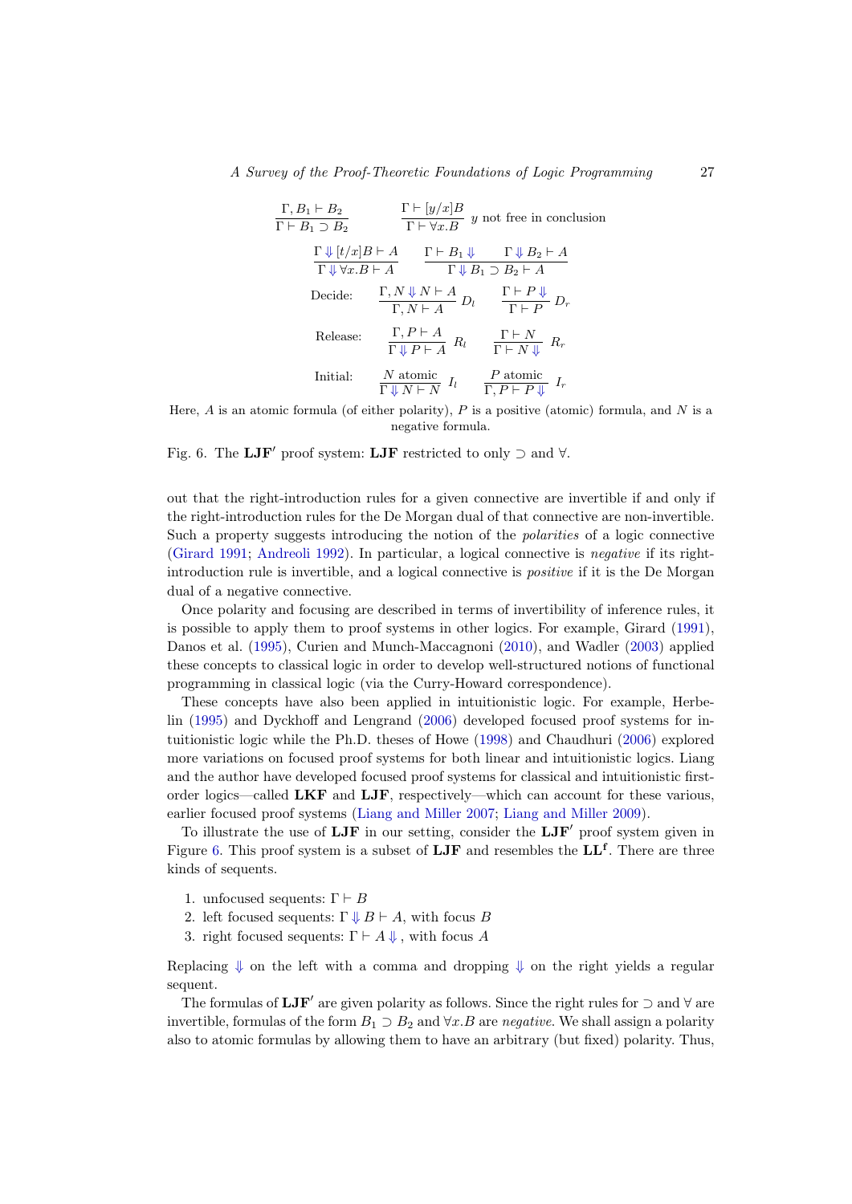$$\frac{\Gamma, B_1 \vdash B_2}{\Gamma \vdash B_1 \supset B_2} \qquad \frac{\Gamma \vdash [y/x]B}{\Gamma \vdash \forall x.B}\ y \text{ not free in conclusion}$$

$$\frac{\Gamma \Downarrow [t/x]B \vdash A}{\Gamma \Downarrow \forall x.B \vdash A} \qquad \frac{\Gamma \vdash B_1 \Downarrow \qquad \Gamma \Downarrow B_2 \vdash A}{\Gamma \Downarrow B_1 \supset B_2 \vdash A}$$

$$\text{Decide:} \quad \frac{\Gamma, N \Downarrow N \vdash A}{\Gamma, N \vdash A}\ D_l \qquad \frac{\Gamma \vdash P \Downarrow}{\Gamma \vdash P}\ D_r$$

$$\text{Release:} \quad \frac{\Gamma, P \vdash A}{\Gamma \Downarrow P \vdash A}\ R_l \qquad \frac{\Gamma \vdash N}{\Gamma \vdash N \Downarrow}\ R_r$$

$$\text{Initial:} \quad \frac{N \text{ atomic}}{\Gamma \Downarrow N \vdash N}\ I_l \qquad \frac{P \text{ atomic}}{\Gamma, P \vdash P \Downarrow}\ I_r$$

Here, $A$ is an atomic formula (of either polarity), $P$ is a positive (atomic) formula, and $N$ is a negative formula.

Fig. 6. The $\mathbf{LJF}'$ proof system: $\mathbf{LJF}$ restricted to only $\supset$ and $\forall$.

out that the right-introduction rules for a given connective are invertible if and only if the right-introduction rules for the De Morgan dual of that connective are non-invertible. Such a property suggests introducing the notion of the *polarities* of a logic connective (Girard 1991; Andreoli 1992). In particular, a logical connective is *negative* if its right-introduction rule is invertible, and a logical connective is *positive* if it is the De Morgan dual of a negative connective.

Once polarity and focusing are described in terms of invertibility of inference rules, it is possible to apply them to proof systems in other logics. For example, Girard (1991), Danos et al. (1995), Curien and Munch-Maccagnoni (2010), and Wadler (2003) applied these concepts to classical logic in order to develop well-structured notions of functional programming in classical logic (via the Curry-Howard correspondence).

These concepts have also been applied in intuitionistic logic. For example, Herbelin (1995) and Dyckhoff and Lengrand (2006) developed focused proof systems for intuitionistic logic while the Ph.D. theses of Howe (1998) and Chaudhuri (2006) explored more variations on focused proof systems for both linear and intuitionistic logics. Liang and the author have developed focused proof systems for classical and intuitionistic first-order logics—called **LKF** and **LJF**, respectively—which can account for these various, earlier focused proof systems (Liang and Miller 2007; Liang and Miller 2009).

To illustrate the use of **LJF** in our setting, consider the $\mathbf{LJF}'$ proof system given in Figure 6. This proof system is a subset of **LJF** and resembles the $\mathbf{LL^f}$. There are three kinds of sequents.

1. unfocused sequents: $\Gamma \vdash B$
2. left focused sequents: $\Gamma \Downarrow B \vdash A$, with focus $B$
3. right focused sequents: $\Gamma \vdash A \Downarrow$, with focus $A$

Replacing $\Downarrow$ on the left with a comma and dropping $\Downarrow$ on the right yields a regular sequent.

The formulas of $\mathbf{LJF}'$ are given polarity as follows. Since the right rules for $\supset$ and $\forall$ are invertible, formulas of the form $B_1 \supset B_2$ and $\forall x.B$ are *negative*. We shall assign a polarity also to atomic formulas by allowing them to have an arbitrary (but fixed) polarity. Thus,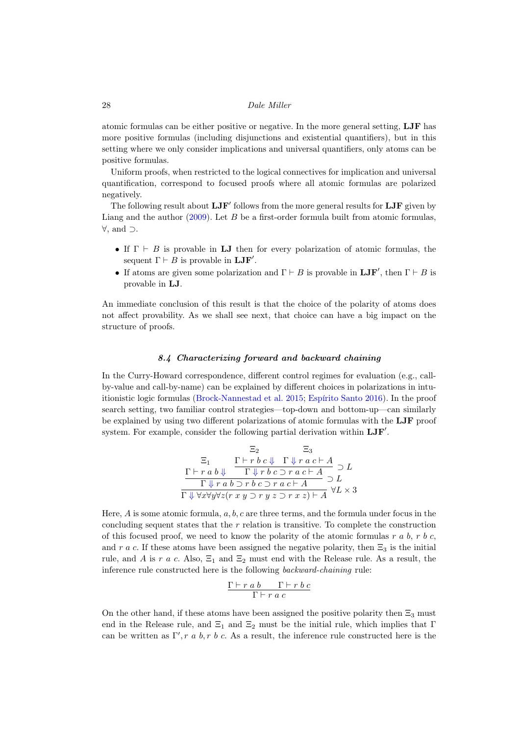atomic formulas can be either positive or negative. In the more general setting, **LJF** has more positive formulas (including disjunctions and existential quantifiers), but in this setting where we only consider implications and universal quantifiers, only atoms can be positive formulas.

Uniform proofs, when restricted to the logical connectives for implication and universal quantification, correspond to focused proofs where all atomic formulas are polarized negatively.

The following result about $\mathbf{LJF}'$ follows from the more general results for **LJF** given by Liang and the author (2009). Let $B$ be a first-order formula built from atomic formulas, $\forall$, and $\supset$.

- If $\Gamma \vdash B$ is provable in **LJ** then for every polarization of atomic formulas, the sequent $\Gamma \vdash B$ is provable in $\mathbf{LJF}'$.
- If atoms are given some polarization and $\Gamma \vdash B$ is provable in $\mathbf{LJF}'$, then $\Gamma \vdash B$ is provable in **LJ**.

An immediate conclusion of this result is that the choice of the polarity of atoms does not affect provability. As we shall see next, that choice can have a big impact on the structure of proofs.

### *8.4 Characterizing forward and backward chaining*

In the Curry-Howard correspondence, different control regimes for evaluation (e.g., call-by-value and call-by-name) can be explained by different choices in polarizations in intuitionistic logic formulas (Brock-Nannestad et al. 2015; Espírito Santo 2016). In the proof search setting, two familiar control strategies—top-down and bottom-up—can similarly be explained by using two different polarizations of atomic formulas with the **LJF** proof system. For example, consider the following partial derivation within $\mathbf{LJF}'$.

$$
\dfrac{\dfrac{\begin{array}{c}\Xi_1\\ \Gamma \vdash r\ a\ b \Downarrow\end{array} \qquad \dfrac{\begin{array}{c}\Xi_2\\ \Gamma \vdash r\ b\ c \Downarrow\end{array} \quad \begin{array}{c}\Xi_3\\ \Gamma \Downarrow r\ a\ c \vdash A\end{array}}{\Gamma \Downarrow r\ b\ c \supset r\ a\ c \vdash A}\ \supset L}{\Gamma \Downarrow r\ a\ b \supset r\ b\ c \supset r\ a\ c \vdash A}\ \supset L}{\Gamma \Downarrow \forall x \forall y \forall z (r\ x\ y \supset r\ y\ z \supset r\ x\ z) \vdash A}\ \forall L \times 3
$$

Here, $A$ is some atomic formula, $a, b, c$ are three terms, and the formula under focus in the concluding sequent states that the $r$ relation is transitive. To complete the construction of this focused proof, we need to know the polarity of the atomic formulas $r\ a\ b$, $r\ b\ c$, and $r\ a\ c$. If these atoms have been assigned the negative polarity, then $\Xi_3$ is the initial rule, and $A$ is $r\ a\ c$. Also, $\Xi_1$ and $\Xi_2$ must end with the Release rule. As a result, the inference rule constructed here is the following *backward-chaining* rule:

$$
\dfrac{\Gamma \vdash r\ a\ b \qquad \Gamma \vdash r\ b\ c}{\Gamma \vdash r\ a\ c}
$$

On the other hand, if these atoms have been assigned the positive polarity then $\Xi_3$ must end in the Release rule, and $\Xi_1$ and $\Xi_2$ must be the initial rule, which implies that $\Gamma$ can be written as $\Gamma', r\ a\ b, r\ b\ c$. As a result, the inference rule constructed here is the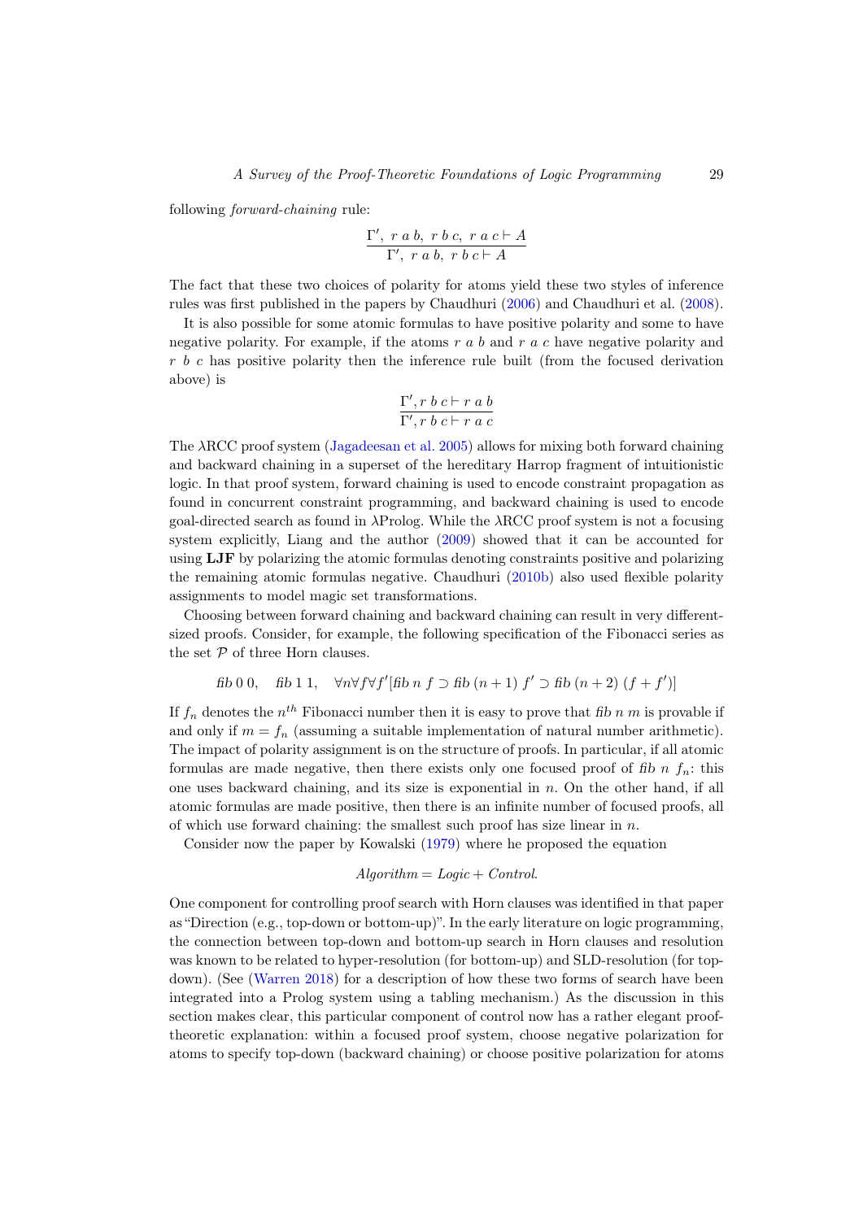following *forward-chaining* rule:

$$\frac{\Gamma',\ r\ a\ b,\ r\ b\ c,\ r\ a\ c \vdash A}{\Gamma',\ r\ a\ b,\ r\ b\ c \vdash A}$$

The fact that these two choices of polarity for atoms yield these two styles of inference rules was first published in the papers by Chaudhuri (2006) and Chaudhuri et al. (2008).

It is also possible for some atomic formulas to have positive polarity and some to have negative polarity. For example, if the atoms $r\ a\ b$ and $r\ a\ c$ have negative polarity and $r\ b\ c$ has positive polarity then the inference rule built (from the focused derivation above) is

$$\frac{\Gamma', r\ b\ c \vdash r\ a\ b}{\Gamma', r\ b\ c \vdash r\ a\ c}$$

The λRCC proof system (Jagadeesan et al. 2005) allows for mixing both forward chaining and backward chaining in a superset of the hereditary Harrop fragment of intuitionistic logic. In that proof system, forward chaining is used to encode constraint propagation as found in concurrent constraint programming, and backward chaining is used to encode goal-directed search as found in λProlog. While the λRCC proof system is not a focusing system explicitly, Liang and the author (2009) showed that it can be accounted for using **LJF** by polarizing the atomic formulas denoting constraints positive and polarizing the remaining atomic formulas negative. Chaudhuri (2010b) also used flexible polarity assignments to model magic set transformations.

Choosing between forward chaining and backward chaining can result in very different-sized proofs. Consider, for example, the following specification of the Fibonacci series as the set $\mathcal{P}$ of three Horn clauses.

$$\mathit{fib}\ 0\ 0, \quad \mathit{fib}\ 1\ 1, \quad \forall n \forall f \forall f'[\mathit{fib}\ n\ f \supset \mathit{fib}\ (n+1)\ f' \supset \mathit{fib}\ (n+2)\ (f+f')]$$

If $f_n$ denotes the $n^{th}$ Fibonacci number then it is easy to prove that $\mathit{fib}\ n\ m$ is provable if and only if $m = f_n$ (assuming a suitable implementation of natural number arithmetic). The impact of polarity assignment is on the structure of proofs. In particular, if all atomic formulas are made negative, then there exists only one focused proof of $\mathit{fib}\ n\ f_n$: this one uses backward chaining, and its size is exponential in $n$. On the other hand, if all atomic formulas are made positive, then there is an infinite number of focused proofs, all of which use forward chaining: the smallest such proof has size linear in $n$.

Consider now the paper by Kowalski (1979) where he proposed the equation

$$\mathit{Algorithm} = \mathit{Logic} + \mathit{Control}.$$

One component for controlling proof search with Horn clauses was identified in that paper as "Direction (e.g., top-down or bottom-up)". In the early literature on logic programming, the connection between top-down and bottom-up search in Horn clauses and resolution was known to be related to hyper-resolution (for bottom-up) and SLD-resolution (for top-down). (See (Warren 2018) for a description of how these two forms of search have been integrated into a Prolog system using a tabling mechanism.) As the discussion in this section makes clear, this particular component of control now has a rather elegant proof-theoretic explanation: within a focused proof system, choose negative polarization for atoms to specify top-down (backward chaining) or choose positive polarization for atoms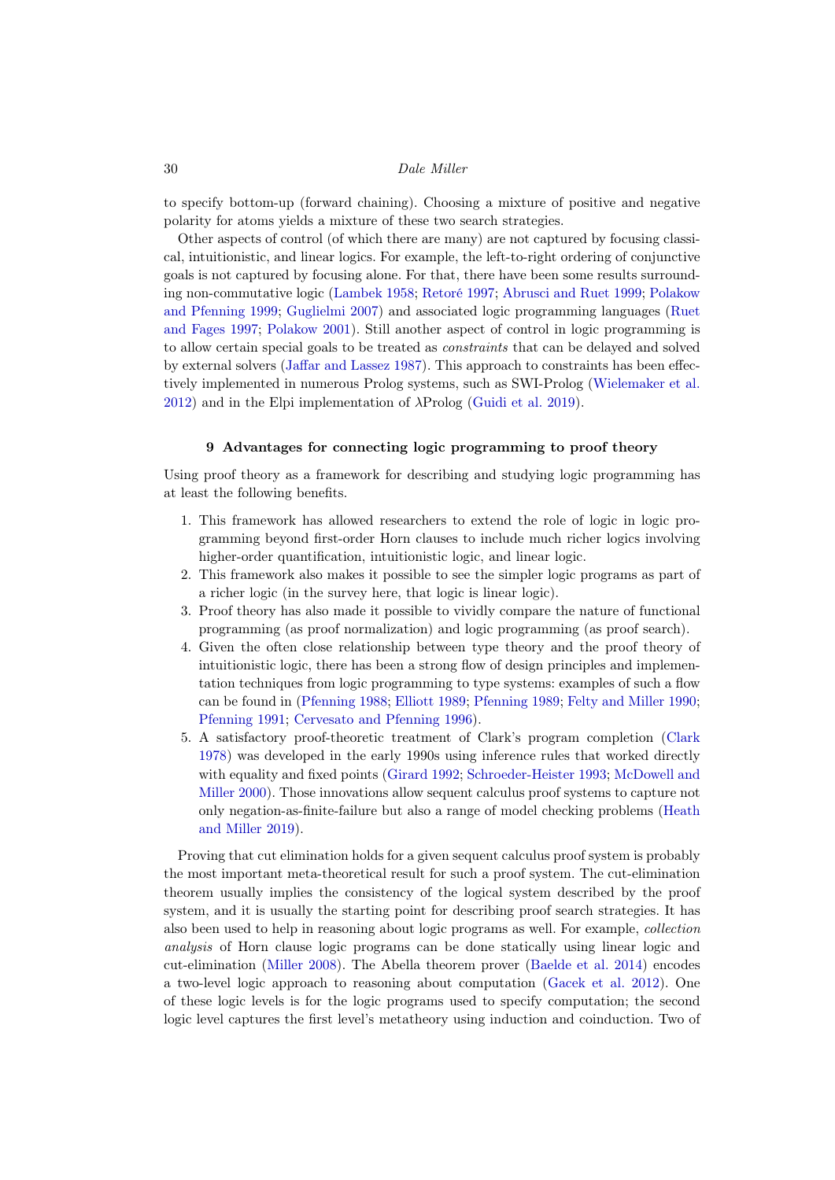to specify bottom-up (forward chaining). Choosing a mixture of positive and negative polarity for atoms yields a mixture of these two search strategies.

Other aspects of control (of which there are many) are not captured by focusing classical, intuitionistic, and linear logics. For example, the left-to-right ordering of conjunctive goals is not captured by focusing alone. For that, there have been some results surrounding non-commutative logic (Lambek 1958; Retoré 1997; Abrusci and Ruet 1999; Polakow and Pfenning 1999; Guglielmi 2007) and associated logic programming languages (Ruet and Fages 1997; Polakow 2001). Still another aspect of control in logic programming is to allow certain special goals to be treated as *constraints* that can be delayed and solved by external solvers (Jaffar and Lassez 1987). This approach to constraints has been effectively implemented in numerous Prolog systems, such as SWI-Prolog (Wielemaker et al. 2012) and in the Elpi implementation of λProlog (Guidi et al. 2019).

## 9 Advantages for connecting logic programming to proof theory

Using proof theory as a framework for describing and studying logic programming has at least the following benefits.

1. This framework has allowed researchers to extend the role of logic in logic programming beyond first-order Horn clauses to include much richer logics involving higher-order quantification, intuitionistic logic, and linear logic.
2. This framework also makes it possible to see the simpler logic programs as part of a richer logic (in the survey here, that logic is linear logic).
3. Proof theory has also made it possible to vividly compare the nature of functional programming (as proof normalization) and logic programming (as proof search).
4. Given the often close relationship between type theory and the proof theory of intuitionistic logic, there has been a strong flow of design principles and implementation techniques from logic programming to type systems: examples of such a flow can be found in (Pfenning 1988; Elliott 1989; Pfenning 1989; Felty and Miller 1990; Pfenning 1991; Cervesato and Pfenning 1996).
5. A satisfactory proof-theoretic treatment of Clark's program completion (Clark 1978) was developed in the early 1990s using inference rules that worked directly with equality and fixed points (Girard 1992; Schroeder-Heister 1993; McDowell and Miller 2000). Those innovations allow sequent calculus proof systems to capture not only negation-as-finite-failure but also a range of model checking problems (Heath and Miller 2019).

Proving that cut elimination holds for a given sequent calculus proof system is probably the most important meta-theoretical result for such a proof system. The cut-elimination theorem usually implies the consistency of the logical system described by the proof system, and it is usually the starting point for describing proof search strategies. It has also been used to help in reasoning about logic programs as well. For example, *collection analysis* of Horn clause logic programs can be done statically using linear logic and cut-elimination (Miller 2008). The Abella theorem prover (Baelde et al. 2014) encodes a two-level logic approach to reasoning about computation (Gacek et al. 2012). One of these logic levels is for the logic programs used to specify computation; the second logic level captures the first level's metatheory using induction and coinduction. Two of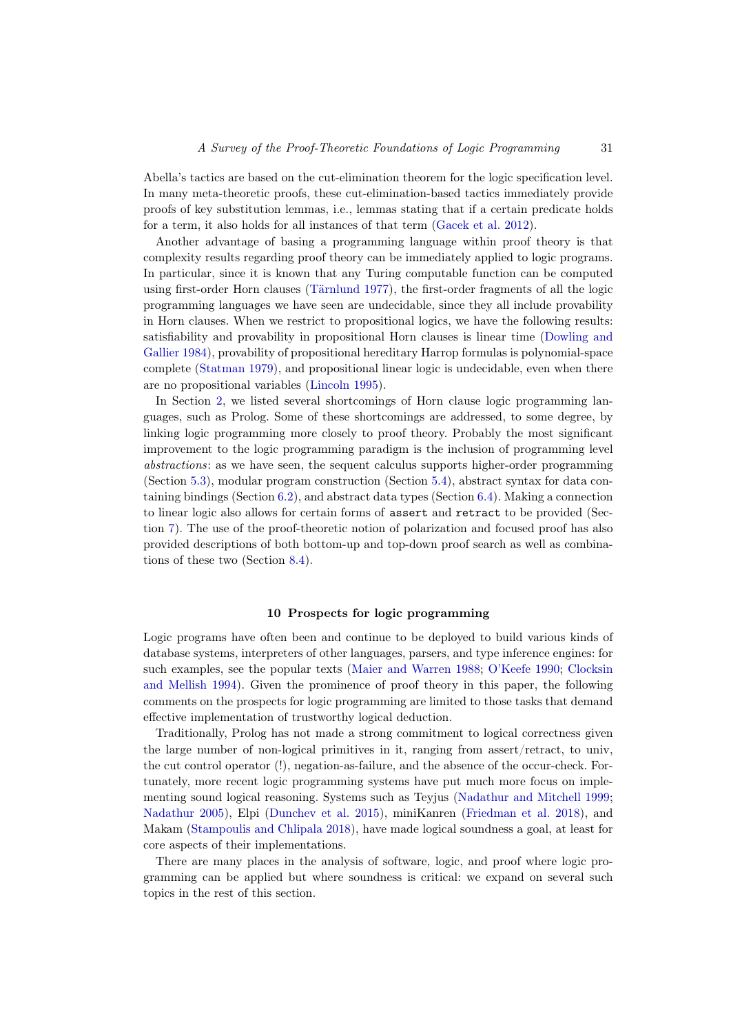Abella's tactics are based on the cut-elimination theorem for the logic specification level. In many meta-theoretic proofs, these cut-elimination-based tactics immediately provide proofs of key substitution lemmas, i.e., lemmas stating that if a certain predicate holds for a term, it also holds for all instances of that term (Gacek et al. 2012).

Another advantage of basing a programming language within proof theory is that complexity results regarding proof theory can be immediately applied to logic programs. In particular, since it is known that any Turing computable function can be computed using first-order Horn clauses (Tärnlund 1977), the first-order fragments of all the logic programming languages we have seen are undecidable, since they all include provability in Horn clauses. When we restrict to propositional logics, we have the following results: satisfiability and provability in propositional Horn clauses is linear time (Dowling and Gallier 1984), provability of propositional hereditary Harrop formulas is polynomial-space complete (Statman 1979), and propositional linear logic is undecidable, even when there are no propositional variables (Lincoln 1995).

In Section 2, we listed several shortcomings of Horn clause logic programming languages, such as Prolog. Some of these shortcomings are addressed, to some degree, by linking logic programming more closely to proof theory. Probably the most significant improvement to the logic programming paradigm is the inclusion of programming level *abstractions*: as we have seen, the sequent calculus supports higher-order programming (Section 5.3), modular program construction (Section 5.4), abstract syntax for data containing bindings (Section 6.2), and abstract data types (Section 6.4). Making a connection to linear logic also allows for certain forms of `assert` and `retract` to be provided (Section 7). The use of the proof-theoretic notion of polarization and focused proof has also provided descriptions of both bottom-up and top-down proof search as well as combinations of these two (Section 8.4).

## 10 Prospects for logic programming

Logic programs have often been and continue to be deployed to build various kinds of database systems, interpreters of other languages, parsers, and type inference engines: for such examples, see the popular texts (Maier and Warren 1988; O'Keefe 1990; Clocksin and Mellish 1994). Given the prominence of proof theory in this paper, the following comments on the prospects for logic programming are limited to those tasks that demand effective implementation of trustworthy logical deduction.

Traditionally, Prolog has not made a strong commitment to logical correctness given the large number of non-logical primitives in it, ranging from assert/retract, to univ, the cut control operator (!), negation-as-failure, and the absence of the occur-check. Fortunately, more recent logic programming systems have put much more focus on implementing sound logical reasoning. Systems such as Teyjus (Nadathur and Mitchell 1999; Nadathur 2005), Elpi (Dunchev et al. 2015), miniKanren (Friedman et al. 2018), and Makam (Stampoulis and Chlipala 2018), have made logical soundness a goal, at least for core aspects of their implementations.

There are many places in the analysis of software, logic, and proof where logic programming can be applied but where soundness is critical: we expand on several such topics in the rest of this section.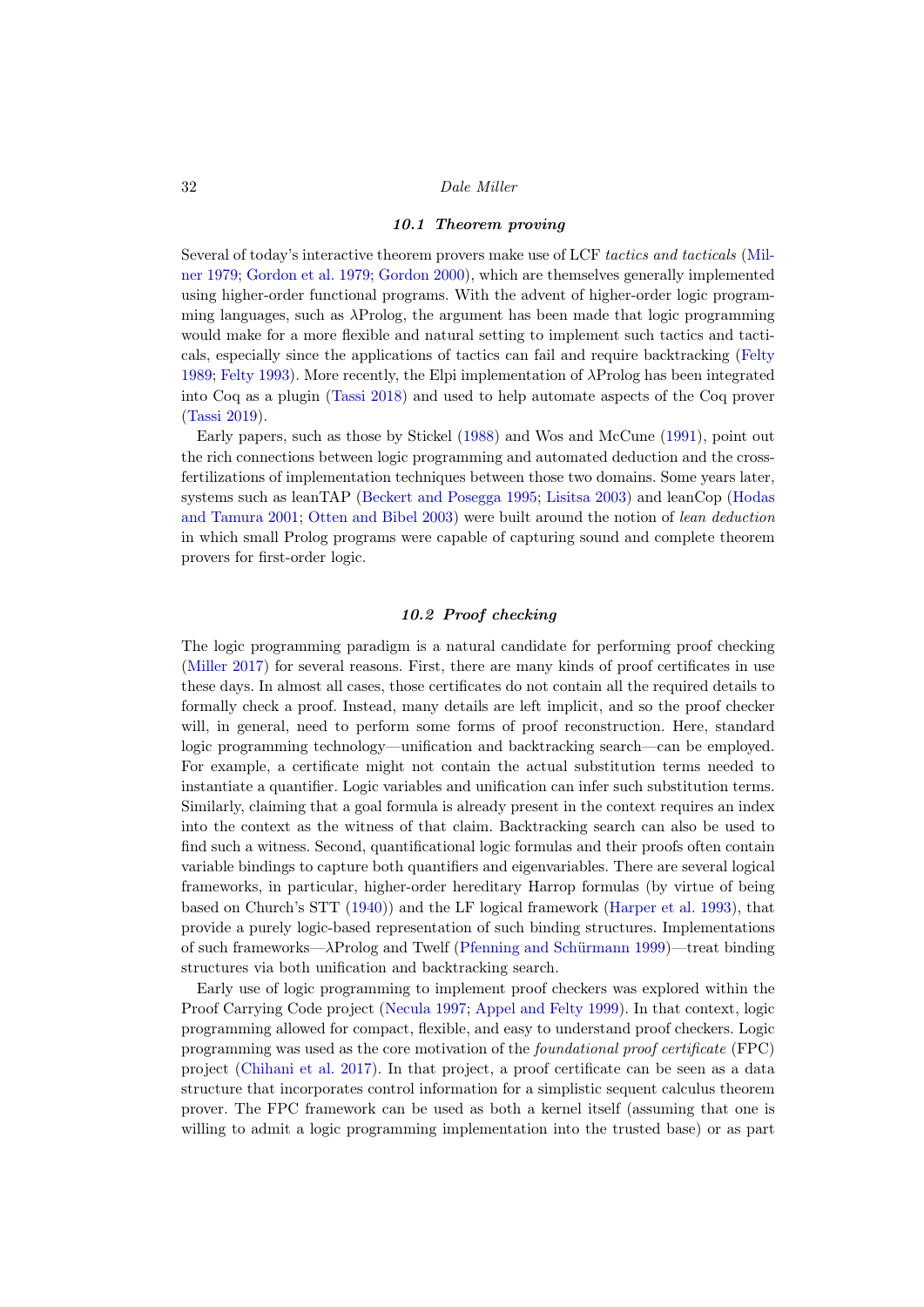### *10.1 Theorem proving*

Several of today's interactive theorem provers make use of LCF *tactics and tacticals* (Milner 1979; Gordon et al. 1979; Gordon 2000), which are themselves generally implemented using higher-order functional programs. With the advent of higher-order logic programming languages, such as λProlog, the argument has been made that logic programming would make for a more flexible and natural setting to implement such tactics and tacticals, especially since the applications of tactics can fail and require backtracking (Felty 1989; Felty 1993). More recently, the Elpi implementation of λProlog has been integrated into Coq as a plugin (Tassi 2018) and used to help automate aspects of the Coq prover (Tassi 2019).

Early papers, such as those by Stickel (1988) and Wos and McCune (1991), point out the rich connections between logic programming and automated deduction and the cross-fertilizations of implementation techniques between those two domains. Some years later, systems such as leanTAP (Beckert and Posegga 1995; Lisitsa 2003) and leanCop (Hodas and Tamura 2001; Otten and Bibel 2003) were built around the notion of *lean deduction* in which small Prolog programs were capable of capturing sound and complete theorem provers for first-order logic.

### *10.2 Proof checking*

The logic programming paradigm is a natural candidate for performing proof checking (Miller 2017) for several reasons. First, there are many kinds of proof certificates in use these days. In almost all cases, those certificates do not contain all the required details to formally check a proof. Instead, many details are left implicit, and so the proof checker will, in general, need to perform some forms of proof reconstruction. Here, standard logic programming technology—unification and backtracking search—can be employed. For example, a certificate might not contain the actual substitution terms needed to instantiate a quantifier. Logic variables and unification can infer such substitution terms. Similarly, claiming that a goal formula is already present in the context requires an index into the context as the witness of that claim. Backtracking search can also be used to find such a witness. Second, quantificational logic formulas and their proofs often contain variable bindings to capture both quantifiers and eigenvariables. There are several logical frameworks, in particular, higher-order hereditary Harrop formulas (by virtue of being based on Church's STT (1940)) and the LF logical framework (Harper et al. 1993), that provide a purely logic-based representation of such binding structures. Implementations of such frameworks—λProlog and Twelf (Pfenning and Schürmann 1999)—treat binding structures via both unification and backtracking search.

Early use of logic programming to implement proof checkers was explored within the Proof Carrying Code project (Necula 1997; Appel and Felty 1999). In that context, logic programming allowed for compact, flexible, and easy to understand proof checkers. Logic programming was used as the core motivation of the *foundational proof certificate* (FPC) project (Chihani et al. 2017). In that project, a proof certificate can be seen as a data structure that incorporates control information for a simplistic sequent calculus theorem prover. The FPC framework can be used as both a kernel itself (assuming that one is willing to admit a logic programming implementation into the trusted base) or as part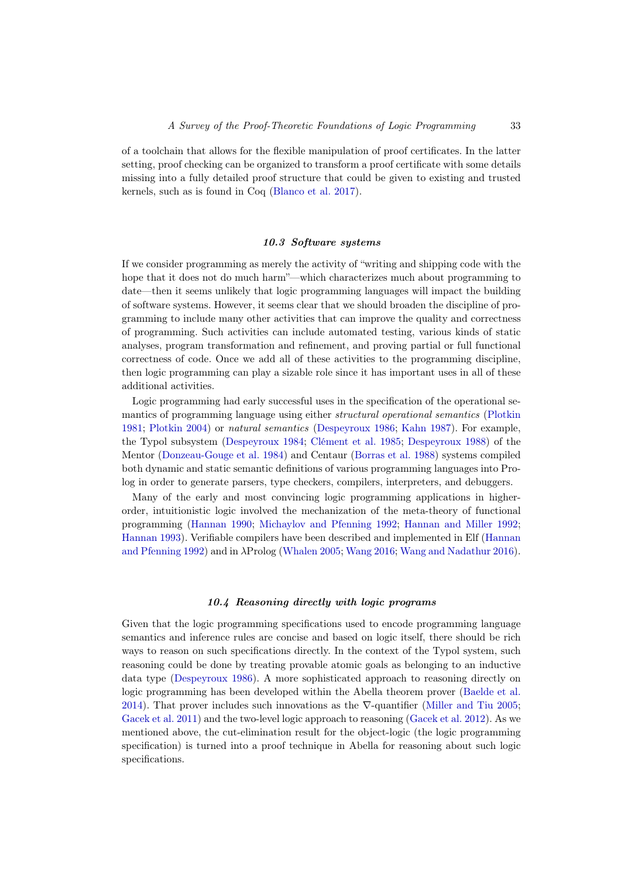of a toolchain that allows for the flexible manipulation of proof certificates. In the latter setting, proof checking can be organized to transform a proof certificate with some details missing into a fully detailed proof structure that could be given to existing and trusted kernels, such as is found in Coq (Blanco et al. 2017).

### *10.3 Software systems*

If we consider programming as merely the activity of "writing and shipping code with the hope that it does not do much harm"—which characterizes much about programming to date—then it seems unlikely that logic programming languages will impact the building of software systems. However, it seems clear that we should broaden the discipline of programming to include many other activities that can improve the quality and correctness of programming. Such activities can include automated testing, various kinds of static analyses, program transformation and refinement, and proving partial or full functional correctness of code. Once we add all of these activities to the programming discipline, then logic programming can play a sizable role since it has important uses in all of these additional activities.

Logic programming had early successful uses in the specification of the operational semantics of programming language using either *structural operational semantics* (Plotkin 1981; Plotkin 2004) or *natural semantics* (Despeyroux 1986; Kahn 1987). For example, the Typol subsystem (Despeyroux 1984; Clément et al. 1985; Despeyroux 1988) of the Mentor (Donzeau-Gouge et al. 1984) and Centaur (Borras et al. 1988) systems compiled both dynamic and static semantic definitions of various programming languages into Prolog in order to generate parsers, type checkers, compilers, interpreters, and debuggers.

Many of the early and most convincing logic programming applications in higher-order, intuitionistic logic involved the mechanization of the meta-theory of functional programming (Hannan 1990; Michaylov and Pfenning 1992; Hannan and Miller 1992; Hannan 1993). Verifiable compilers have been described and implemented in Elf (Hannan and Pfenning 1992) and in $\lambda$Prolog (Whalen 2005; Wang 2016; Wang and Nadathur 2016).

### *10.4 Reasoning directly with logic programs*

Given that the logic programming specifications used to encode programming language semantics and inference rules are concise and based on logic itself, there should be rich ways to reason on such specifications directly. In the context of the Typol system, such reasoning could be done by treating provable atomic goals as belonging to an inductive data type (Despeyroux 1986). A more sophisticated approach to reasoning directly on logic programming has been developed within the Abella theorem prover (Baelde et al. 2014). That prover includes such innovations as the $\nabla$-quantifier (Miller and Tiu 2005; Gacek et al. 2011) and the two-level logic approach to reasoning (Gacek et al. 2012). As we mentioned above, the cut-elimination result for the object-logic (the logic programming specification) is turned into a proof technique in Abella for reasoning about such logic specifications.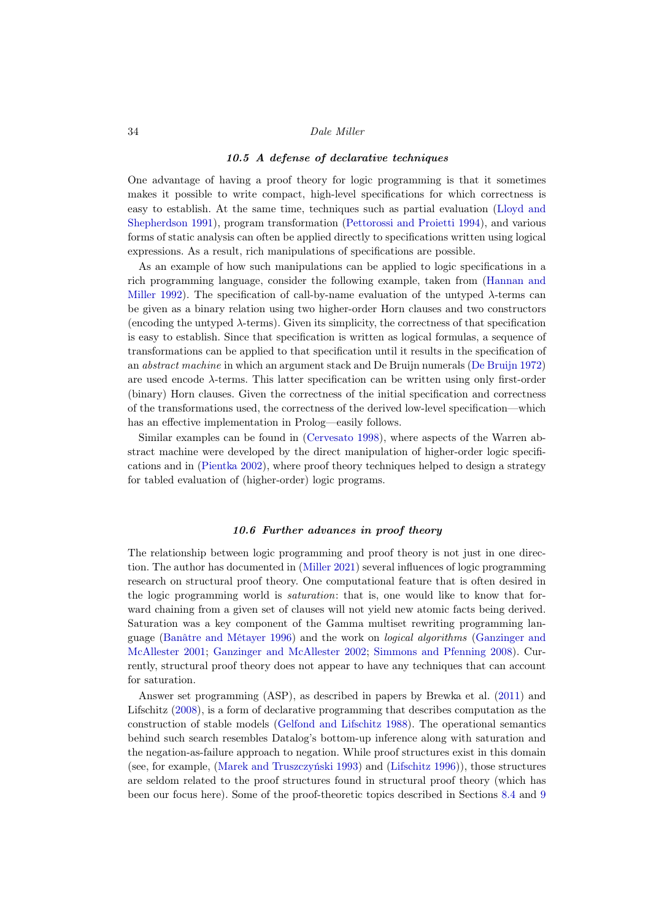### 10.5 A defense of declarative techniques

One advantage of having a proof theory for logic programming is that it sometimes makes it possible to write compact, high-level specifications for which correctness is easy to establish. At the same time, techniques such as partial evaluation (Lloyd and Shepherdson 1991), program transformation (Pettorossi and Proietti 1994), and various forms of static analysis can often be applied directly to specifications written using logical expressions. As a result, rich manipulations of specifications are possible.

As an example of how such manipulations can be applied to logic specifications in a rich programming language, consider the following example, taken from (Hannan and Miller 1992). The specification of call-by-name evaluation of the untyped $\lambda$-terms can be given as a binary relation using two higher-order Horn clauses and two constructors (encoding the untyped $\lambda$-terms). Given its simplicity, the correctness of that specification is easy to establish. Since that specification is written as logical formulas, a sequence of transformations can be applied to that specification until it results in the specification of an *abstract machine* in which an argument stack and De Bruijn numerals (De Bruijn 1972) are used encode $\lambda$-terms. This latter specification can be written using only first-order (binary) Horn clauses. Given the correctness of the initial specification and correctness of the transformations used, the correctness of the derived low-level specification—which has an effective implementation in Prolog—easily follows.

Similar examples can be found in (Cervesato 1998), where aspects of the Warren abstract machine were developed by the direct manipulation of higher-order logic specifications and in (Pientka 2002), where proof theory techniques helped to design a strategy for tabled evaluation of (higher-order) logic programs.

### 10.6 Further advances in proof theory

The relationship between logic programming and proof theory is not just in one direction. The author has documented in (Miller 2021) several influences of logic programming research on structural proof theory. One computational feature that is often desired in the logic programming world is *saturation*: that is, one would like to know that forward chaining from a given set of clauses will not yield new atomic facts being derived. Saturation was a key component of the Gamma multiset rewriting programming language (Banâtre and Métayer 1996) and the work on *logical algorithms* (Ganzinger and McAllester 2001; Ganzinger and McAllester 2002; Simmons and Pfenning 2008). Currently, structural proof theory does not appear to have any techniques that can account for saturation.

Answer set programming (ASP), as described in papers by Brewka et al. (2011) and Lifschitz (2008), is a form of declarative programming that describes computation as the construction of stable models (Gelfond and Lifschitz 1988). The operational semantics behind such search resembles Datalog's bottom-up inference along with saturation and the negation-as-failure approach to negation. While proof structures exist in this domain (see, for example, (Marek and Truszczyński 1993) and (Lifschitz 1996)), those structures are seldom related to the proof structures found in structural proof theory (which has been our focus here). Some of the proof-theoretic topics described in Sections 8.4 and 9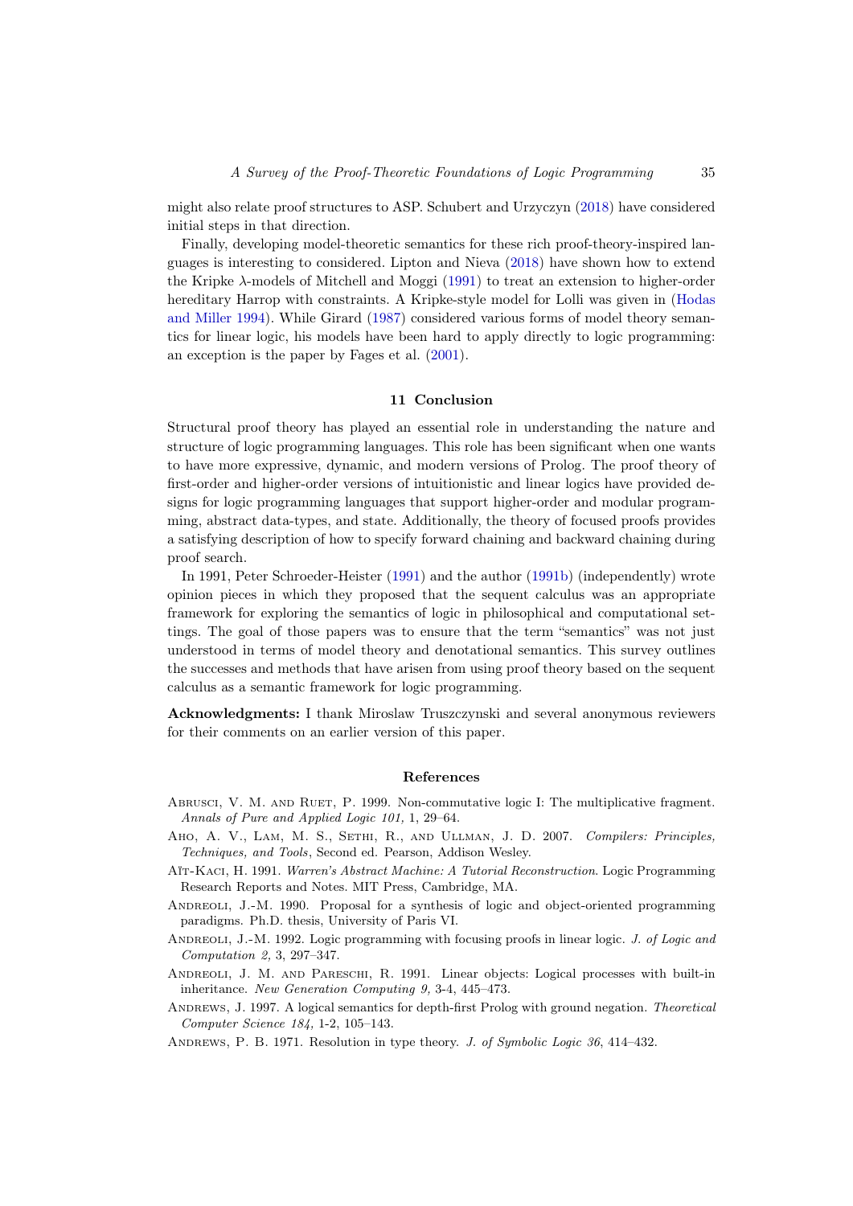might also relate proof structures to ASP. Schubert and Urzyczyn (2018) have considered initial steps in that direction.

Finally, developing model-theoretic semantics for these rich proof-theory-inspired languages is interesting to considered. Lipton and Nieva (2018) have shown how to extend the Kripke $\lambda$-models of Mitchell and Moggi (1991) to treat an extension to higher-order hereditary Harrop with constraints. A Kripke-style model for Lolli was given in (Hodas and Miller 1994). While Girard (1987) considered various forms of model theory semantics for linear logic, his models have been hard to apply directly to logic programming: an exception is the paper by Fages et al. (2001).

## 11 Conclusion

Structural proof theory has played an essential role in understanding the nature and structure of logic programming languages. This role has been significant when one wants to have more expressive, dynamic, and modern versions of Prolog. The proof theory of first-order and higher-order versions of intuitionistic and linear logics have provided designs for logic programming languages that support higher-order and modular programming, abstract data-types, and state. Additionally, the theory of focused proofs provides a satisfying description of how to specify forward chaining and backward chaining during proof search.

In 1991, Peter Schroeder-Heister (1991) and the author (1991b) (independently) wrote opinion pieces in which they proposed that the sequent calculus was an appropriate framework for exploring the semantics of logic in philosophical and computational settings. The goal of those papers was to ensure that the term "semantics" was not just understood in terms of model theory and denotational semantics. This survey outlines the successes and methods that have arisen from using proof theory based on the sequent calculus as a semantic framework for logic programming.

**Acknowledgments:** I thank Miroslaw Truszczynski and several anonymous reviewers for their comments on an earlier version of this paper.

## References

Abrusci, V. M. and Ruet, P. 1999. Non-commutative logic I: The multiplicative fragment. *Annals of Pure and Applied Logic 101,* 1, 29–64.

Aho, A. V., Lam, M. S., Sethi, R., and Ullman, J. D. 2007. *Compilers: Principles, Techniques, and Tools*, Second ed. Pearson, Addison Wesley.

Aït-Kaci, H. 1991. *Warren's Abstract Machine: A Tutorial Reconstruction.* Logic Programming Research Reports and Notes. MIT Press, Cambridge, MA.

Andreoli, J.-M. 1990. Proposal for a synthesis of logic and object-oriented programming paradigms. Ph.D. thesis, University of Paris VI.

Andreoli, J.-M. 1992. Logic programming with focusing proofs in linear logic. *J. of Logic and Computation 2,* 3, 297–347.

Andreoli, J. M. and Pareschi, R. 1991. Linear objects: Logical processes with built-in inheritance. *New Generation Computing 9,* 3-4, 445–473.

Andrews, J. 1997. A logical semantics for depth-first Prolog with ground negation. *Theoretical Computer Science 184,* 1-2, 105–143.

Andrews, P. B. 1971. Resolution in type theory. *J. of Symbolic Logic 36*, 414–432.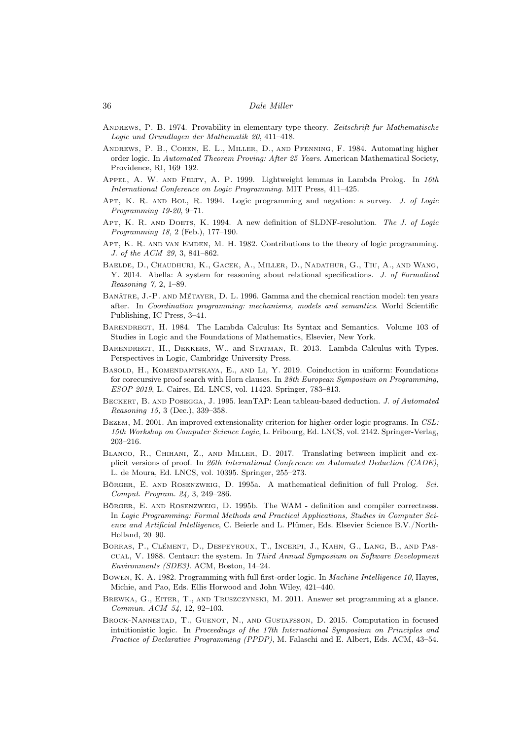Andrews, P. B. 1974. Provability in elementary type theory. *Zeitschrift fur Mathematische Logic und Grundlagen der Mathematik 20*, 411–418.

Andrews, P. B., Cohen, E. L., Miller, D., and Pfenning, F. 1984. Automating higher order logic. In *Automated Theorem Proving: After 25 Years*. American Mathematical Society, Providence, RI, 169–192.

Appel, A. W. and Felty, A. P. 1999. Lightweight lemmas in Lambda Prolog. In *16th International Conference on Logic Programming*. MIT Press, 411–425.

Apt, K. R. and Bol, R. 1994. Logic programming and negation: a survey. *J. of Logic Programming 19-20*, 9–71.

Apt, K. R. and Doets, K. 1994. A new definition of SLDNF-resolution. *The J. of Logic Programming 18,* 2 (Feb.), 177–190.

Apt, K. R. and van Emden, M. H. 1982. Contributions to the theory of logic programming. *J. of the ACM 29,* 3, 841–862.

Baelde, D., Chaudhuri, K., Gacek, A., Miller, D., Nadathur, G., Tiu, A., and Wang, Y. 2014. Abella: A system for reasoning about relational specifications. *J. of Formalized Reasoning 7,* 2, 1–89.

Banâtre, J.-P. and Métayer, D. L. 1996. Gamma and the chemical reaction model: ten years after. In *Coordination programming: mechanisms, models and semantics*. World Scientific Publishing, IC Press, 3–41.

Barendregt, H. 1984. The Lambda Calculus: Its Syntax and Semantics. Volume 103 of Studies in Logic and the Foundations of Mathematics, Elsevier, New York.

Barendregt, H., Dekkers, W., and Statman, R. 2013. Lambda Calculus with Types. Perspectives in Logic, Cambridge University Press.

Basold, H., Komendantskaya, E., and Li, Y. 2019. Coinduction in uniform: Foundations for corecursive proof search with Horn clauses. In *28th European Symposium on Programming, ESOP 2019*, L. Caires, Ed. LNCS, vol. 11423. Springer, 783–813.

Beckert, B. and Posegga, J. 1995. leanTAP: Lean tableau-based deduction. *J. of Automated Reasoning 15,* 3 (Dec.), 339–358.

Bezem, M. 2001. An improved extensionality criterion for higher-order logic programs. In *CSL: 15th Workshop on Computer Science Logic*, L. Fribourg, Ed. LNCS, vol. 2142. Springer-Verlag, 203–216.

Blanco, R., Chihani, Z., and Miller, D. 2017. Translating between implicit and explicit versions of proof. In *26th International Conference on Automated Deduction (CADE)*, L. de Moura, Ed. LNCS, vol. 10395. Springer, 255–273.

Börger, E. and Rosenzweig, D. 1995a. A mathematical definition of full Prolog. *Sci. Comput. Program. 24,* 3, 249–286.

Börger, E. and Rosenzweig, D. 1995b. The WAM - definition and compiler correctness. In *Logic Programming: Formal Methods and Practical Applications, Studies in Computer Science and Artificial Intelligence*, C. Beierle and L. Plümer, Eds. Elsevier Science B.V./North-Holland, 20–90.

Borras, P., Clément, D., Despeyroux, T., Incerpi, J., Kahn, G., Lang, B., and Pascual, V. 1988. Centaur: the system. In *Third Annual Symposium on Software Development Environments (SDE3)*. ACM, Boston, 14–24.

Bowen, K. A. 1982. Programming with full first-order logic. In *Machine Intelligence 10*, Hayes, Michie, and Pao, Eds. Ellis Horwood and John Wiley, 421–440.

Brewka, G., Eiter, T., and Truszczynski, M. 2011. Answer set programming at a glance. *Commun. ACM 54,* 12, 92–103.

Brock-Nannestad, T., Guenot, N., and Gustafsson, D. 2015. Computation in focused intuitionistic logic. In *Proceedings of the 17th International Symposium on Principles and Practice of Declarative Programming (PPDP)*, M. Falaschi and E. Albert, Eds. ACM, 43–54.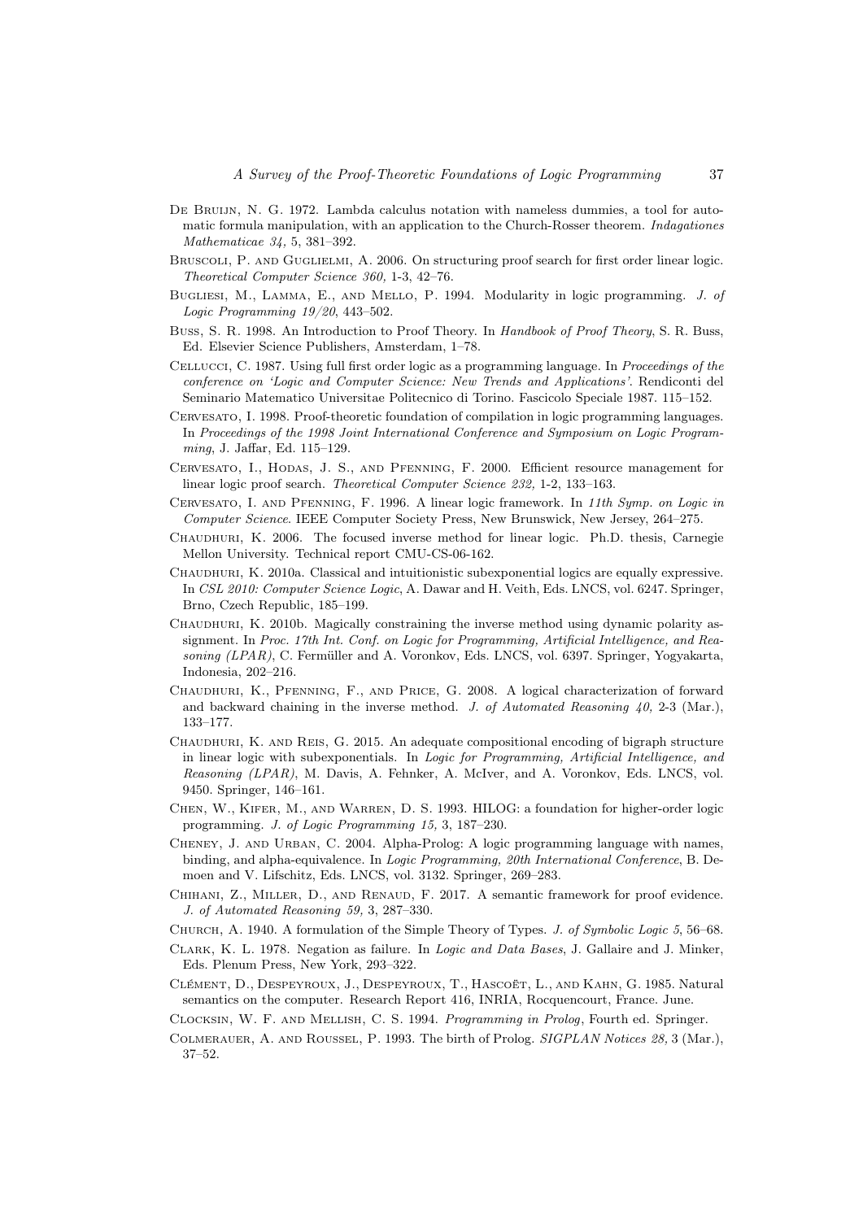De Bruijn, N. G. 1972. Lambda calculus notation with nameless dummies, a tool for automatic formula manipulation, with an application to the Church-Rosser theorem. *Indagationes Mathematicae 34,* 5, 381–392.

Bruscoli, P. and Guglielmi, A. 2006. On structuring proof search for first order linear logic. *Theoretical Computer Science 360,* 1-3, 42–76.

Bugliesi, M., Lamma, E., and Mello, P. 1994. Modularity in logic programming. *J. of Logic Programming 19/20*, 443–502.

Buss, S. R. 1998. An Introduction to Proof Theory. In *Handbook of Proof Theory*, S. R. Buss, Ed. Elsevier Science Publishers, Amsterdam, 1–78.

Cellucci, C. 1987. Using full first order logic as a programming language. In *Proceedings of the conference on 'Logic and Computer Science: New Trends and Applications'*. Rendiconti del Seminario Matematico Universitae Politecnico di Torino. Fascicolo Speciale 1987. 115–152.

Cervesato, I. 1998. Proof-theoretic foundation of compilation in logic programming languages. In *Proceedings of the 1998 Joint International Conference and Symposium on Logic Programming*, J. Jaffar, Ed. 115–129.

Cervesato, I., Hodas, J. S., and Pfenning, F. 2000. Efficient resource management for linear logic proof search. *Theoretical Computer Science 232,* 1-2, 133–163.

Cervesato, I. and Pfenning, F. 1996. A linear logic framework. In *11th Symp. on Logic in Computer Science*. IEEE Computer Society Press, New Brunswick, New Jersey, 264–275.

Chaudhuri, K. 2006. The focused inverse method for linear logic. Ph.D. thesis, Carnegie Mellon University. Technical report CMU-CS-06-162.

Chaudhuri, K. 2010a. Classical and intuitionistic subexponential logics are equally expressive. In *CSL 2010: Computer Science Logic*, A. Dawar and H. Veith, Eds. LNCS, vol. 6247. Springer, Brno, Czech Republic, 185–199.

Chaudhuri, K. 2010b. Magically constraining the inverse method using dynamic polarity assignment. In *Proc. 17th Int. Conf. on Logic for Programming, Artificial Intelligence, and Reasoning (LPAR)*, C. Fermüller and A. Voronkov, Eds. LNCS, vol. 6397. Springer, Yogyakarta, Indonesia, 202–216.

Chaudhuri, K., Pfenning, F., and Price, G. 2008. A logical characterization of forward and backward chaining in the inverse method. *J. of Automated Reasoning 40,* 2-3 (Mar.), 133–177.

Chaudhuri, K. and Reis, G. 2015. An adequate compositional encoding of bigraph structure in linear logic with subexponentials. In *Logic for Programming, Artificial Intelligence, and Reasoning (LPAR)*, M. Davis, A. Fehnker, A. McIver, and A. Voronkov, Eds. LNCS, vol. 9450. Springer, 146–161.

Chen, W., Kifer, M., and Warren, D. S. 1993. HILOG: a foundation for higher-order logic programming. *J. of Logic Programming 15,* 3, 187–230.

Cheney, J. and Urban, C. 2004. Alpha-Prolog: A logic programming language with names, binding, and alpha-equivalence. In *Logic Programming, 20th International Conference*, B. Demoen and V. Lifschitz, Eds. LNCS, vol. 3132. Springer, 269–283.

Chihani, Z., Miller, D., and Renaud, F. 2017. A semantic framework for proof evidence. *J. of Automated Reasoning 59,* 3, 287–330.

Church, A. 1940. A formulation of the Simple Theory of Types. *J. of Symbolic Logic 5*, 56–68.

Clark, K. L. 1978. Negation as failure. In *Logic and Data Bases*, J. Gallaire and J. Minker, Eds. Plenum Press, New York, 293–322.

Clément, D., Despeyroux, J., Despeyroux, T., Hascoët, L., and Kahn, G. 1985. Natural semantics on the computer. Research Report 416, INRIA, Rocquencourt, France. June.

Clocksin, W. F. and Mellish, C. S. 1994. *Programming in Prolog*, Fourth ed. Springer.

Colmerauer, A. and Roussel, P. 1993. The birth of Prolog. *SIGPLAN Notices 28,* 3 (Mar.), 37–52.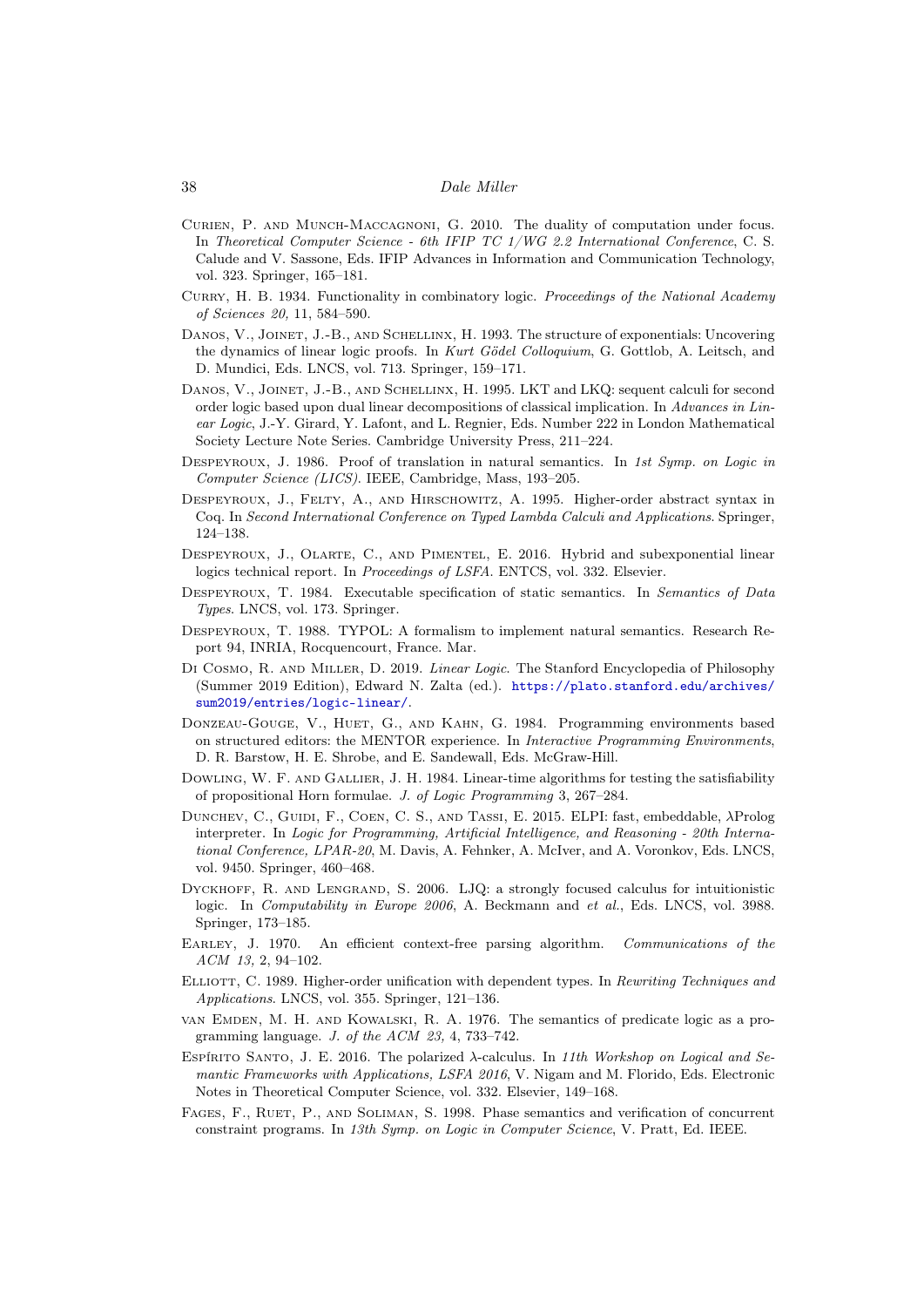Curien, P. and Munch-Maccagnoni, G. 2010. The duality of computation under focus. In *Theoretical Computer Science - 6th IFIP TC 1/WG 2.2 International Conference*, C. S. Calude and V. Sassone, Eds. IFIP Advances in Information and Communication Technology, vol. 323. Springer, 165–181.

Curry, H. B. 1934. Functionality in combinatory logic. *Proceedings of the National Academy of Sciences 20,* 11, 584–590.

Danos, V., Joinet, J.-B., and Schellinx, H. 1993. The structure of exponentials: Uncovering the dynamics of linear logic proofs. In *Kurt Gödel Colloquium*, G. Gottlob, A. Leitsch, and D. Mundici, Eds. LNCS, vol. 713. Springer, 159–171.

Danos, V., Joinet, J.-B., and Schellinx, H. 1995. LKT and LKQ: sequent calculi for second order logic based upon dual linear decompositions of classical implication. In *Advances in Linear Logic*, J.-Y. Girard, Y. Lafont, and L. Regnier, Eds. Number 222 in London Mathematical Society Lecture Note Series. Cambridge University Press, 211–224.

Despeyroux, J. 1986. Proof of translation in natural semantics. In *1st Symp. on Logic in Computer Science (LICS)*. IEEE, Cambridge, Mass, 193–205.

Despeyroux, J., Felty, A., and Hirschowitz, A. 1995. Higher-order abstract syntax in Coq. In *Second International Conference on Typed Lambda Calculi and Applications*. Springer, 124–138.

Despeyroux, J., Olarte, C., and Pimentel, E. 2016. Hybrid and subexponential linear logics technical report. In *Proceedings of LSFA*. ENTCS, vol. 332. Elsevier.

Despeyroux, T. 1984. Executable specification of static semantics. In *Semantics of Data Types*. LNCS, vol. 173. Springer.

Despeyroux, T. 1988. TYPOL: A formalism to implement natural semantics. Research Report 94, INRIA, Rocquencourt, France. Mar.

Di Cosmo, R. and Miller, D. 2019. *Linear Logic*. The Stanford Encyclopedia of Philosophy (Summer 2019 Edition), Edward N. Zalta (ed.). https://plato.stanford.edu/archives/sum2019/entries/logic-linear/.

Donzeau-Gouge, V., Huet, G., and Kahn, G. 1984. Programming environments based on structured editors: the MENTOR experience. In *Interactive Programming Environments*, D. R. Barstow, H. E. Shrobe, and E. Sandewall, Eds. McGraw-Hill.

Dowling, W. F. and Gallier, J. H. 1984. Linear-time algorithms for testing the satisfiability of propositional Horn formulae. *J. of Logic Programming* 3, 267–284.

Dunchev, C., Guidi, F., Coen, C. S., and Tassi, E. 2015. ELPI: fast, embeddable, λProlog interpreter. In *Logic for Programming, Artificial Intelligence, and Reasoning - 20th International Conference, LPAR-20*, M. Davis, A. Fehnker, A. McIver, and A. Voronkov, Eds. LNCS, vol. 9450. Springer, 460–468.

Dyckhoff, R. and Lengrand, S. 2006. LJQ: a strongly focused calculus for intuitionistic logic. In *Computability in Europe 2006*, A. Beckmann and *et al.*, Eds. LNCS, vol. 3988. Springer, 173–185.

Earley, J. 1970. An efficient context-free parsing algorithm. *Communications of the ACM 13,* 2, 94–102.

Elliott, C. 1989. Higher-order unification with dependent types. In *Rewriting Techniques and Applications*. LNCS, vol. 355. Springer, 121–136.

van Emden, M. H. and Kowalski, R. A. 1976. The semantics of predicate logic as a programming language. *J. of the ACM 23,* 4, 733–742.

Espírito Santo, J. E. 2016. The polarized λ-calculus. In *11th Workshop on Logical and Semantic Frameworks with Applications, LSFA 2016*, V. Nigam and M. Florido, Eds. Electronic Notes in Theoretical Computer Science, vol. 332. Elsevier, 149–168.

Fages, F., Ruet, P., and Soliman, S. 1998. Phase semantics and verification of concurrent constraint programs. In *13th Symp. on Logic in Computer Science*, V. Pratt, Ed. IEEE.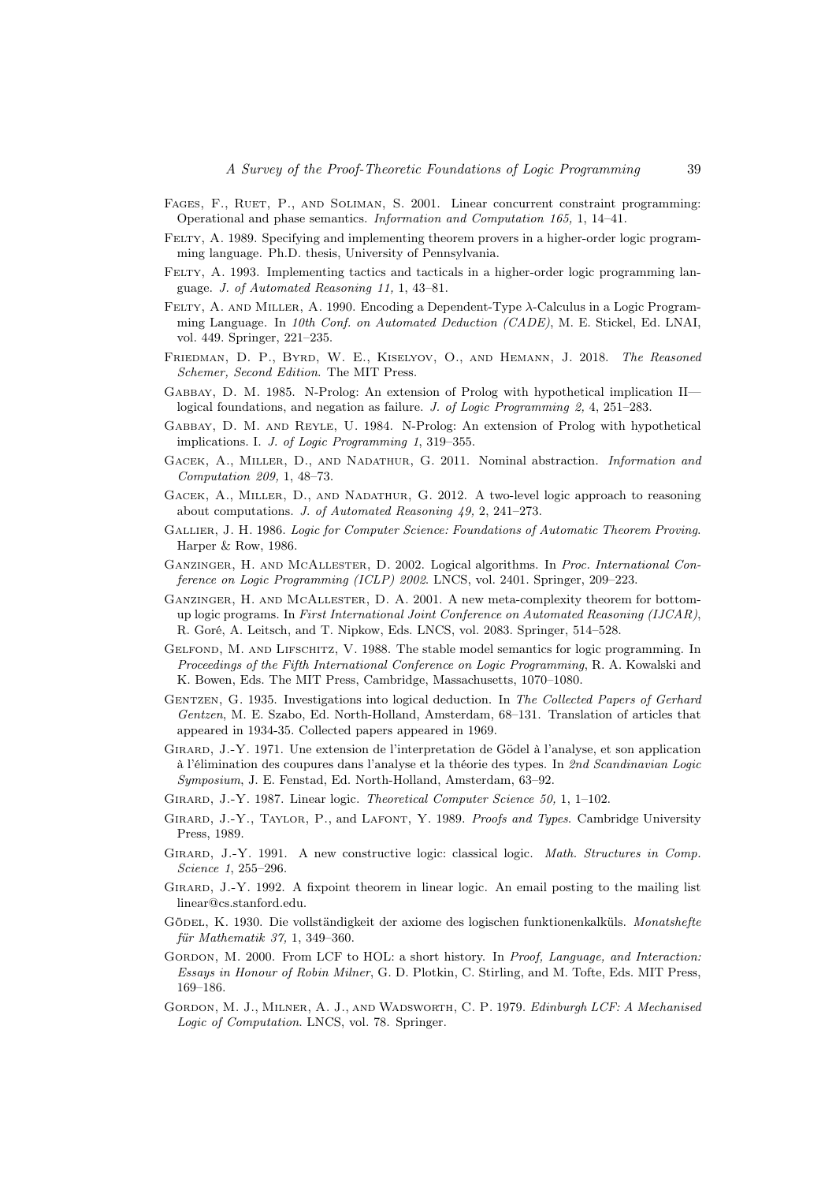Fages, F., Ruet, P., and Soliman, S. 2001. Linear concurrent constraint programming: Operational and phase semantics. *Information and Computation 165,* 1, 14–41.

Felty, A. 1989. Specifying and implementing theorem provers in a higher-order logic programming language. Ph.D. thesis, University of Pennsylvania.

Felty, A. 1993. Implementing tactics and tacticals in a higher-order logic programming language. *J. of Automated Reasoning 11,* 1, 43–81.

Felty, A. and Miller, A. 1990. Encoding a Dependent-Type λ-Calculus in a Logic Programming Language. In *10th Conf. on Automated Deduction (CADE)*, M. E. Stickel, Ed. LNAI, vol. 449. Springer, 221–235.

Friedman, D. P., Byrd, W. E., Kiselyov, O., and Hemann, J. 2018. *The Reasoned Schemer, Second Edition*. The MIT Press.

Gabbay, D. M. 1985. N-Prolog: An extension of Prolog with hypothetical implication II—logical foundations, and negation as failure. *J. of Logic Programming 2,* 4, 251–283.

Gabbay, D. M. and Reyle, U. 1984. N-Prolog: An extension of Prolog with hypothetical implications. I. *J. of Logic Programming 1*, 319–355.

Gacek, A., Miller, D., and Nadathur, G. 2011. Nominal abstraction. *Information and Computation 209,* 1, 48–73.

Gacek, A., Miller, D., and Nadathur, G. 2012. A two-level logic approach to reasoning about computations. *J. of Automated Reasoning 49,* 2, 241–273.

Gallier, J. H. 1986. *Logic for Computer Science: Foundations of Automatic Theorem Proving*. Harper & Row, 1986.

Ganzinger, H. and McAllester, D. 2002. Logical algorithms. In *Proc. International Conference on Logic Programming (ICLP) 2002*. LNCS, vol. 2401. Springer, 209–223.

Ganzinger, H. and McAllester, D. A. 2001. A new meta-complexity theorem for bottom-up logic programs. In *First International Joint Conference on Automated Reasoning (IJCAR)*, R. Goré, A. Leitsch, and T. Nipkow, Eds. LNCS, vol. 2083. Springer, 514–528.

Gelfond, M. and Lifschitz, V. 1988. The stable model semantics for logic programming. In *Proceedings of the Fifth International Conference on Logic Programming*, R. A. Kowalski and K. Bowen, Eds. The MIT Press, Cambridge, Massachusetts, 1070–1080.

Gentzen, G. 1935. Investigations into logical deduction. In *The Collected Papers of Gerhard Gentzen*, M. E. Szabo, Ed. North-Holland, Amsterdam, 68–131. Translation of articles that appeared in 1934-35. Collected papers appeared in 1969.

Girard, J.-Y. 1971. Une extension de l'interpretation de Gödel à l'analyse, et son application à l'élimination des coupures dans l'analyse et la théorie des types. In *2nd Scandinavian Logic Symposium*, J. E. Fenstad, Ed. North-Holland, Amsterdam, 63–92.

Girard, J.-Y. 1987. Linear logic. *Theoretical Computer Science 50,* 1, 1–102.

Girard, J.-Y., Taylor, P., and Lafont, Y. 1989. *Proofs and Types*. Cambridge University Press, 1989.

Girard, J.-Y. 1991. A new constructive logic: classical logic. *Math. Structures in Comp. Science 1*, 255–296.

Girard, J.-Y. 1992. A fixpoint theorem in linear logic. An email posting to the mailing list linear@cs.stanford.edu.

Gödel, K. 1930. Die vollständigkeit der axiome des logischen funktionenkalküls. *Monatshefte für Mathematik 37,* 1, 349–360.

Gordon, M. 2000. From LCF to HOL: a short history. In *Proof, Language, and Interaction: Essays in Honour of Robin Milner*, G. D. Plotkin, C. Stirling, and M. Tofte, Eds. MIT Press, 169–186.

Gordon, M. J., Milner, A. J., and Wadsworth, C. P. 1979. *Edinburgh LCF: A Mechanised Logic of Computation*. LNCS, vol. 78. Springer.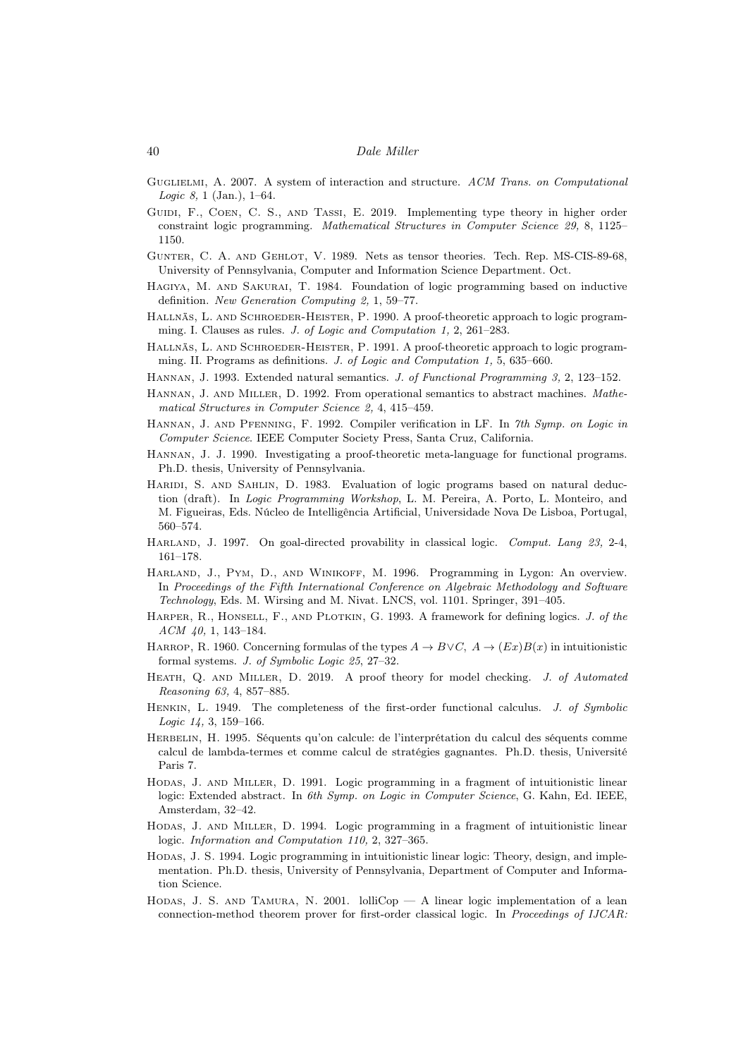Guglielmi, A. 2007. A system of interaction and structure. *ACM Trans. on Computational Logic 8,* 1 (Jan.), 1–64.

Guidi, F., Coen, C. S., and Tassi, E. 2019. Implementing type theory in higher order constraint logic programming. *Mathematical Structures in Computer Science 29,* 8, 1125–1150.

Gunter, C. A. and Gehlot, V. 1989. Nets as tensor theories. Tech. Rep. MS-CIS-89-68, University of Pennsylvania, Computer and Information Science Department. Oct.

Hagiya, M. and Sakurai, T. 1984. Foundation of logic programming based on inductive definition. *New Generation Computing 2,* 1, 59–77.

Hallnäs, L. and Schroeder-Heister, P. 1990. A proof-theoretic approach to logic programming. I. Clauses as rules. *J. of Logic and Computation 1,* 2, 261–283.

Hallnäs, L. and Schroeder-Heister, P. 1991. A proof-theoretic approach to logic programming. II. Programs as definitions. *J. of Logic and Computation 1,* 5, 635–660.

Hannan, J. 1993. Extended natural semantics. *J. of Functional Programming 3,* 2, 123–152.

Hannan, J. and Miller, D. 1992. From operational semantics to abstract machines. *Mathematical Structures in Computer Science 2,* 4, 415–459.

Hannan, J. and Pfenning, F. 1992. Compiler verification in LF. In *7th Symp. on Logic in Computer Science*. IEEE Computer Society Press, Santa Cruz, California.

Hannan, J. J. 1990. Investigating a proof-theoretic meta-language for functional programs. Ph.D. thesis, University of Pennsylvania.

Haridi, S. and Sahlin, D. 1983. Evaluation of logic programs based on natural deduction (draft). In *Logic Programming Workshop*, L. M. Pereira, A. Porto, L. Monteiro, and M. Figueiras, Eds. Núcleo de Intelligência Artificial, Universidade Nova De Lisboa, Portugal, 560–574.

Harland, J. 1997. On goal-directed provability in classical logic. *Comput. Lang 23,* 2-4, 161–178.

Harland, J., Pym, D., and Winikoff, M. 1996. Programming in Lygon: An overview. In *Proceedings of the Fifth International Conference on Algebraic Methodology and Software Technology*, Eds. M. Wirsing and M. Nivat. LNCS, vol. 1101. Springer, 391–405.

Harper, R., Honsell, F., and Plotkin, G. 1993. A framework for defining logics. *J. of the ACM 40,* 1, 143–184.

Harrop, R. 1960. Concerning formulas of the types $A \to B \vee C,\ A \to (Ex)B(x)$ in intuitionistic formal systems. *J. of Symbolic Logic 25*, 27–32.

Heath, Q. and Miller, D. 2019. A proof theory for model checking. *J. of Automated Reasoning 63,* 4, 857–885.

Henkin, L. 1949. The completeness of the first-order functional calculus. *J. of Symbolic Logic 14,* 3, 159–166.

Herbelin, H. 1995. Séquents qu'on calcule: de l'interprétation du calcul des séquents comme calcul de lambda-termes et comme calcul de stratégies gagnantes. Ph.D. thesis, Université Paris 7.

Hodas, J. and Miller, D. 1991. Logic programming in a fragment of intuitionistic linear logic: Extended abstract. In *6th Symp. on Logic in Computer Science*, G. Kahn, Ed. IEEE, Amsterdam, 32–42.

Hodas, J. and Miller, D. 1994. Logic programming in a fragment of intuitionistic linear logic. *Information and Computation 110,* 2, 327–365.

Hodas, J. S. 1994. Logic programming in intuitionistic linear logic: Theory, design, and implementation. Ph.D. thesis, University of Pennsylvania, Department of Computer and Information Science.

Hodas, J. S. and Tamura, N. 2001. lolliCop — A linear logic implementation of a lean connection-method theorem prover for first-order classical logic. In *Proceedings of IJCAR:*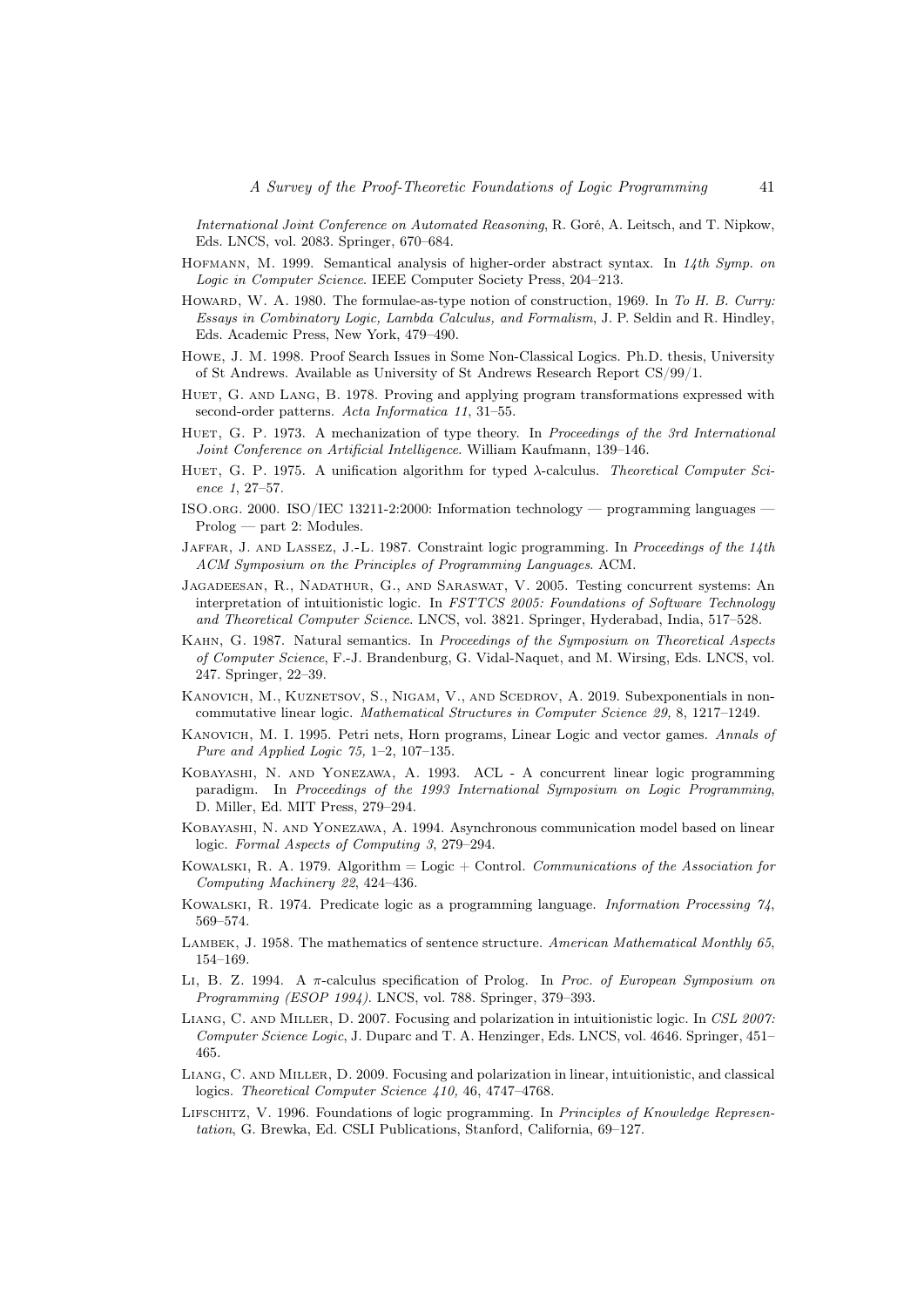*International Joint Conference on Automated Reasoning*, R. Goré, A. Leitsch, and T. Nipkow, Eds. LNCS, vol. 2083. Springer, 670–684.

Hofmann, M. 1999. Semantical analysis of higher-order abstract syntax. In *14th Symp. on Logic in Computer Science*. IEEE Computer Society Press, 204–213.

Howard, W. A. 1980. The formulae-as-type notion of construction, 1969. In *To H. B. Curry: Essays in Combinatory Logic, Lambda Calculus, and Formalism*, J. P. Seldin and R. Hindley, Eds. Academic Press, New York, 479–490.

Howe, J. M. 1998. Proof Search Issues in Some Non-Classical Logics. Ph.D. thesis, University of St Andrews. Available as University of St Andrews Research Report CS/99/1.

Huet, G. and Lang, B. 1978. Proving and applying program transformations expressed with second-order patterns. *Acta Informatica 11*, 31–55.

Huet, G. P. 1973. A mechanization of type theory. In *Proceedings of the 3rd International Joint Conference on Artificial Intelligence*. William Kaufmann, 139–146.

Huet, G. P. 1975. A unification algorithm for typed $\lambda$-calculus. *Theoretical Computer Science 1*, 27–57.

ISO.org. 2000. ISO/IEC 13211-2:2000: Information technology — programming languages — Prolog — part 2: Modules.

Jaffar, J. and Lassez, J.-L. 1987. Constraint logic programming. In *Proceedings of the 14th ACM Symposium on the Principles of Programming Languages*. ACM.

Jagadeesan, R., Nadathur, G., and Saraswat, V. 2005. Testing concurrent systems: An interpretation of intuitionistic logic. In *FSTTCS 2005: Foundations of Software Technology and Theoretical Computer Science*. LNCS, vol. 3821. Springer, Hyderabad, India, 517–528.

Kahn, G. 1987. Natural semantics. In *Proceedings of the Symposium on Theoretical Aspects of Computer Science*, F.-J. Brandenburg, G. Vidal-Naquet, and M. Wirsing, Eds. LNCS, vol. 247. Springer, 22–39.

Kanovich, M., Kuznetsov, S., Nigam, V., and Scedrov, A. 2019. Subexponentials in non-commutative linear logic. *Mathematical Structures in Computer Science 29,* 8, 1217–1249.

Kanovich, M. I. 1995. Petri nets, Horn programs, Linear Logic and vector games. *Annals of Pure and Applied Logic 75,* 1–2, 107–135.

Kobayashi, N. and Yonezawa, A. 1993. ACL - A concurrent linear logic programming paradigm. In *Proceedings of the 1993 International Symposium on Logic Programming*, D. Miller, Ed. MIT Press, 279–294.

Kobayashi, N. and Yonezawa, A. 1994. Asynchronous communication model based on linear logic. *Formal Aspects of Computing 3*, 279–294.

Kowalski, R. A. 1979. Algorithm = Logic + Control. *Communications of the Association for Computing Machinery 22*, 424–436.

Kowalski, R. 1974. Predicate logic as a programming language. *Information Processing 74*, 569–574.

Lambek, J. 1958. The mathematics of sentence structure. *American Mathematical Monthly 65*, 154–169.

Li, B. Z. 1994. A $\pi$-calculus specification of Prolog. In *Proc. of European Symposium on Programming (ESOP 1994)*. LNCS, vol. 788. Springer, 379–393.

Liang, C. and Miller, D. 2007. Focusing and polarization in intuitionistic logic. In *CSL 2007: Computer Science Logic*, J. Duparc and T. A. Henzinger, Eds. LNCS, vol. 4646. Springer, 451–465.

Liang, C. and Miller, D. 2009. Focusing and polarization in linear, intuitionistic, and classical logics. *Theoretical Computer Science 410,* 46, 4747–4768.

Lifschitz, V. 1996. Foundations of logic programming. In *Principles of Knowledge Representation*, G. Brewka, Ed. CSLI Publications, Stanford, California, 69–127.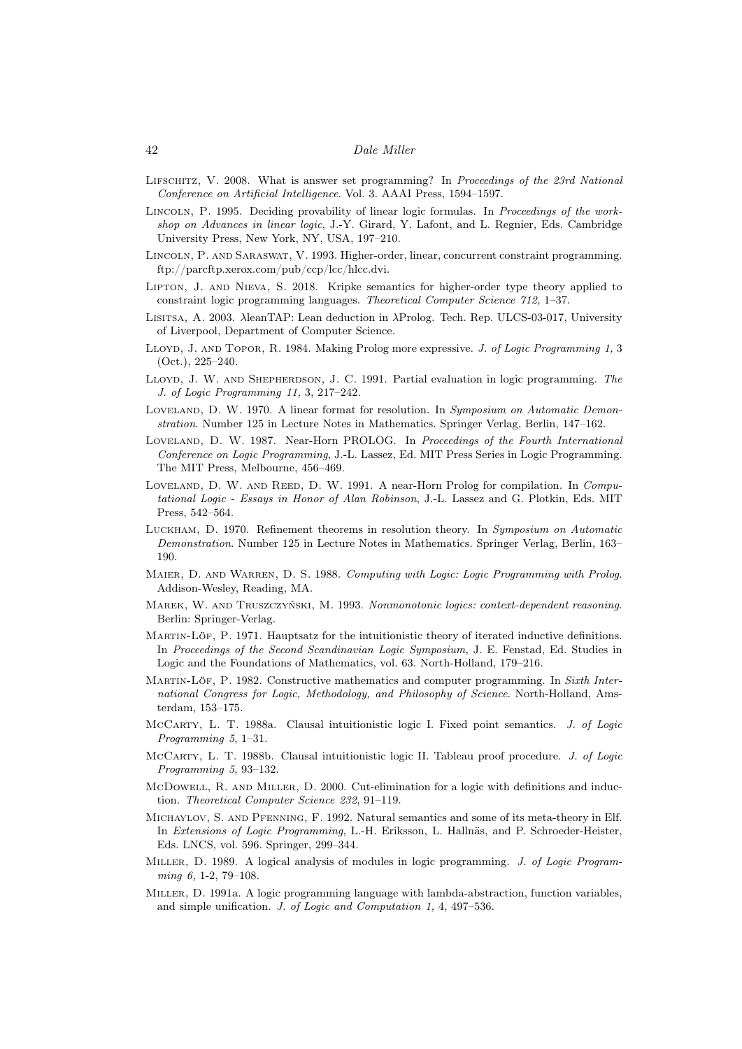Lifschitz, V. 2008. What is answer set programming? In *Proceedings of the 23rd National Conference on Artificial Intelligence*. Vol. 3. AAAI Press, 1594–1597.

Lincoln, P. 1995. Deciding provability of linear logic formulas. In *Proceedings of the workshop on Advances in linear logic*, J.-Y. Girard, Y. Lafont, and L. Regnier, Eds. Cambridge University Press, New York, NY, USA, 197–210.

Lincoln, P. and Saraswat, V. 1993. Higher-order, linear, concurrent constraint programming. ftp://parcftp.xerox.com/pub/ccp/lcc/hlcc.dvi.

Lipton, J. and Nieva, S. 2018. Kripke semantics for higher-order type theory applied to constraint logic programming languages. *Theoretical Computer Science 712*, 1–37.

Lisitsa, A. 2003. λleanTAP: Lean deduction in λProlog. Tech. Rep. ULCS-03-017, University of Liverpool, Department of Computer Science.

Lloyd, J. and Topor, R. 1984. Making Prolog more expressive. *J. of Logic Programming 1,* 3 (Oct.), 225–240.

Lloyd, J. W. and Shepherdson, J. C. 1991. Partial evaluation in logic programming. *The J. of Logic Programming 11,* 3, 217–242.

Loveland, D. W. 1970. A linear format for resolution. In *Symposium on Automatic Demonstration*. Number 125 in Lecture Notes in Mathematics. Springer Verlag, Berlin, 147–162.

Loveland, D. W. 1987. Near-Horn PROLOG. In *Proceedings of the Fourth International Conference on Logic Programming*, J.-L. Lassez, Ed. MIT Press Series in Logic Programming. The MIT Press, Melbourne, 456–469.

Loveland, D. W. and Reed, D. W. 1991. A near-Horn Prolog for compilation. In *Computational Logic - Essays in Honor of Alan Robinson*, J.-L. Lassez and G. Plotkin, Eds. MIT Press, 542–564.

Luckham, D. 1970. Refinement theorems in resolution theory. In *Symposium on Automatic Demonstration*. Number 125 in Lecture Notes in Mathematics. Springer Verlag, Berlin, 163–190.

Maier, D. and Warren, D. S. 1988. *Computing with Logic: Logic Programming with Prolog*. Addison-Wesley, Reading, MA.

Marek, W. and Truszczyński, M. 1993. *Nonmonotonic logics: context-dependent reasoning*. Berlin: Springer-Verlag.

Martin-Löf, P. 1971. Hauptsatz for the intuitionistic theory of iterated inductive definitions. In *Proceedings of the Second Scandinavian Logic Symposium*, J. E. Fenstad, Ed. Studies in Logic and the Foundations of Mathematics, vol. 63. North-Holland, 179–216.

Martin-Löf, P. 1982. Constructive mathematics and computer programming. In *Sixth International Congress for Logic, Methodology, and Philosophy of Science*. North-Holland, Amsterdam, 153–175.

McCarty, L. T. 1988a. Clausal intuitionistic logic I. Fixed point semantics. *J. of Logic Programming 5*, 1–31.

McCarty, L. T. 1988b. Clausal intuitionistic logic II. Tableau proof procedure. *J. of Logic Programming 5*, 93–132.

McDowell, R. and Miller, D. 2000. Cut-elimination for a logic with definitions and induction. *Theoretical Computer Science 232*, 91–119.

Michaylov, S. and Pfenning, F. 1992. Natural semantics and some of its meta-theory in Elf. In *Extensions of Logic Programming*, L.-H. Eriksson, L. Hallnäs, and P. Schroeder-Heister, Eds. LNCS, vol. 596. Springer, 299–344.

Miller, D. 1989. A logical analysis of modules in logic programming. *J. of Logic Programming 6*, 1-2, 79–108.

Miller, D. 1991a. A logic programming language with lambda-abstraction, function variables, and simple unification. *J. of Logic and Computation 1,* 4, 497–536.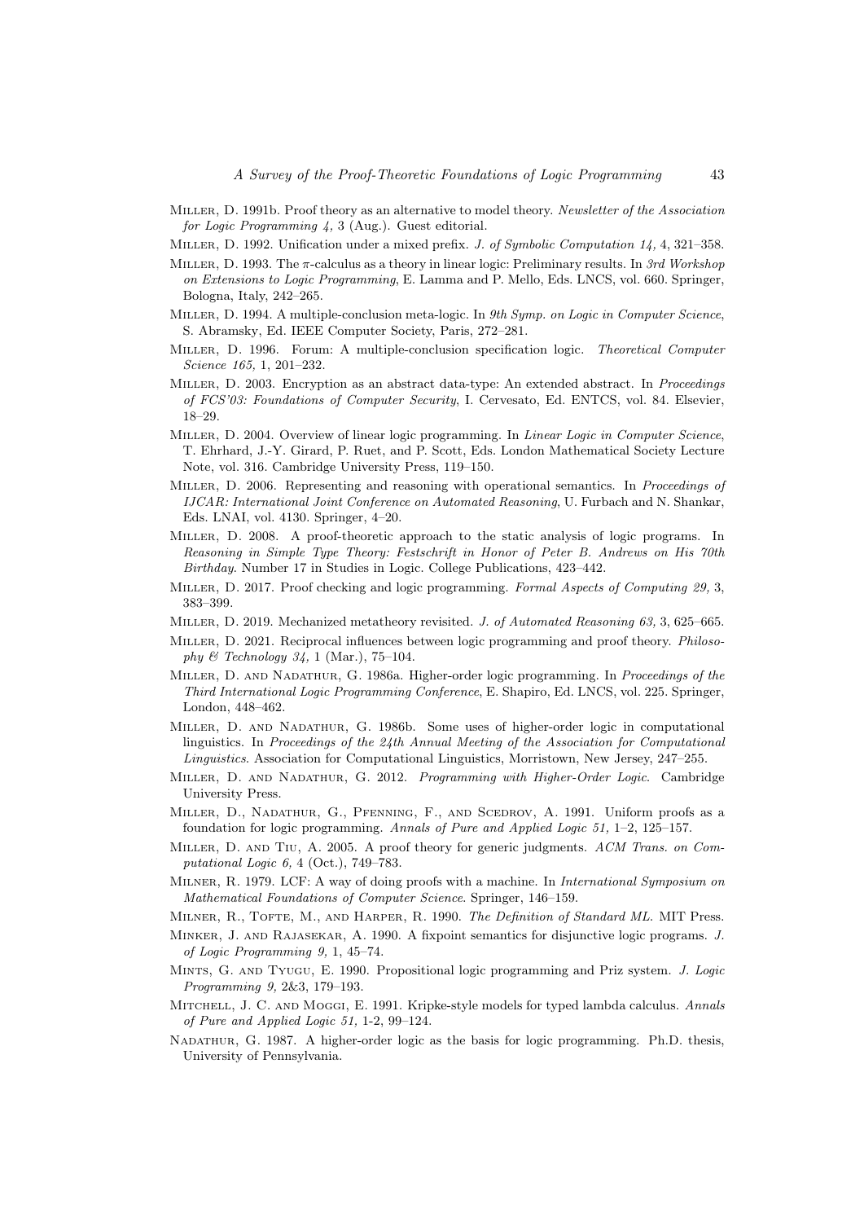Miller, D. 1991b. Proof theory as an alternative to model theory. *Newsletter of the Association for Logic Programming 4,* 3 (Aug.). Guest editorial.

Miller, D. 1992. Unification under a mixed prefix. *J. of Symbolic Computation 14,* 4, 321–358.

Miller, D. 1993. The $\pi$-calculus as a theory in linear logic: Preliminary results. In *3rd Workshop on Extensions to Logic Programming*, E. Lamma and P. Mello, Eds. LNCS, vol. 660. Springer, Bologna, Italy, 242–265.

Miller, D. 1994. A multiple-conclusion meta-logic. In *9th Symp. on Logic in Computer Science*, S. Abramsky, Ed. IEEE Computer Society, Paris, 272–281.

Miller, D. 1996. Forum: A multiple-conclusion specification logic. *Theoretical Computer Science 165,* 1, 201–232.

Miller, D. 2003. Encryption as an abstract data-type: An extended abstract. In *Proceedings of FCS'03: Foundations of Computer Security*, I. Cervesato, Ed. ENTCS, vol. 84. Elsevier, 18–29.

Miller, D. 2004. Overview of linear logic programming. In *Linear Logic in Computer Science*, T. Ehrhard, J.-Y. Girard, P. Ruet, and P. Scott, Eds. London Mathematical Society Lecture Note, vol. 316. Cambridge University Press, 119–150.

Miller, D. 2006. Representing and reasoning with operational semantics. In *Proceedings of IJCAR: International Joint Conference on Automated Reasoning*, U. Furbach and N. Shankar, Eds. LNAI, vol. 4130. Springer, 4–20.

Miller, D. 2008. A proof-theoretic approach to the static analysis of logic programs. In *Reasoning in Simple Type Theory: Festschrift in Honor of Peter B. Andrews on His 70th Birthday*. Number 17 in Studies in Logic. College Publications, 423–442.

Miller, D. 2017. Proof checking and logic programming. *Formal Aspects of Computing 29,* 3, 383–399.

Miller, D. 2019. Mechanized metatheory revisited. *J. of Automated Reasoning 63,* 3, 625–665.

Miller, D. 2021. Reciprocal influences between logic programming and proof theory. *Philosophy & Technology 34,* 1 (Mar.), 75–104.

Miller, D. and Nadathur, G. 1986a. Higher-order logic programming. In *Proceedings of the Third International Logic Programming Conference*, E. Shapiro, Ed. LNCS, vol. 225. Springer, London, 448–462.

Miller, D. and Nadathur, G. 1986b. Some uses of higher-order logic in computational linguistics. In *Proceedings of the 24th Annual Meeting of the Association for Computational Linguistics*. Association for Computational Linguistics, Morristown, New Jersey, 247–255.

Miller, D. and Nadathur, G. 2012. *Programming with Higher-Order Logic*. Cambridge University Press.

Miller, D., Nadathur, G., Pfenning, F., and Scedrov, A. 1991. Uniform proofs as a foundation for logic programming. *Annals of Pure and Applied Logic 51,* 1–2, 125–157.

Miller, D. and Tiu, A. 2005. A proof theory for generic judgments. *ACM Trans. on Computational Logic 6,* 4 (Oct.), 749–783.

Milner, R. 1979. LCF: A way of doing proofs with a machine. In *International Symposium on Mathematical Foundations of Computer Science*. Springer, 146–159.

Milner, R., Tofte, M., and Harper, R. 1990. *The Definition of Standard ML*. MIT Press.

Minker, J. and Rajasekar, A. 1990. A fixpoint semantics for disjunctive logic programs. *J. of Logic Programming 9,* 1, 45–74.

Mints, G. and Tyugu, E. 1990. Propositional logic programming and Priz system. *J. Logic Programming 9,* 2&3, 179–193.

Mitchell, J. C. and Moggi, E. 1991. Kripke-style models for typed lambda calculus. *Annals of Pure and Applied Logic 51,* 1-2, 99–124.

Nadathur, G. 1987. A higher-order logic as the basis for logic programming. Ph.D. thesis, University of Pennsylvania.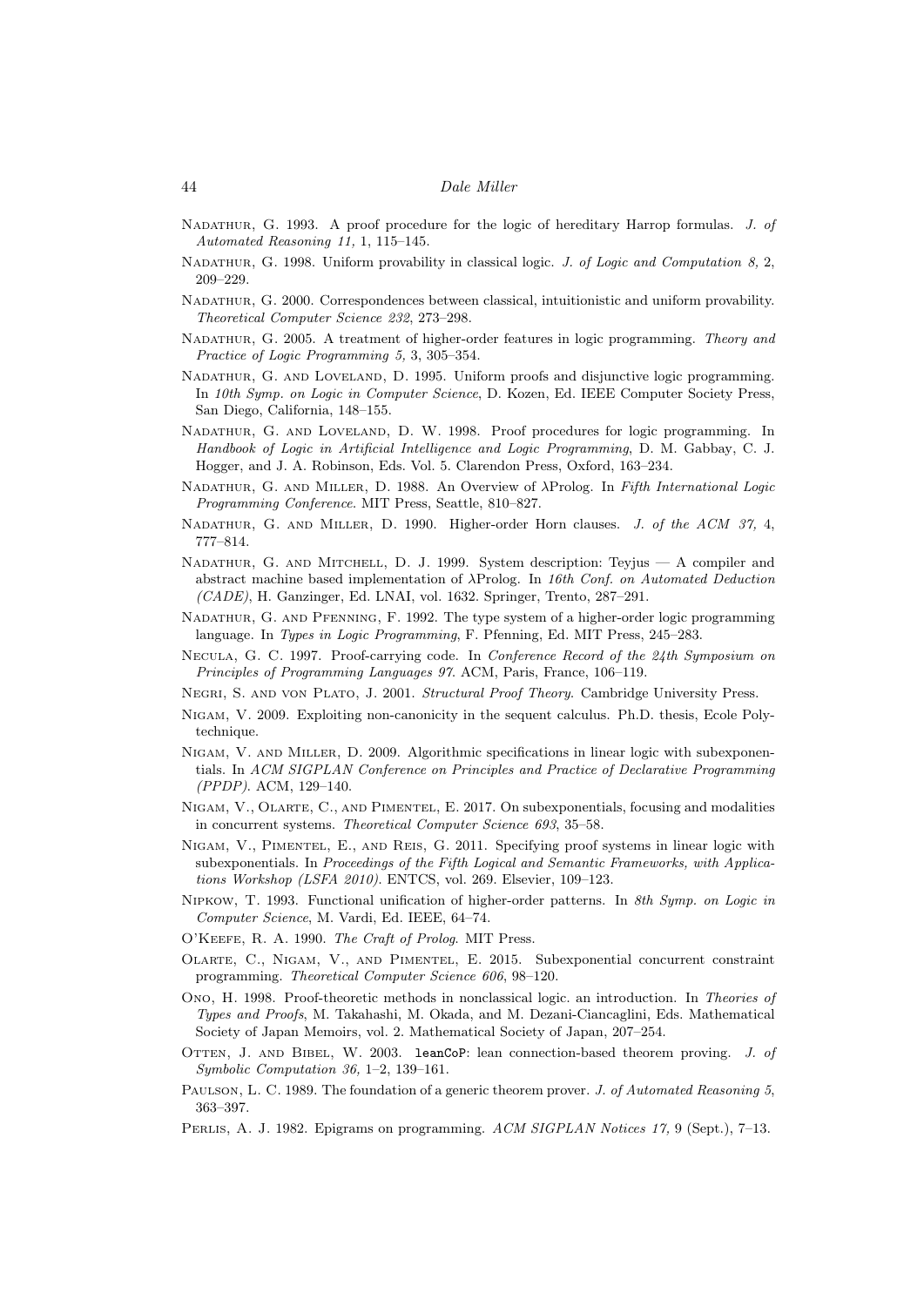Nadathur, G. 1993. A proof procedure for the logic of hereditary Harrop formulas. *J. of Automated Reasoning 11,* 1, 115–145.

Nadathur, G. 1998. Uniform provability in classical logic. *J. of Logic and Computation 8,* 2, 209–229.

Nadathur, G. 2000. Correspondences between classical, intuitionistic and uniform provability. *Theoretical Computer Science 232*, 273–298.

Nadathur, G. 2005. A treatment of higher-order features in logic programming. *Theory and Practice of Logic Programming 5,* 3, 305–354.

Nadathur, G. and Loveland, D. 1995. Uniform proofs and disjunctive logic programming. In *10th Symp. on Logic in Computer Science*, D. Kozen, Ed. IEEE Computer Society Press, San Diego, California, 148–155.

Nadathur, G. and Loveland, D. W. 1998. Proof procedures for logic programming. In *Handbook of Logic in Artificial Intelligence and Logic Programming*, D. M. Gabbay, C. J. Hogger, and J. A. Robinson, Eds. Vol. 5. Clarendon Press, Oxford, 163–234.

Nadathur, G. and Miller, D. 1988. An Overview of λProlog. In *Fifth International Logic Programming Conference*. MIT Press, Seattle, 810–827.

Nadathur, G. and Miller, D. 1990. Higher-order Horn clauses. *J. of the ACM 37,* 4, 777–814.

Nadathur, G. and Mitchell, D. J. 1999. System description: Teyjus — A compiler and abstract machine based implementation of λProlog. In *16th Conf. on Automated Deduction (CADE)*, H. Ganzinger, Ed. LNAI, vol. 1632. Springer, Trento, 287–291.

Nadathur, G. and Pfenning, F. 1992. The type system of a higher-order logic programming language. In *Types in Logic Programming*, F. Pfenning, Ed. MIT Press, 245–283.

Necula, G. C. 1997. Proof-carrying code. In *Conference Record of the 24th Symposium on Principles of Programming Languages 97*. ACM, Paris, France, 106–119.

Negri, S. and von Plato, J. 2001. *Structural Proof Theory*. Cambridge University Press.

Nigam, V. 2009. Exploiting non-canonicity in the sequent calculus. Ph.D. thesis, Ecole Polytechnique.

Nigam, V. and Miller, D. 2009. Algorithmic specifications in linear logic with subexponentials. In *ACM SIGPLAN Conference on Principles and Practice of Declarative Programming (PPDP)*. ACM, 129–140.

Nigam, V., Olarte, C., and Pimentel, E. 2017. On subexponentials, focusing and modalities in concurrent systems. *Theoretical Computer Science 693*, 35–58.

Nigam, V., Pimentel, E., and Reis, G. 2011. Specifying proof systems in linear logic with subexponentials. In *Proceedings of the Fifth Logical and Semantic Frameworks, with Applications Workshop (LSFA 2010)*. ENTCS, vol. 269. Elsevier, 109–123.

Nipkow, T. 1993. Functional unification of higher-order patterns. In *8th Symp. on Logic in Computer Science*, M. Vardi, Ed. IEEE, 64–74.

O'Keefe, R. A. 1990. *The Craft of Prolog*. MIT Press.

Olarte, C., Nigam, V., and Pimentel, E. 2015. Subexponential concurrent constraint programming. *Theoretical Computer Science 606*, 98–120.

Ono, H. 1998. Proof-theoretic methods in nonclassical logic. an introduction. In *Theories of Types and Proofs*, M. Takahashi, M. Okada, and M. Dezani-Ciancaglini, Eds. Mathematical Society of Japan Memoirs, vol. 2. Mathematical Society of Japan, 207–254.

Otten, J. and Bibel, W. 2003. `leanCoP`: lean connection-based theorem proving. *J. of Symbolic Computation 36,* 1–2, 139–161.

Paulson, L. C. 1989. The foundation of a generic theorem prover. *J. of Automated Reasoning 5*, 363–397.

Perlis, A. J. 1982. Epigrams on programming. *ACM SIGPLAN Notices 17,* 9 (Sept.), 7–13.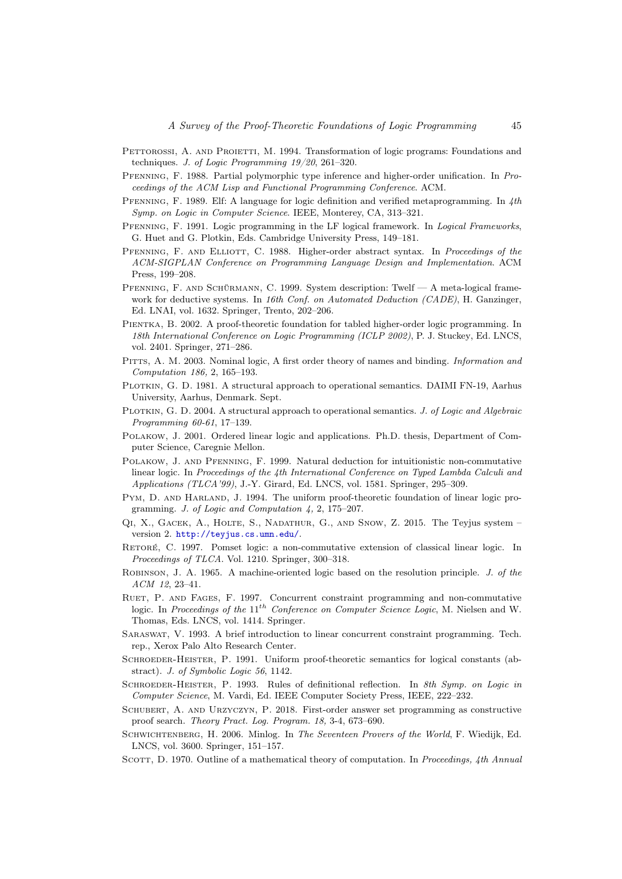Pettorossi, A. and Proietti, M. 1994. Transformation of logic programs: Foundations and techniques. *J. of Logic Programming 19/20*, 261–320.

Pfenning, F. 1988. Partial polymorphic type inference and higher-order unification. In *Proceedings of the ACM Lisp and Functional Programming Conference*. ACM.

Pfenning, F. 1989. Elf: A language for logic definition and verified metaprogramming. In *4th Symp. on Logic in Computer Science*. IEEE, Monterey, CA, 313–321.

Pfenning, F. 1991. Logic programming in the LF logical framework. In *Logical Frameworks*, G. Huet and G. Plotkin, Eds. Cambridge University Press, 149–181.

Pfenning, F. and Elliott, C. 1988. Higher-order abstract syntax. In *Proceedings of the ACM-SIGPLAN Conference on Programming Language Design and Implementation*. ACM Press, 199–208.

Pfenning, F. and Schürmann, C. 1999. System description: Twelf — A meta-logical framework for deductive systems. In *16th Conf. on Automated Deduction (CADE)*, H. Ganzinger, Ed. LNAI, vol. 1632. Springer, Trento, 202–206.

Pientka, B. 2002. A proof-theoretic foundation for tabled higher-order logic programming. In *18th International Conference on Logic Programming (ICLP 2002)*, P. J. Stuckey, Ed. LNCS, vol. 2401. Springer, 271–286.

Pitts, A. M. 2003. Nominal logic, A first order theory of names and binding. *Information and Computation 186,* 2, 165–193.

Plotkin, G. D. 1981. A structural approach to operational semantics. DAIMI FN-19, Aarhus University, Aarhus, Denmark. Sept.

Plotkin, G. D. 2004. A structural approach to operational semantics. *J. of Logic and Algebraic Programming 60-61*, 17–139.

Polakow, J. 2001. Ordered linear logic and applications. Ph.D. thesis, Department of Computer Science, Caregnie Mellon.

Polakow, J. and Pfenning, F. 1999. Natural deduction for intuitionistic non-commutative linear logic. In *Proceedings of the 4th International Conference on Typed Lambda Calculi and Applications (TLCA'99)*, J.-Y. Girard, Ed. LNCS, vol. 1581. Springer, 295–309.

Pym, D. and Harland, J. 1994. The uniform proof-theoretic foundation of linear logic programming. *J. of Logic and Computation 4,* 2, 175–207.

Qi, X., Gacek, A., Holte, S., Nadathur, G., and Snow, Z. 2015. The Teyjus system – version 2. http://teyjus.cs.umn.edu/.

Retoré, C. 1997. Pomset logic: a non-commutative extension of classical linear logic. In *Proceedings of TLCA*. Vol. 1210. Springer, 300–318.

Robinson, J. A. 1965. A machine-oriented logic based on the resolution principle. *J. of the ACM 12*, 23–41.

Ruet, P. and Fages, F. 1997. Concurrent constraint programming and non-commutative logic. In *Proceedings of the* $11^{th}$ *Conference on Computer Science Logic*, M. Nielsen and W. Thomas, Eds. LNCS, vol. 1414. Springer.

Saraswat, V. 1993. A brief introduction to linear concurrent constraint programming. Tech. rep., Xerox Palo Alto Research Center.

Schroeder-Heister, P. 1991. Uniform proof-theoretic semantics for logical constants (abstract). *J. of Symbolic Logic 56*, 1142.

Schroeder-Heister, P. 1993. Rules of definitional reflection. In *8th Symp. on Logic in Computer Science*, M. Vardi, Ed. IEEE Computer Society Press, IEEE, 222–232.

Schubert, A. and Urzyczyn, P. 2018. First-order answer set programming as constructive proof search. *Theory Pract. Log. Program. 18,* 3-4, 673–690.

Schwichtenberg, H. 2006. Minlog. In *The Seventeen Provers of the World*, F. Wiedijk, Ed. LNCS, vol. 3600. Springer, 151–157.

Scott, D. 1970. Outline of a mathematical theory of computation. In *Proceedings, 4th Annual*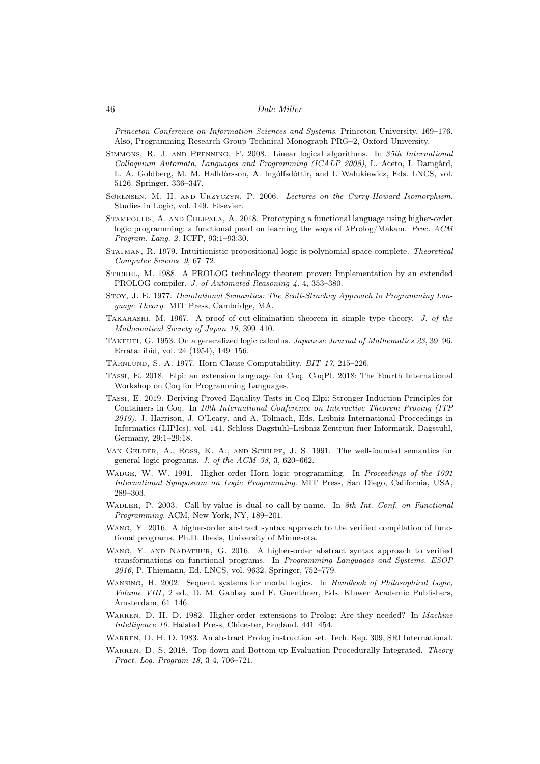*Princeton Conference on Information Sciences and Systems*. Princeton University, 169–176. Also, Programming Research Group Technical Monograph PRG–2, Oxford University.

Simmons, R. J. and Pfenning, F. 2008. Linear logical algorithms. In *35th International Colloquium Automata, Languages and Programming (ICALP 2008)*, L. Aceto, I. Damgård, L. A. Goldberg, M. M. Halldórsson, A. Ingólfsdóttir, and I. Walukiewicz, Eds. LNCS, vol. 5126. Springer, 336–347.

Sørensen, M. H. and Urzyczyn, P. 2006. *Lectures on the Curry-Howard Isomorphism*. Studies in Logic, vol. 149. Elsevier.

Stampoulis, A. and Chlipala, A. 2018. Prototyping a functional language using higher-order logic programming: a functional pearl on learning the ways of λProlog/Makam. *Proc. ACM Program. Lang. 2,* ICFP, 93:1–93:30.

Statman, R. 1979. Intuitionistic propositional logic is polynomial-space complete. *Theoretical Computer Science 9*, 67–72.

Stickel, M. 1988. A PROLOG technology theorem prover: Implementation by an extended PROLOG compiler. *J. of Automated Reasoning 4,* 4, 353–380.

Stoy, J. E. 1977. *Denotational Semantics: The Scott-Strachey Approach to Programming Language Theory*. MIT Press, Cambridge, MA.

Takahashi, M. 1967. A proof of cut-elimination theorem in simple type theory. *J. of the Mathematical Society of Japan 19*, 399–410.

Takeuti, G. 1953. On a generalized logic calculus. *Japanese Journal of Mathematics 23*, 39–96. Errata: ibid, vol. 24 (1954), 149–156.

Tärnlund, S.-A. 1977. Horn Clause Computability. *BIT 17*, 215–226.

Tassi, E. 2018. Elpi: an extension language for Coq. CoqPL 2018: The Fourth International Workshop on Coq for Programming Languages.

Tassi, E. 2019. Deriving Proved Equality Tests in Coq-Elpi: Stronger Induction Principles for Containers in Coq. In *10th International Conference on Interactive Theorem Proving (ITP 2019)*, J. Harrison, J. O'Leary, and A. Tolmach, Eds. Leibniz International Proceedings in Informatics (LIPIcs), vol. 141. Schloss Dagstuhl–Leibniz-Zentrum fuer Informatik, Dagstuhl, Germany, 29:1–29:18.

Van Gelder, A., Ross, K. A., and Schilpf, J. S. 1991. The well-founded semantics for general logic programs. *J. of the ACM 38,* 3, 620–662.

Wadge, W. W. 1991. Higher-order Horn logic programming. In *Proceedings of the 1991 International Symposium on Logic Programming*. MIT Press, San Diego, California, USA, 289–303.

Wadler, P. 2003. Call-by-value is dual to call-by-name. In *8th Int. Conf. on Functional Programming*. ACM, New York, NY, 189–201.

Wang, Y. 2016. A higher-order abstract syntax approach to the verified compilation of functional programs. Ph.D. thesis, University of Minnesota.

Wang, Y. and Nadathur, G. 2016. A higher-order abstract syntax approach to verified transformations on functional programs. In *Programming Languages and Systems. ESOP 2016*, P. Thiemann, Ed. LNCS, vol. 9632. Springer, 752–779.

Wansing, H. 2002. Sequent systems for modal logics. In *Handbook of Philosophical Logic, Volume VIII*, 2 ed., D. M. Gabbay and F. Guenthner, Eds. Kluwer Academic Publishers, Amsterdam, 61–146.

Warren, D. H. D. 1982. Higher-order extensions to Prolog: Are they needed? In *Machine Intelligence 10*. Halsted Press, Chicester, England, 441–454.

Warren, D. H. D. 1983. An abstract Prolog instruction set. Tech. Rep. 309, SRI International.

Warren, D. S. 2018. Top-down and Bottom-up Evaluation Procedurally Integrated. *Theory Pract. Log. Program 18,* 3-4, 706–721.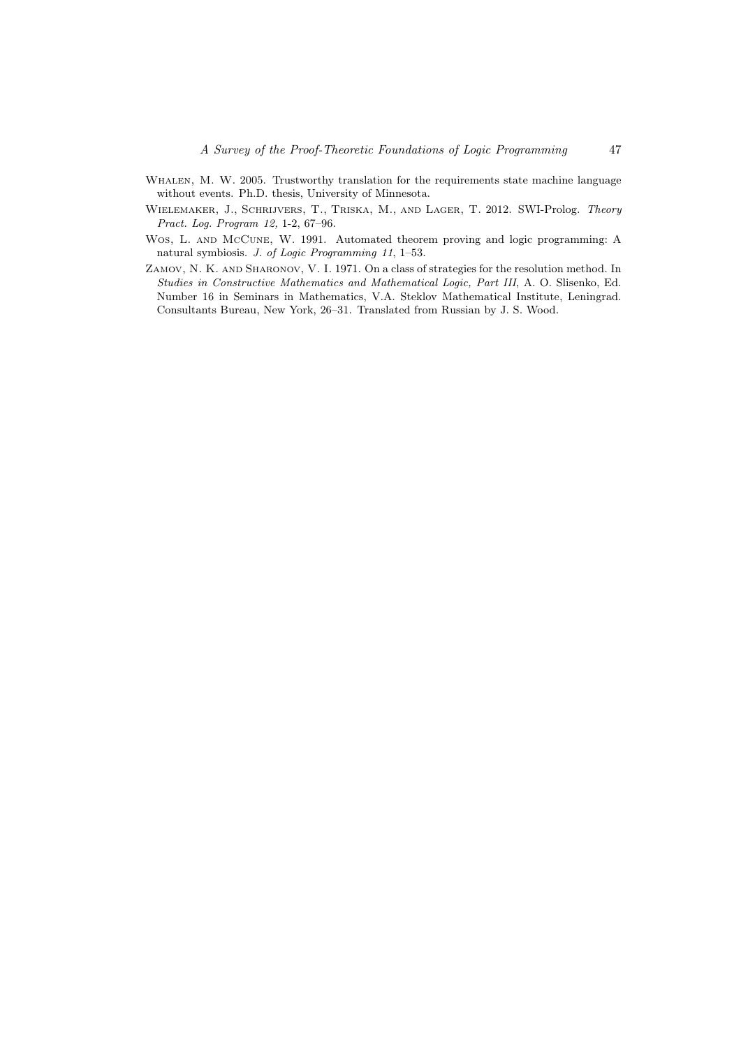Whalen, M. W. 2005. Trustworthy translation for the requirements state machine language without events. Ph.D. thesis, University of Minnesota.

Wielemaker, J., Schrijvers, T., Triska, M., and Lager, T. 2012. SWI-Prolog. *Theory Pract. Log. Program 12,* 1-2, 67–96.

Wos, L. and McCune, W. 1991. Automated theorem proving and logic programming: A natural symbiosis. *J. of Logic Programming 11*, 1–53.

Zamov, N. K. and Sharonov, V. I. 1971. On a class of strategies for the resolution method. In *Studies in Constructive Mathematics and Mathematical Logic, Part III*, A. O. Slisenko, Ed. Number 16 in Seminars in Mathematics, V.A. Steklov Mathematical Institute, Leningrad. Consultants Bureau, New York, 26–31. Translated from Russian by J. S. Wood.